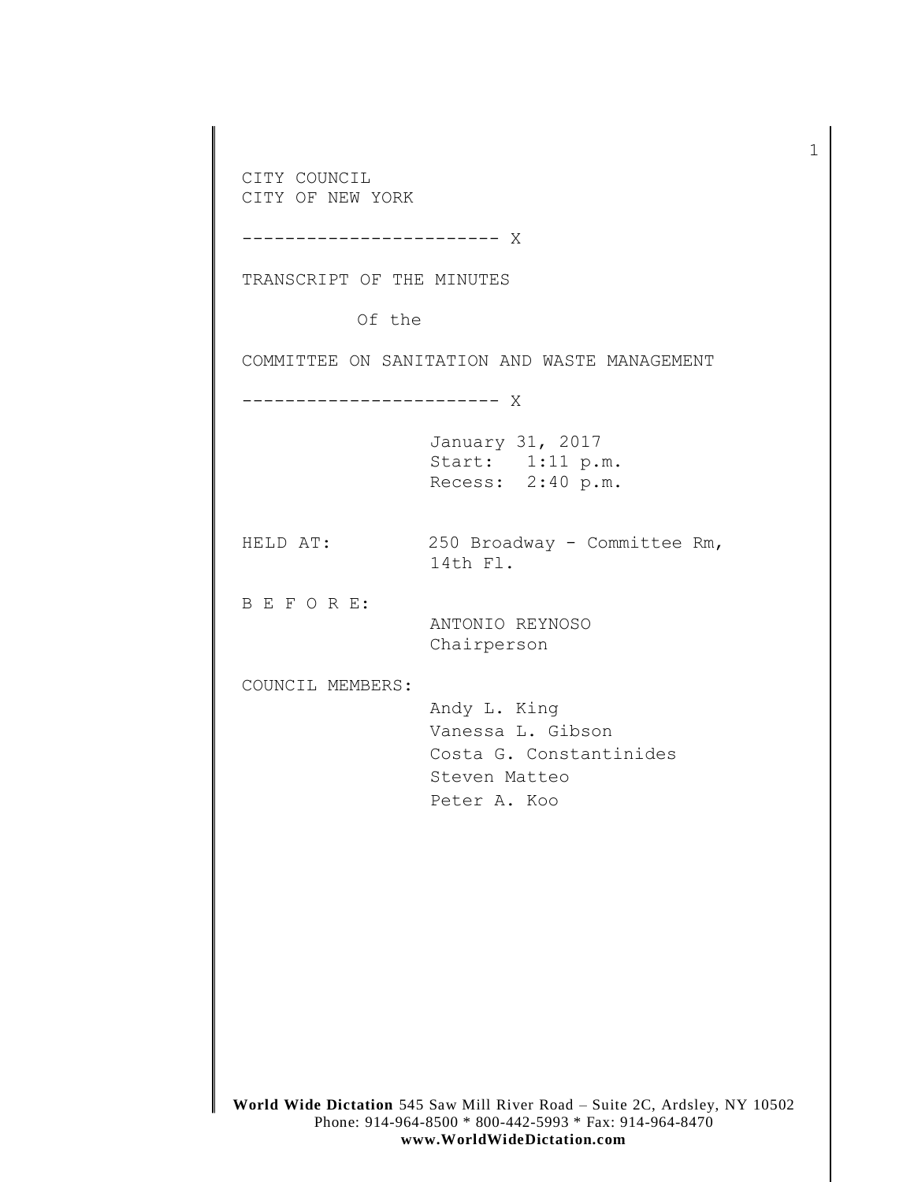CITY COUNCIL
CITY OF NEW YORK

------------------------ X

TRANSCRIPT OF THE MINUTES

Of the

COMMITTEE ON SANITATION AND WASTE MANAGEMENT

------------------------ X

January 31, 2017
Start: 1:11 p.m.
Recess: 2:40 p.m.

HELD AT: 250 Broadway - Committee Rm, 14th Fl.

B E F O R E:

ANTONIO REYNOSO
Chairperson

COUNCIL MEMBERS:

Andy L. King
Vanessa L. Gibson
Costa G. Constantinides
Steven Matteo
Peter A. Koo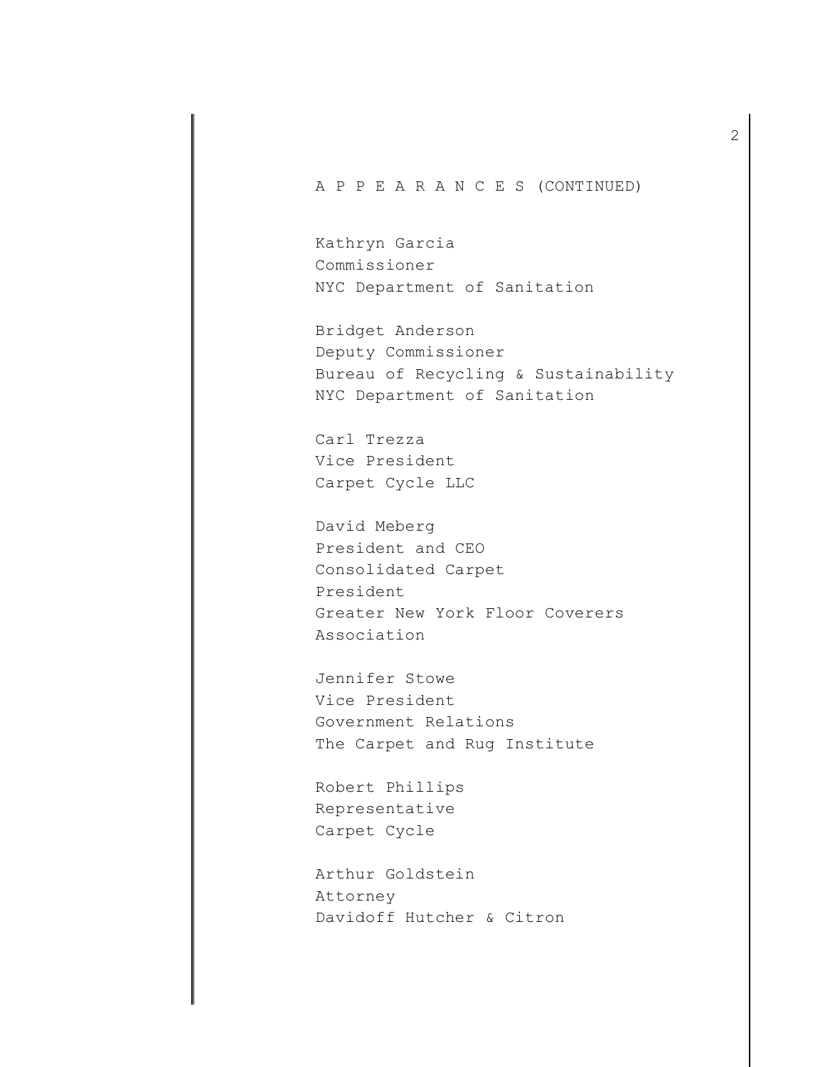A P P E A R A N C E S (CONTINUED)

Kathryn Garcia
Commissioner
NYC Department of Sanitation

Bridget Anderson
Deputy Commissioner
Bureau of Recycling & Sustainability
NYC Department of Sanitation

Carl Trezza
Vice President
Carpet Cycle LLC

David Meberg
President and CEO
Consolidated Carpet
President
Greater New York Floor Coverers Association

Jennifer Stowe
Vice President
Government Relations
The Carpet and Rug Institute

Robert Phillips
Representative
Carpet Cycle

Arthur Goldstein
Attorney
Davidoff Hutcher & Citron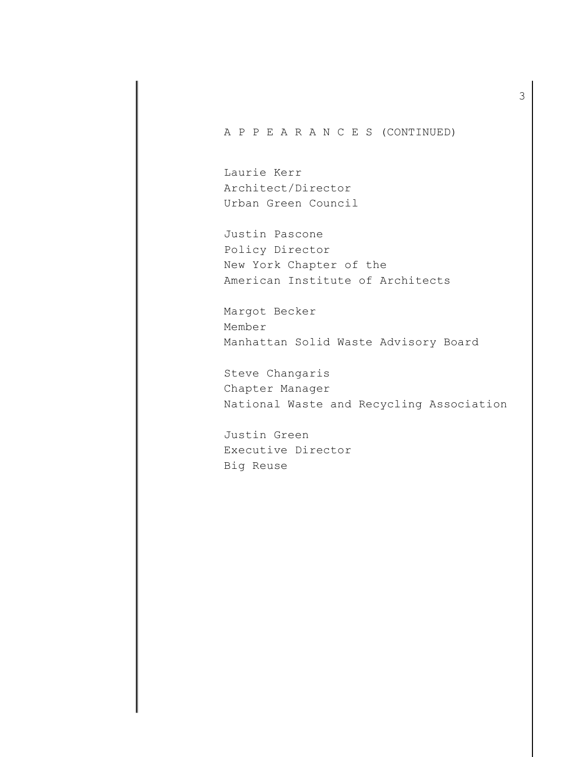A P P E A R A N C E S (CONTINUED)

Laurie Kerr
Architect/Director
Urban Green Council

Justin Pascone
Policy Director
New York Chapter of the
American Institute of Architects

Margot Becker
Member
Manhattan Solid Waste Advisory Board

Steve Changaris
Chapter Manager
National Waste and Recycling Association

Justin Green
Executive Director
Big Reuse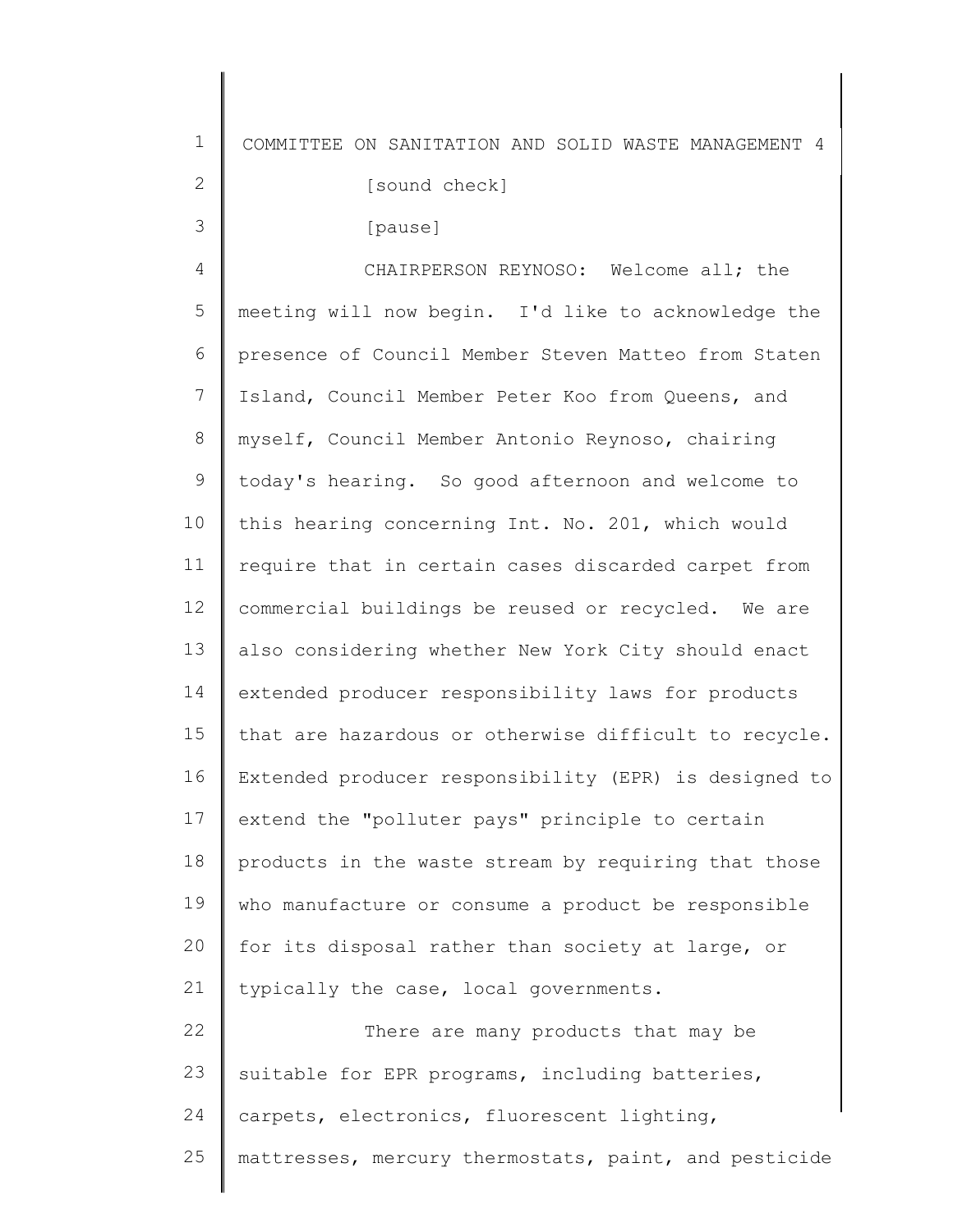[sound check]

[pause]

CHAIRPERSON REYNOSO: Welcome all; the meeting will now begin. I'd like to acknowledge the presence of Council Member Steven Matteo from Staten Island, Council Member Peter Koo from Queens, and myself, Council Member Antonio Reynoso, chairing today's hearing. So good afternoon and welcome to this hearing concerning Int. No. 201, which would require that in certain cases discarded carpet from commercial buildings be reused or recycled. We are also considering whether New York City should enact extended producer responsibility laws for products that are hazardous or otherwise difficult to recycle. Extended producer responsibility (EPR) is designed to extend the "polluter pays" principle to certain products in the waste stream by requiring that those who manufacture or consume a product be responsible for its disposal rather than society at large, or typically the case, local governments.

There are many products that may be suitable for EPR programs, including batteries, carpets, electronics, fluorescent lighting, mattresses, mercury thermostats, paint, and pesticide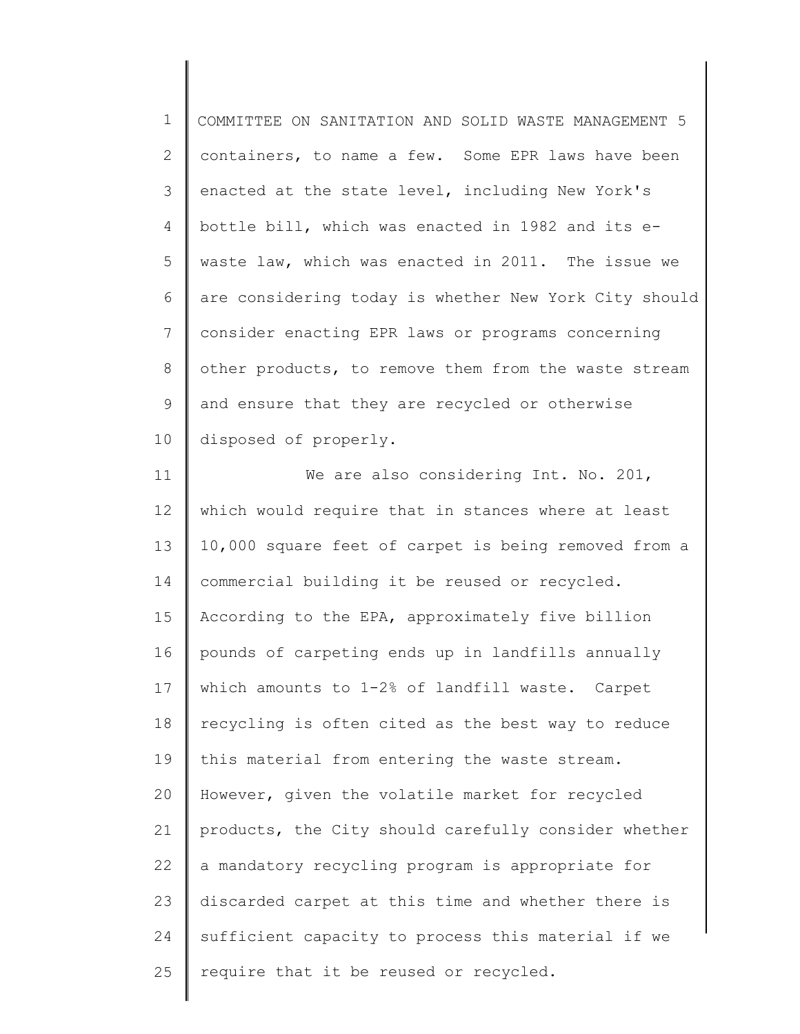containers, to name a few. Some EPR laws have been enacted at the state level, including New York's bottle bill, which was enacted in 1982 and its e-waste law, which was enacted in 2011. The issue we are considering today is whether New York City should consider enacting EPR laws or programs concerning other products, to remove them from the waste stream and ensure that they are recycled or otherwise disposed of properly.

We are also considering Int. No. 201, which would require that in stances where at least 10,000 square feet of carpet is being removed from a commercial building it be reused or recycled. According to the EPA, approximately five billion pounds of carpeting ends up in landfills annually which amounts to 1-2% of landfill waste. Carpet recycling is often cited as the best way to reduce this material from entering the waste stream. However, given the volatile market for recycled products, the City should carefully consider whether a mandatory recycling program is appropriate for discarded carpet at this time and whether there is sufficient capacity to process this material if we require that it be reused or recycled.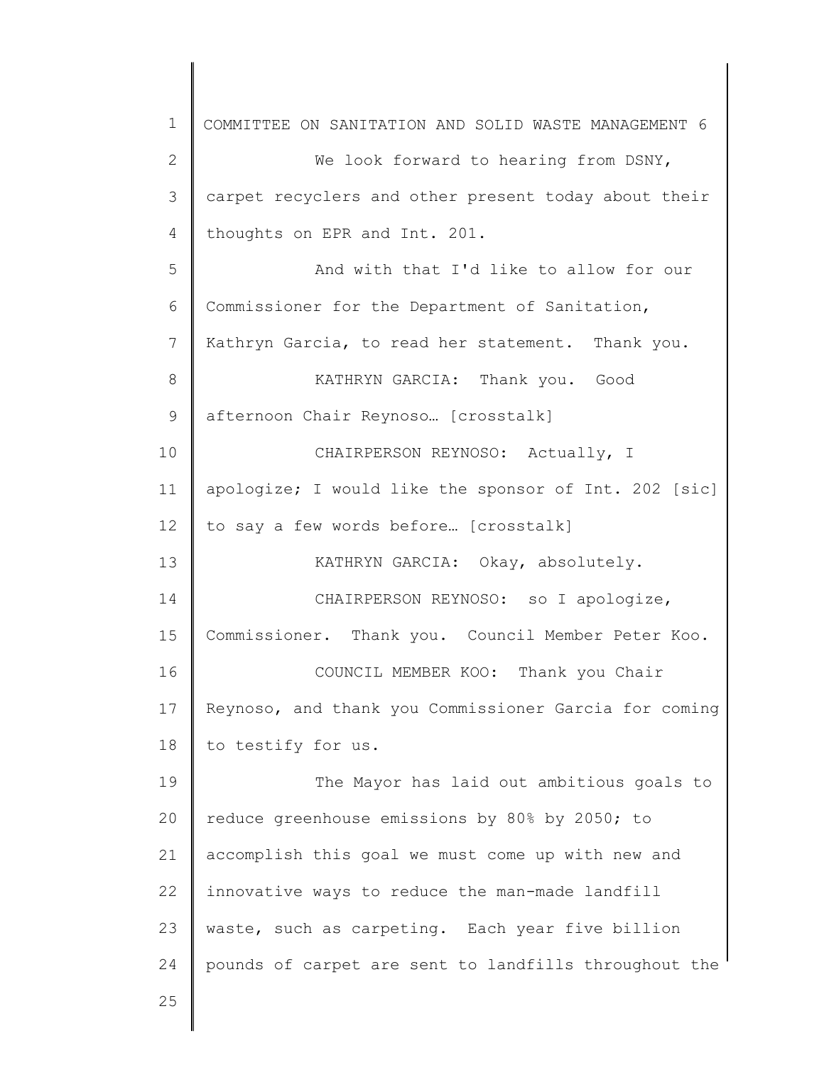We look forward to hearing from DSNY, carpet recyclers and other present today about their thoughts on EPR and Int. 201.

And with that I'd like to allow for our Commissioner for the Department of Sanitation, Kathryn Garcia, to read her statement. Thank you.

KATHRYN GARCIA: Thank you. Good afternoon Chair Reynoso… [crosstalk]

CHAIRPERSON REYNOSO: Actually, I apologize; I would like the sponsor of Int. 202 [sic] to say a few words before… [crosstalk]

KATHRYN GARCIA: Okay, absolutely.

CHAIRPERSON REYNOSO: so I apologize, Commissioner. Thank you. Council Member Peter Koo.

COUNCIL MEMBER KOO: Thank you Chair Reynoso, and thank you Commissioner Garcia for coming to testify for us.

The Mayor has laid out ambitious goals to reduce greenhouse emissions by 80% by 2050; to accomplish this goal we must come up with new and innovative ways to reduce the man-made landfill waste, such as carpeting. Each year five billion pounds of carpet are sent to landfills throughout the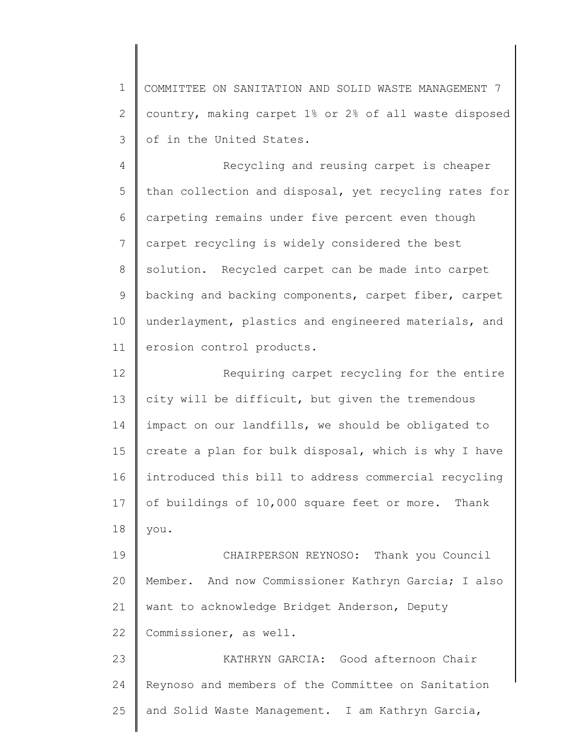country, making carpet 1% or 2% of all waste disposed of in the United States.

Recycling and reusing carpet is cheaper than collection and disposal, yet recycling rates for carpeting remains under five percent even though carpet recycling is widely considered the best solution. Recycled carpet can be made into carpet backing and backing components, carpet fiber, carpet underlayment, plastics and engineered materials, and erosion control products.

Requiring carpet recycling for the entire city will be difficult, but given the tremendous impact on our landfills, we should be obligated to create a plan for bulk disposal, which is why I have introduced this bill to address commercial recycling of buildings of 10,000 square feet or more. Thank you.

CHAIRPERSON REYNOSO: Thank you Council Member. And now Commissioner Kathryn Garcia; I also want to acknowledge Bridget Anderson, Deputy Commissioner, as well.

KATHRYN GARCIA: Good afternoon Chair Reynoso and members of the Committee on Sanitation and Solid Waste Management. I am Kathryn Garcia,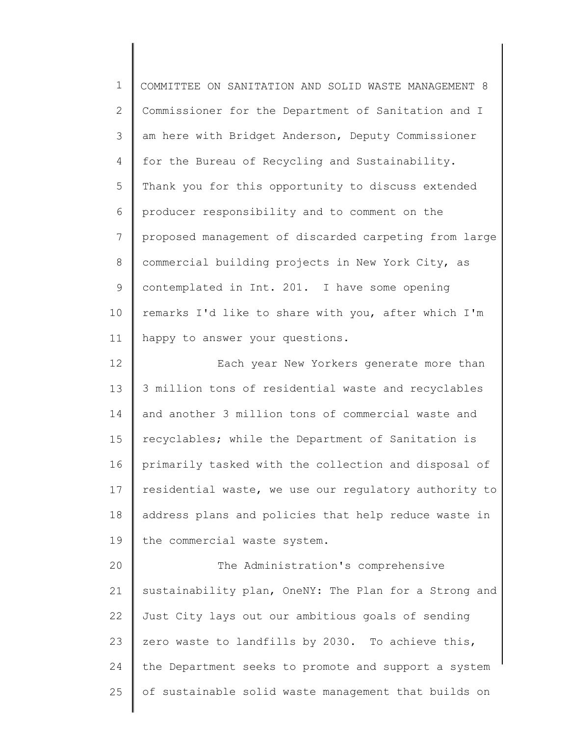Commissioner for the Department of Sanitation and I am here with Bridget Anderson, Deputy Commissioner for the Bureau of Recycling and Sustainability. Thank you for this opportunity to discuss extended producer responsibility and to comment on the proposed management of discarded carpeting from large commercial building projects in New York City, as contemplated in Int. 201. I have some opening remarks I'd like to share with you, after which I'm happy to answer your questions.

Each year New Yorkers generate more than 3 million tons of residential waste and recyclables and another 3 million tons of commercial waste and recyclables; while the Department of Sanitation is primarily tasked with the collection and disposal of residential waste, we use our regulatory authority to address plans and policies that help reduce waste in the commercial waste system.

The Administration's comprehensive sustainability plan, OneNY: The Plan for a Strong and Just City lays out our ambitious goals of sending zero waste to landfills by 2030. To achieve this, the Department seeks to promote and support a system of sustainable solid waste management that builds on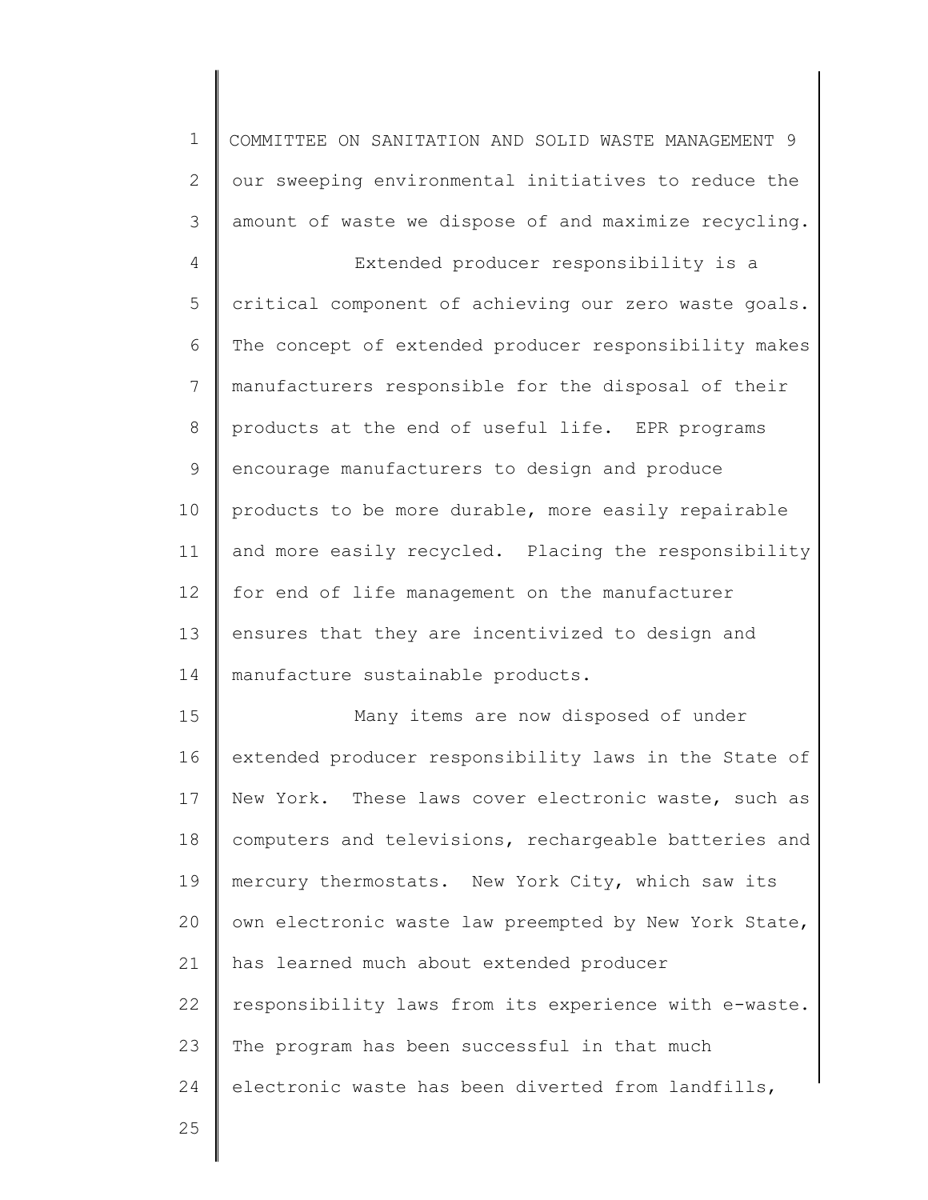our sweeping environmental initiatives to reduce the amount of waste we dispose of and maximize recycling.

Extended producer responsibility is a critical component of achieving our zero waste goals. The concept of extended producer responsibility makes manufacturers responsible for the disposal of their products at the end of useful life. EPR programs encourage manufacturers to design and produce products to be more durable, more easily repairable and more easily recycled. Placing the responsibility for end of life management on the manufacturer ensures that they are incentivized to design and manufacture sustainable products.

Many items are now disposed of under extended producer responsibility laws in the State of New York. These laws cover electronic waste, such as computers and televisions, rechargeable batteries and mercury thermostats. New York City, which saw its own electronic waste law preempted by New York State, has learned much about extended producer responsibility laws from its experience with e-waste. The program has been successful in that much electronic waste has been diverted from landfills,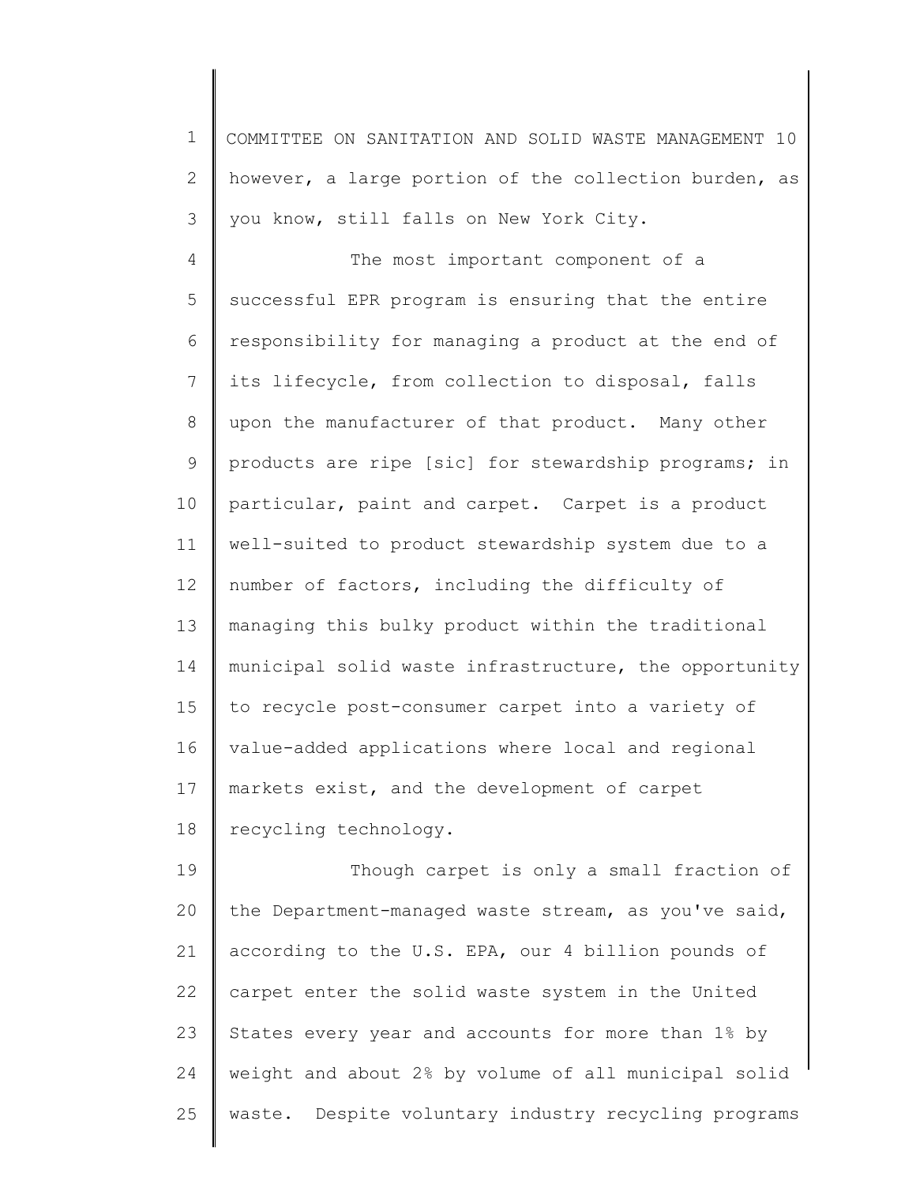however, a large portion of the collection burden, as you know, still falls on New York City.

The most important component of a successful EPR program is ensuring that the entire responsibility for managing a product at the end of its lifecycle, from collection to disposal, falls upon the manufacturer of that product. Many other products are ripe [sic] for stewardship programs; in particular, paint and carpet. Carpet is a product well-suited to product stewardship system due to a number of factors, including the difficulty of managing this bulky product within the traditional municipal solid waste infrastructure, the opportunity to recycle post-consumer carpet into a variety of value-added applications where local and regional markets exist, and the development of carpet recycling technology.

Though carpet is only a small fraction of the Department-managed waste stream, as you've said, according to the U.S. EPA, our 4 billion pounds of carpet enter the solid waste system in the United States every year and accounts for more than 1% by weight and about 2% by volume of all municipal solid waste. Despite voluntary industry recycling programs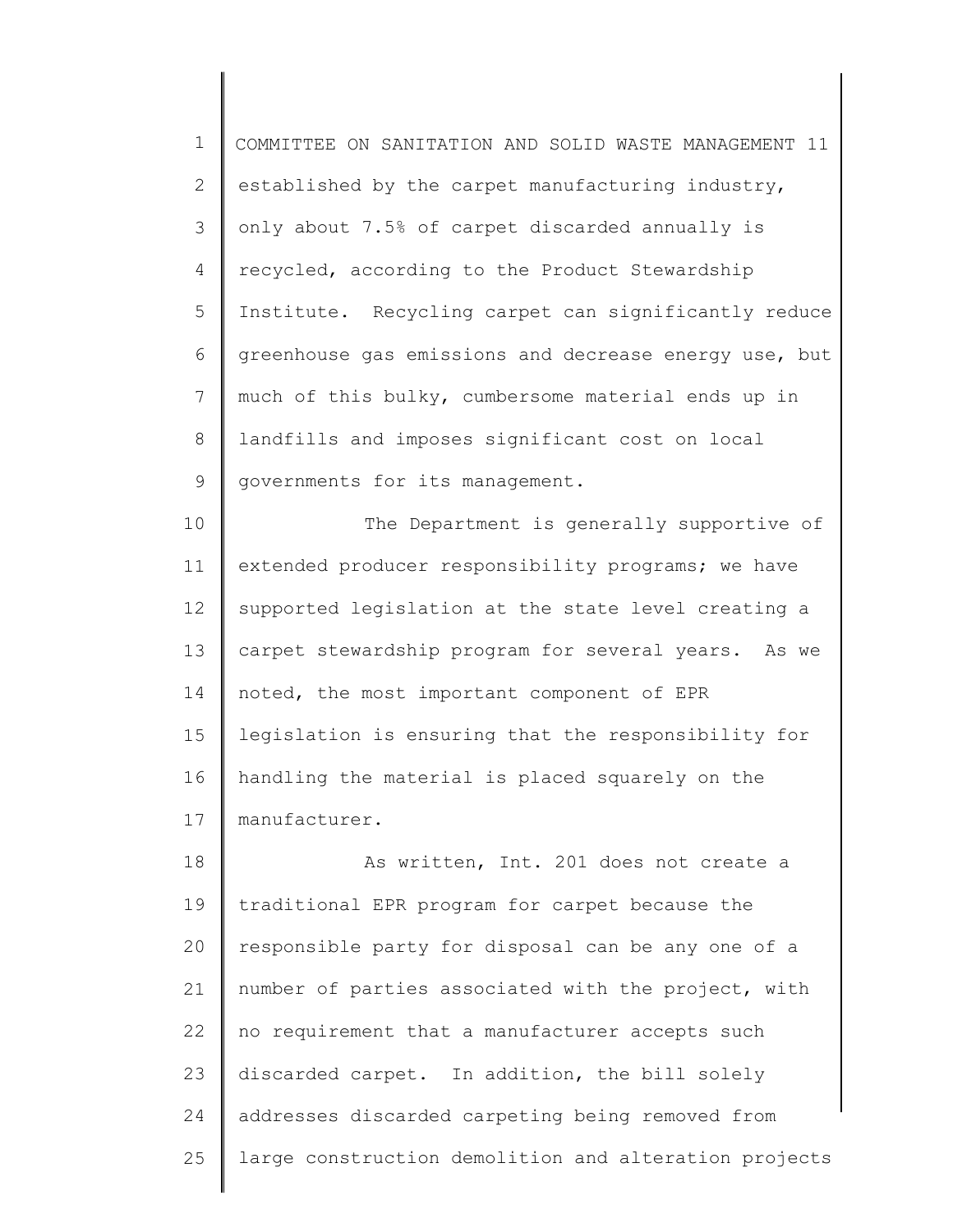established by the carpet manufacturing industry, only about 7.5% of carpet discarded annually is recycled, according to the Product Stewardship Institute. Recycling carpet can significantly reduce greenhouse gas emissions and decrease energy use, but much of this bulky, cumbersome material ends up in landfills and imposes significant cost on local governments for its management.

The Department is generally supportive of extended producer responsibility programs; we have supported legislation at the state level creating a carpet stewardship program for several years. As we noted, the most important component of EPR legislation is ensuring that the responsibility for handling the material is placed squarely on the manufacturer.

As written, Int. 201 does not create a traditional EPR program for carpet because the responsible party for disposal can be any one of a number of parties associated with the project, with no requirement that a manufacturer accepts such discarded carpet. In addition, the bill solely addresses discarded carpeting being removed from large construction demolition and alteration projects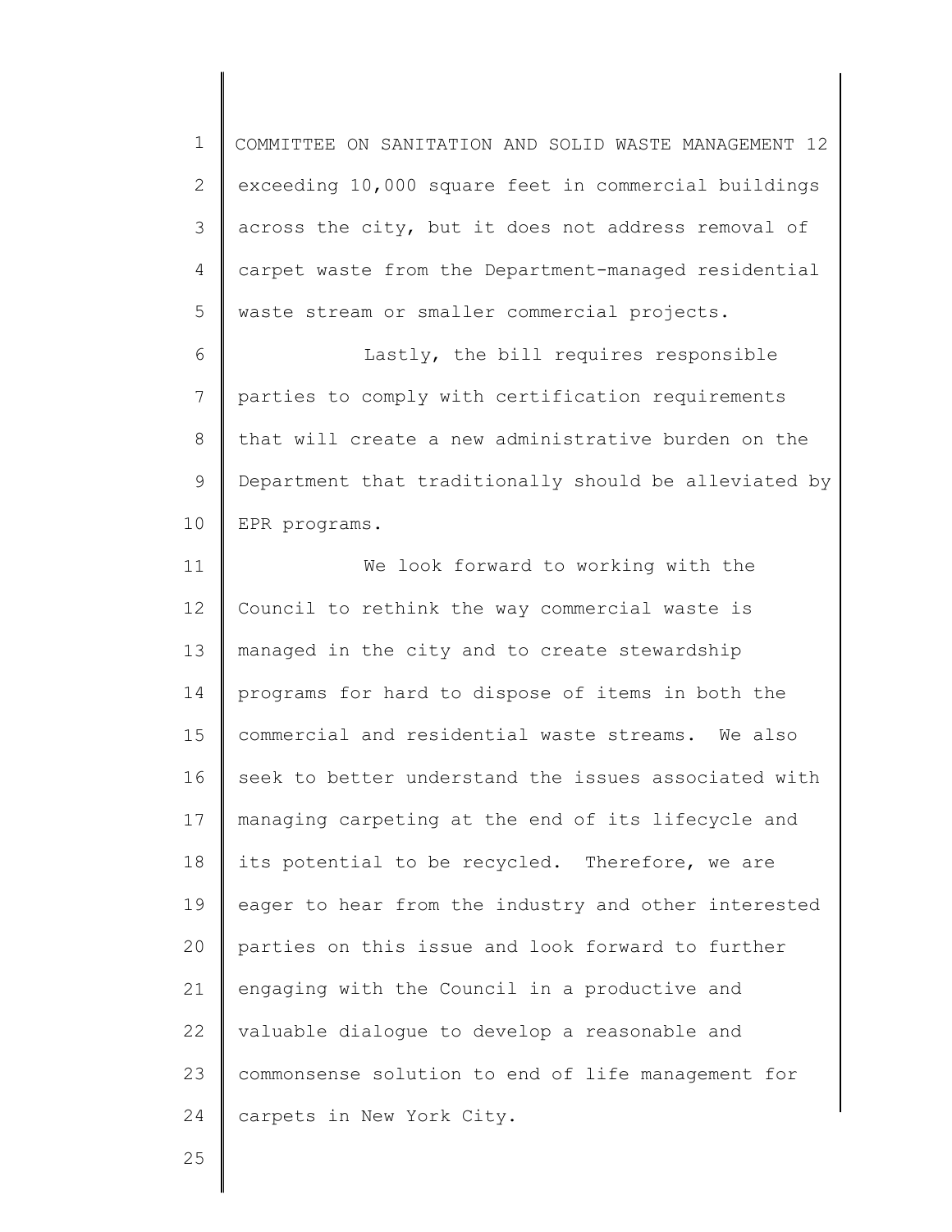exceeding 10,000 square feet in commercial buildings across the city, but it does not address removal of carpet waste from the Department-managed residential waste stream or smaller commercial projects.

Lastly, the bill requires responsible parties to comply with certification requirements that will create a new administrative burden on the Department that traditionally should be alleviated by EPR programs.

We look forward to working with the Council to rethink the way commercial waste is managed in the city and to create stewardship programs for hard to dispose of items in both the commercial and residential waste streams. We also seek to better understand the issues associated with managing carpeting at the end of its lifecycle and its potential to be recycled. Therefore, we are eager to hear from the industry and other interested parties on this issue and look forward to further engaging with the Council in a productive and valuable dialogue to develop a reasonable and commonsense solution to end of life management for carpets in New York City.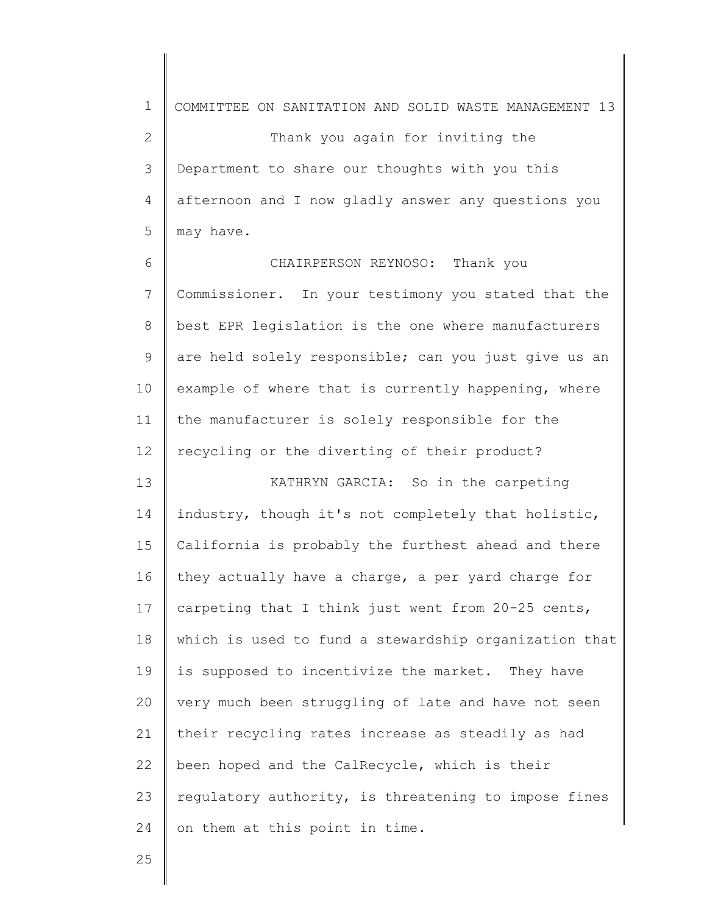Thank you again for inviting the Department to share our thoughts with you this afternoon and I now gladly answer any questions you may have.

CHAIRPERSON REYNOSO: Thank you Commissioner. In your testimony you stated that the best EPR legislation is the one where manufacturers are held solely responsible; can you just give us an example of where that is currently happening, where the manufacturer is solely responsible for the recycling or the diverting of their product?

KATHRYN GARCIA: So in the carpeting industry, though it's not completely that holistic, California is probably the furthest ahead and there they actually have a charge, a per yard charge for carpeting that I think just went from 20-25 cents, which is used to fund a stewardship organization that is supposed to incentivize the market. They have very much been struggling of late and have not seen their recycling rates increase as steadily as had been hoped and the CalRecycle, which is their regulatory authority, is threatening to impose fines on them at this point in time.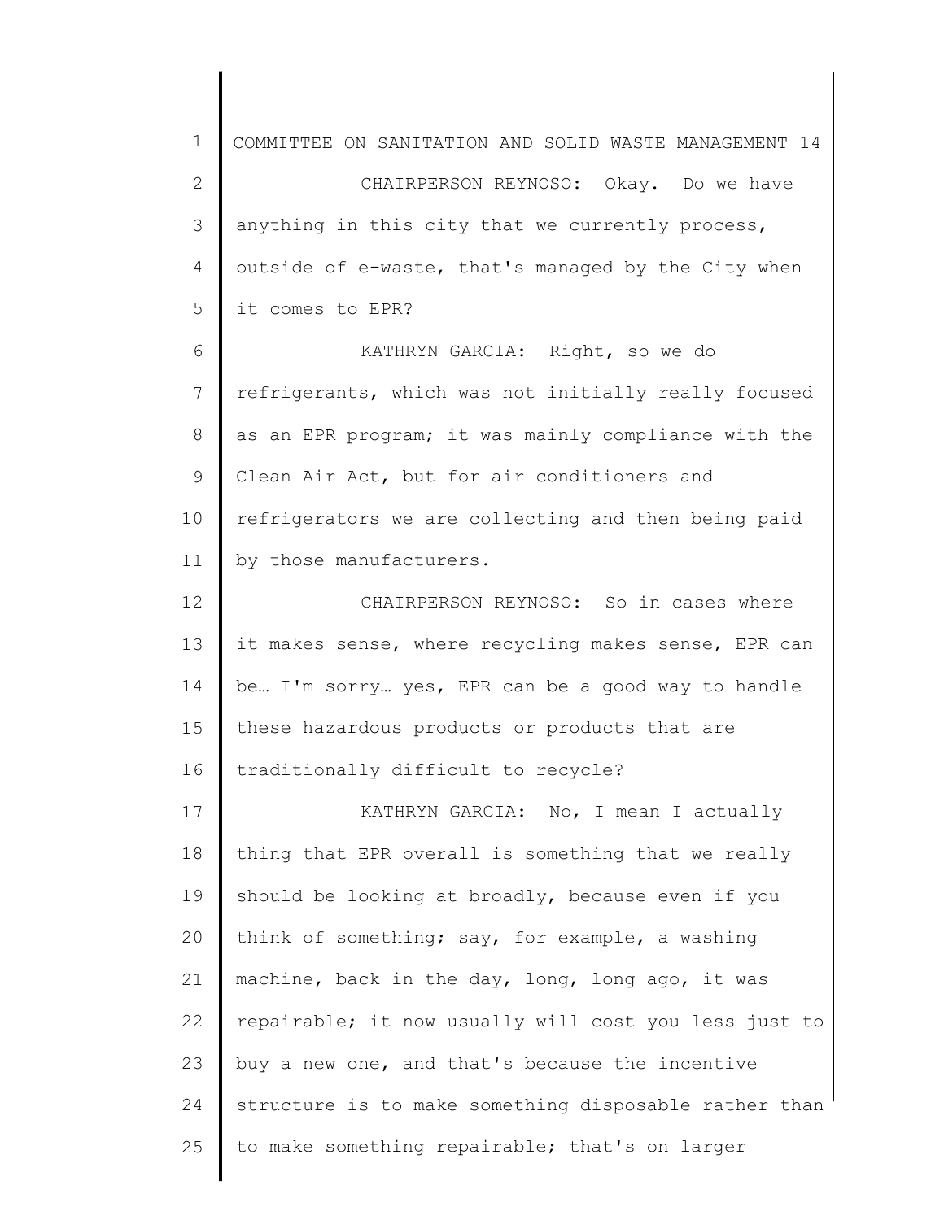CHAIRPERSON REYNOSO: Okay. Do we have anything in this city that we currently process, outside of e-waste, that's managed by the City when it comes to EPR?

KATHRYN GARCIA: Right, so we do refrigerants, which was not initially really focused as an EPR program; it was mainly compliance with the Clean Air Act, but for air conditioners and refrigerators we are collecting and then being paid by those manufacturers.

CHAIRPERSON REYNOSO: So in cases where it makes sense, where recycling makes sense, EPR can be… I'm sorry… yes, EPR can be a good way to handle these hazardous products or products that are traditionally difficult to recycle?

KATHRYN GARCIA: No, I mean I actually thing that EPR overall is something that we really should be looking at broadly, because even if you think of something; say, for example, a washing machine, back in the day, long, long ago, it was repairable; it now usually will cost you less just to buy a new one, and that's because the incentive structure is to make something disposable rather than to make something repairable; that's on larger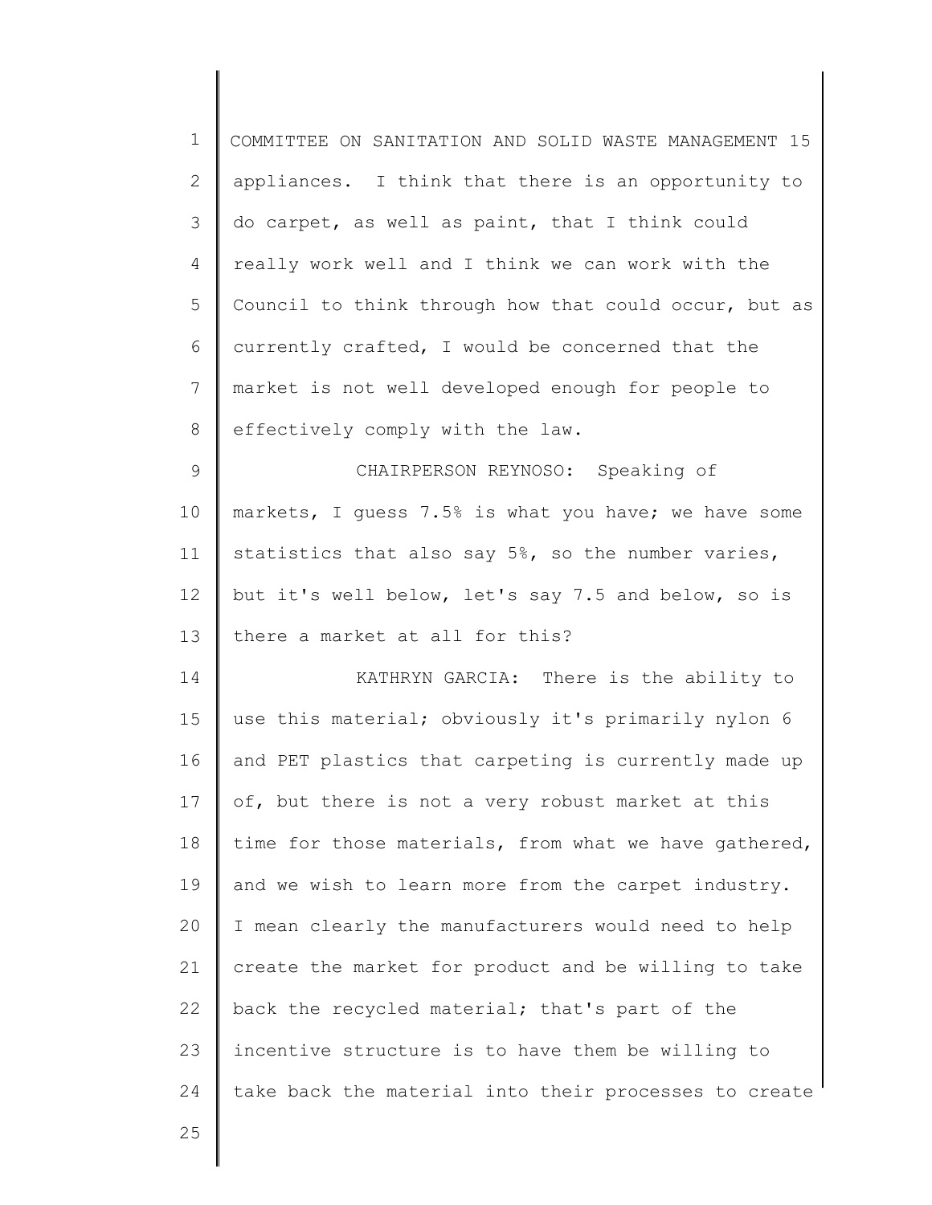appliances. I think that there is an opportunity to do carpet, as well as paint, that I think could really work well and I think we can work with the Council to think through how that could occur, but as currently crafted, I would be concerned that the market is not well developed enough for people to effectively comply with the law.

CHAIRPERSON REYNOSO: Speaking of markets, I guess 7.5% is what you have; we have some statistics that also say 5%, so the number varies, but it's well below, let's say 7.5 and below, so is there a market at all for this?

KATHRYN GARCIA: There is the ability to use this material; obviously it's primarily nylon 6 and PET plastics that carpeting is currently made up of, but there is not a very robust market at this time for those materials, from what we have gathered, and we wish to learn more from the carpet industry. I mean clearly the manufacturers would need to help create the market for product and be willing to take back the recycled material; that's part of the incentive structure is to have them be willing to take back the material into their processes to create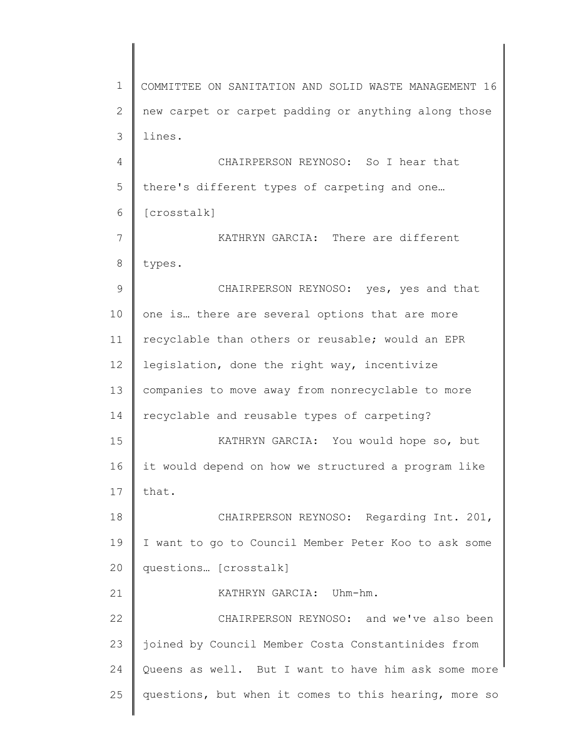new carpet or carpet padding or anything along those lines.

CHAIRPERSON REYNOSO: So I hear that there's different types of carpeting and one… [crosstalk]

KATHRYN GARCIA: There are different types.

CHAIRPERSON REYNOSO: yes, yes and that one is… there are several options that are more recyclable than others or reusable; would an EPR legislation, done the right way, incentivize companies to move away from nonrecyclable to more recyclable and reusable types of carpeting?

KATHRYN GARCIA: You would hope so, but it would depend on how we structured a program like that.

CHAIRPERSON REYNOSO: Regarding Int. 201, I want to go to Council Member Peter Koo to ask some questions… [crosstalk]

KATHRYN GARCIA: Uhm-hm.

CHAIRPERSON REYNOSO: and we've also been joined by Council Member Costa Constantinides from Queens as well. But I want to have him ask some more questions, but when it comes to this hearing, more so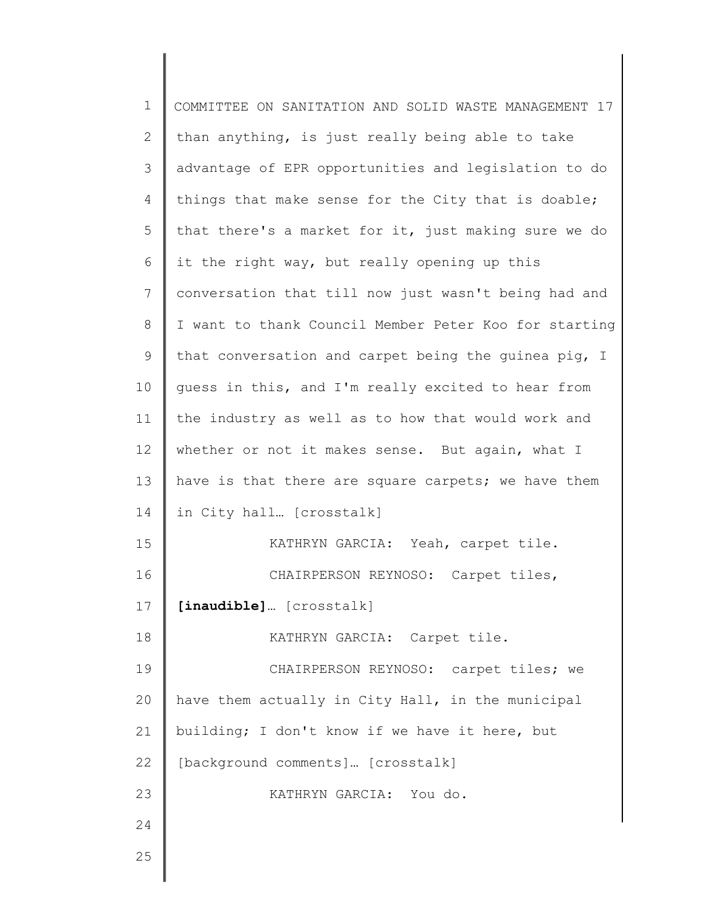than anything, is just really being able to take advantage of EPR opportunities and legislation to do things that make sense for the City that is doable; that there's a market for it, just making sure we do it the right way, but really opening up this conversation that till now just wasn't being had and I want to thank Council Member Peter Koo for starting that conversation and carpet being the guinea pig, I guess in this, and I'm really excited to hear from the industry as well as to how that would work and whether or not it makes sense. But again, what I have is that there are square carpets; we have them in City hall… [crosstalk]

KATHRYN GARCIA: Yeah, carpet tile.

CHAIRPERSON REYNOSO: Carpet tiles, **[inaudible]**… [crosstalk]

KATHRYN GARCIA: Carpet tile.

CHAIRPERSON REYNOSO: carpet tiles; we have them actually in City Hall, in the municipal building; I don't know if we have it here, but [background comments]… [crosstalk]

KATHRYN GARCIA: You do.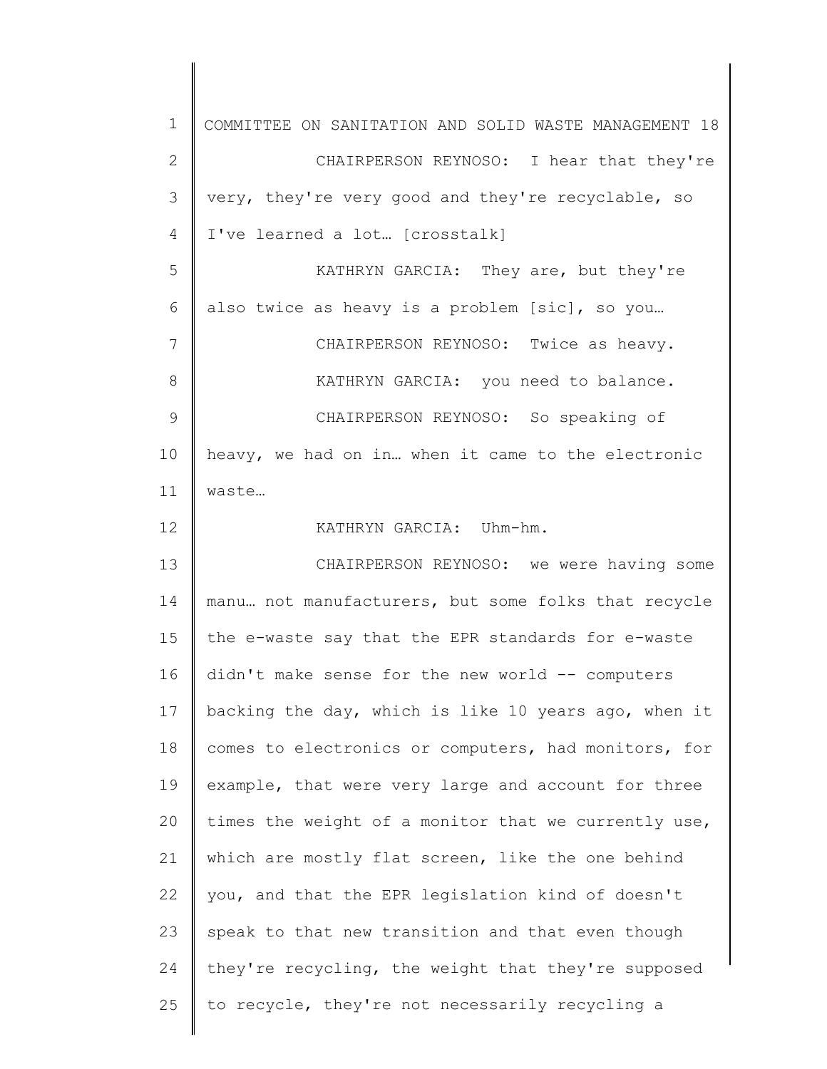CHAIRPERSON REYNOSO: I hear that they're very, they're very good and they're recyclable, so I've learned a lot… [crosstalk]

KATHRYN GARCIA: They are, but they're also twice as heavy is a problem [sic], so you…

CHAIRPERSON REYNOSO: Twice as heavy.

KATHRYN GARCIA: you need to balance.

CHAIRPERSON REYNOSO: So speaking of heavy, we had on in… when it came to the electronic waste…

KATHRYN GARCIA: Uhm-hm.

CHAIRPERSON REYNOSO: we were having some manu… not manufacturers, but some folks that recycle the e-waste say that the EPR standards for e-waste didn't make sense for the new world -- computers backing the day, which is like 10 years ago, when it comes to electronics or computers, had monitors, for example, that were very large and account for three times the weight of a monitor that we currently use, which are mostly flat screen, like the one behind you, and that the EPR legislation kind of doesn't speak to that new transition and that even though they're recycling, the weight that they're supposed to recycle, they're not necessarily recycling a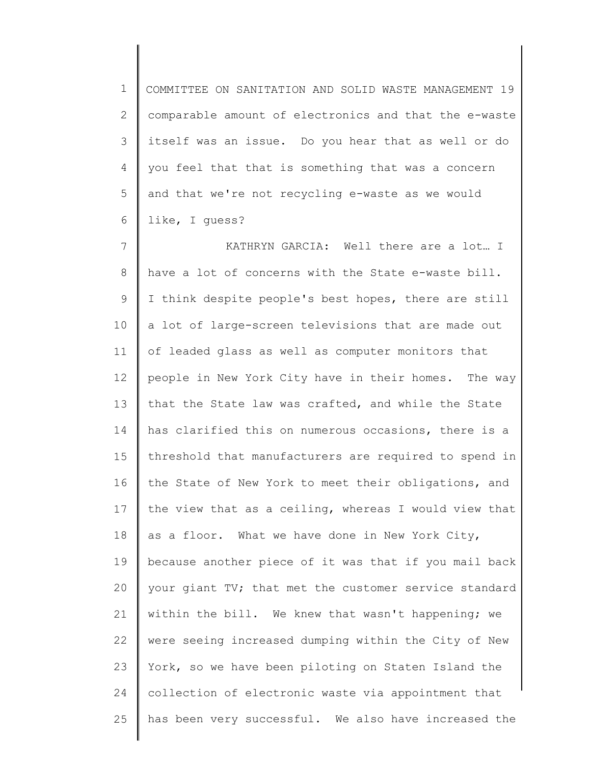comparable amount of electronics and that the e-waste itself was an issue. Do you hear that as well or do you feel that that is something that was a concern and that we're not recycling e-waste as we would like, I guess?

KATHRYN GARCIA: Well there are a lot… I have a lot of concerns with the State e-waste bill. I think despite people's best hopes, there are still a lot of large-screen televisions that are made out of leaded glass as well as computer monitors that people in New York City have in their homes. The way that the State law was crafted, and while the State has clarified this on numerous occasions, there is a threshold that manufacturers are required to spend in the State of New York to meet their obligations, and the view that as a ceiling, whereas I would view that as a floor. What we have done in New York City, because another piece of it was that if you mail back your giant TV; that met the customer service standard within the bill. We knew that wasn't happening; we were seeing increased dumping within the City of New York, so we have been piloting on Staten Island the collection of electronic waste via appointment that has been very successful. We also have increased the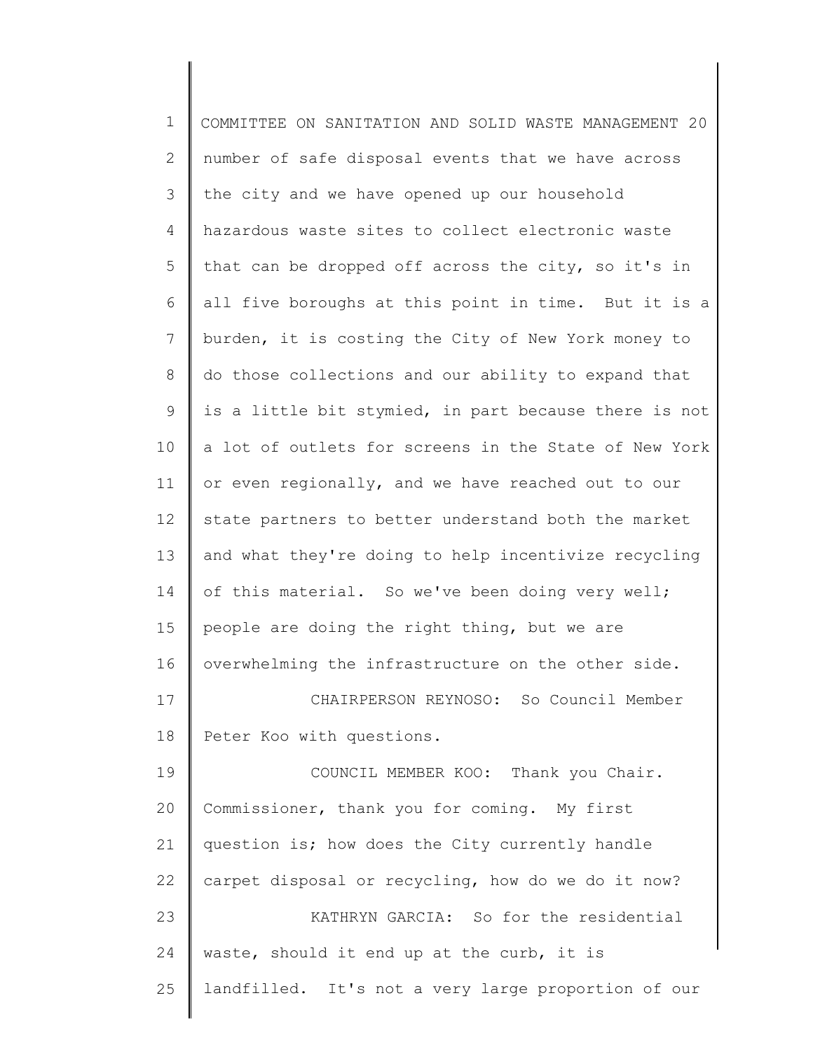number of safe disposal events that we have across the city and we have opened up our household hazardous waste sites to collect electronic waste that can be dropped off across the city, so it's in all five boroughs at this point in time. But it is a burden, it is costing the City of New York money to do those collections and our ability to expand that is a little bit stymied, in part because there is not a lot of outlets for screens in the State of New York or even regionally, and we have reached out to our state partners to better understand both the market and what they're doing to help incentivize recycling of this material. So we've been doing very well; people are doing the right thing, but we are overwhelming the infrastructure on the other side.

CHAIRPERSON REYNOSO: So Council Member Peter Koo with questions.

COUNCIL MEMBER KOO: Thank you Chair. Commissioner, thank you for coming. My first question is; how does the City currently handle carpet disposal or recycling, how do we do it now?

KATHRYN GARCIA: So for the residential waste, should it end up at the curb, it is landfilled. It's not a very large proportion of our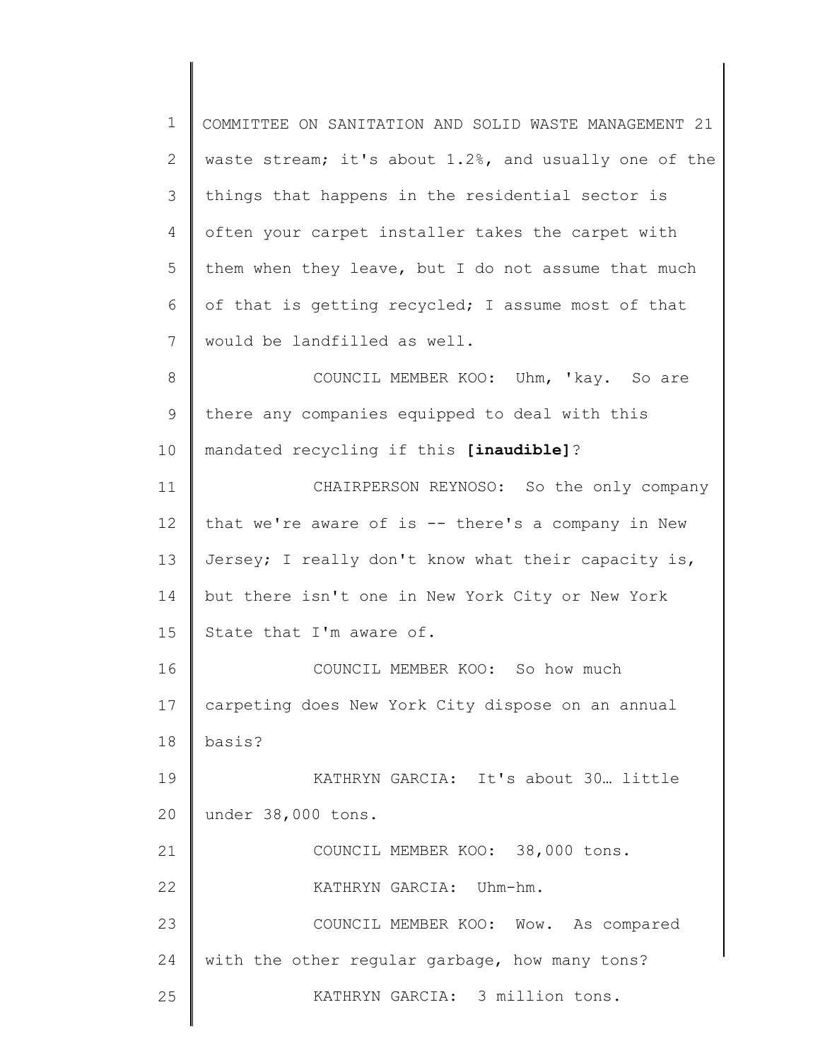waste stream; it's about 1.2%, and usually one of the things that happens in the residential sector is often your carpet installer takes the carpet with them when they leave, but I do not assume that much of that is getting recycled; I assume most of that would be landfilled as well.

COUNCIL MEMBER KOO: Uhm, 'kay. So are there any companies equipped to deal with this mandated recycling if this **[inaudible]**?

CHAIRPERSON REYNOSO: So the only company that we're aware of is -- there's a company in New Jersey; I really don't know what their capacity is, but there isn't one in New York City or New York State that I'm aware of.

COUNCIL MEMBER KOO: So how much carpeting does New York City dispose on an annual basis?

KATHRYN GARCIA: It's about 30… little under 38,000 tons.

COUNCIL MEMBER KOO: 38,000 tons.

KATHRYN GARCIA: Uhm-hm.

COUNCIL MEMBER KOO: Wow. As compared with the other regular garbage, how many tons?

KATHRYN GARCIA: 3 million tons.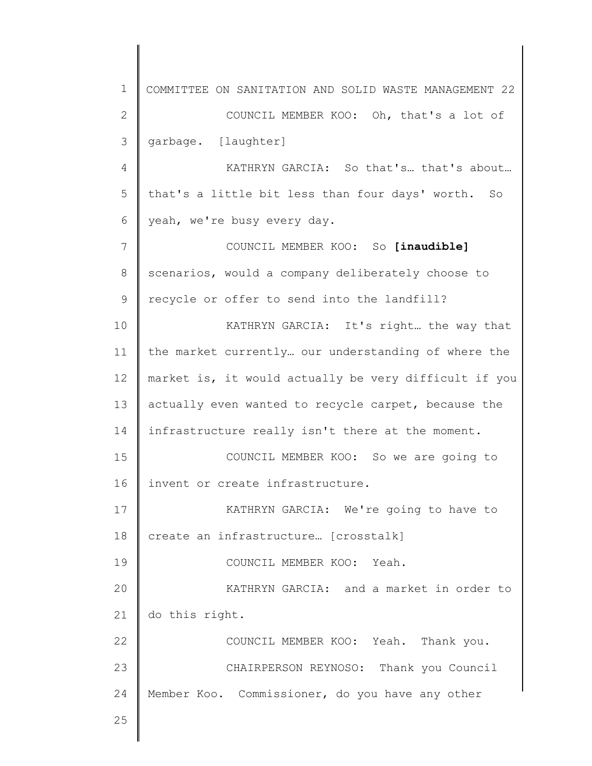COUNCIL MEMBER KOO: Oh, that's a lot of garbage. [laughter]

KATHRYN GARCIA: So that's… that's about… that's a little bit less than four days' worth. So yeah, we're busy every day.

COUNCIL MEMBER KOO: So **[inaudible]** scenarios, would a company deliberately choose to recycle or offer to send into the landfill?

KATHRYN GARCIA: It's right… the way that the market currently… our understanding of where the market is, it would actually be very difficult if you actually even wanted to recycle carpet, because the infrastructure really isn't there at the moment.

COUNCIL MEMBER KOO: So we are going to invent or create infrastructure.

KATHRYN GARCIA: We're going to have to create an infrastructure… [crosstalk]

COUNCIL MEMBER KOO: Yeah.

KATHRYN GARCIA: and a market in order to do this right.

COUNCIL MEMBER KOO: Yeah. Thank you.

CHAIRPERSON REYNOSO: Thank you Council Member Koo. Commissioner, do you have any other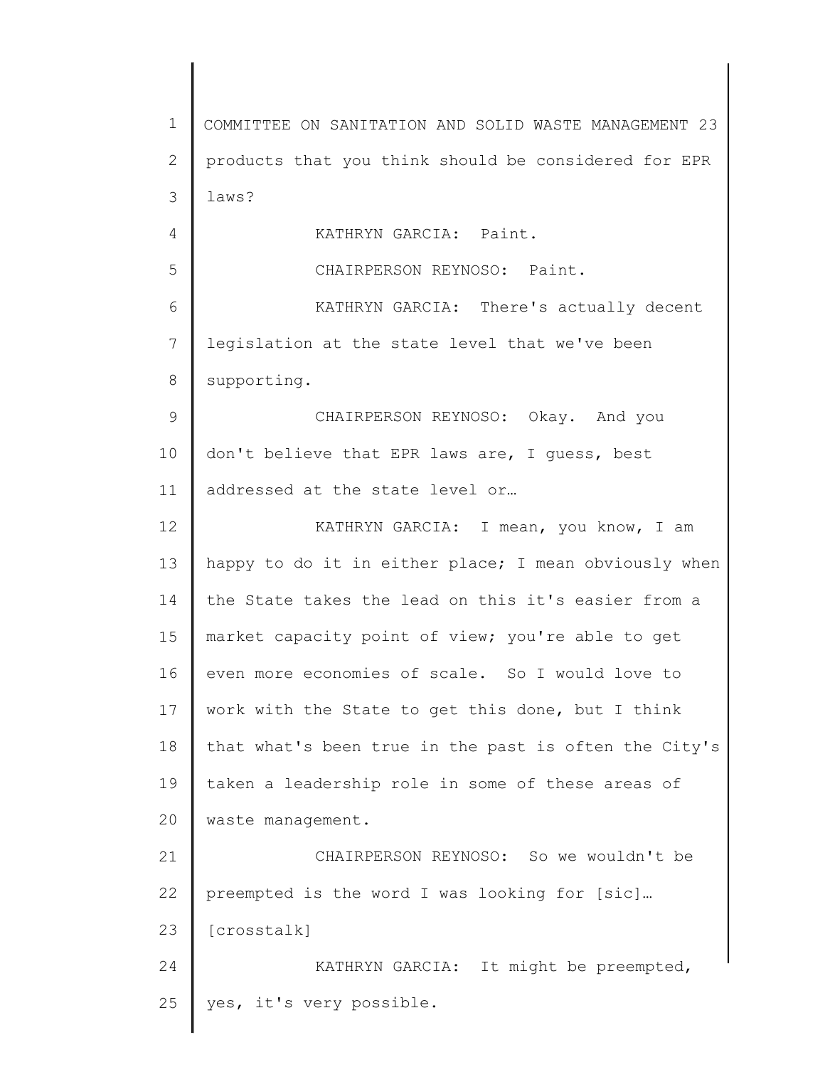products that you think should be considered for EPR laws?

KATHRYN GARCIA: Paint.

CHAIRPERSON REYNOSO: Paint.

KATHRYN GARCIA: There's actually decent legislation at the state level that we've been supporting.

CHAIRPERSON REYNOSO: Okay. And you don't believe that EPR laws are, I guess, best addressed at the state level or…

KATHRYN GARCIA: I mean, you know, I am happy to do it in either place; I mean obviously when the State takes the lead on this it's easier from a market capacity point of view; you're able to get even more economies of scale. So I would love to work with the State to get this done, but I think that what's been true in the past is often the City's taken a leadership role in some of these areas of waste management.

CHAIRPERSON REYNOSO: So we wouldn't be preempted is the word I was looking for [sic]… [crosstalk]

KATHRYN GARCIA: It might be preempted, yes, it's very possible.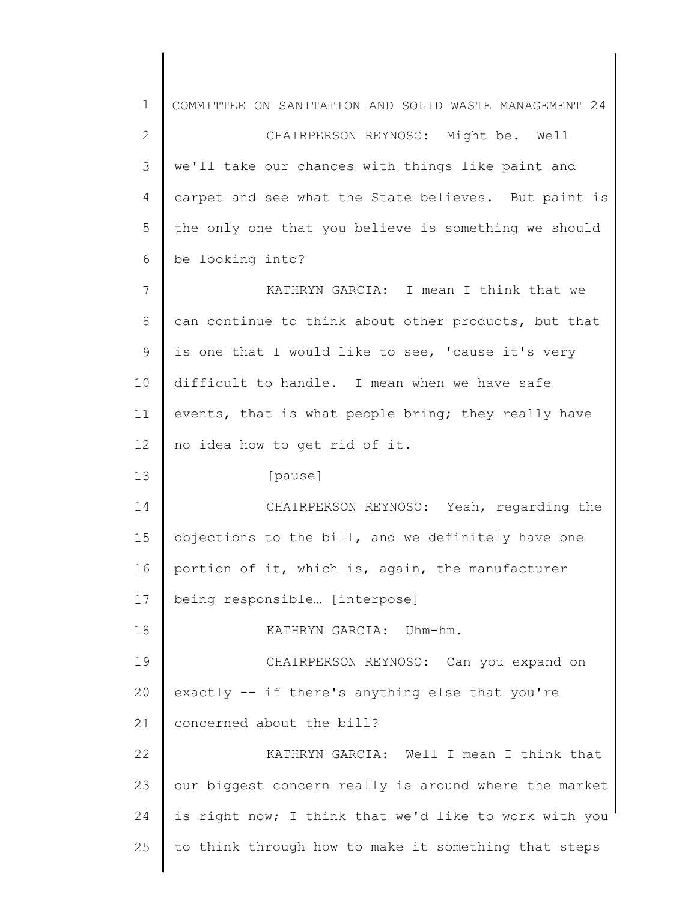CHAIRPERSON REYNOSO: Might be. Well we'll take our chances with things like paint and carpet and see what the State believes. But paint is the only one that you believe is something we should be looking into?

KATHRYN GARCIA: I mean I think that we can continue to think about other products, but that is one that I would like to see, 'cause it's very difficult to handle. I mean when we have safe events, that is what people bring; they really have no idea how to get rid of it.

[pause]

CHAIRPERSON REYNOSO: Yeah, regarding the objections to the bill, and we definitely have one portion of it, which is, again, the manufacturer being responsible… [interpose]

KATHRYN GARCIA: Uhm-hm.

CHAIRPERSON REYNOSO: Can you expand on exactly -- if there's anything else that you're concerned about the bill?

KATHRYN GARCIA: Well I mean I think that our biggest concern really is around where the market is right now; I think that we'd like to work with you to think through how to make it something that steps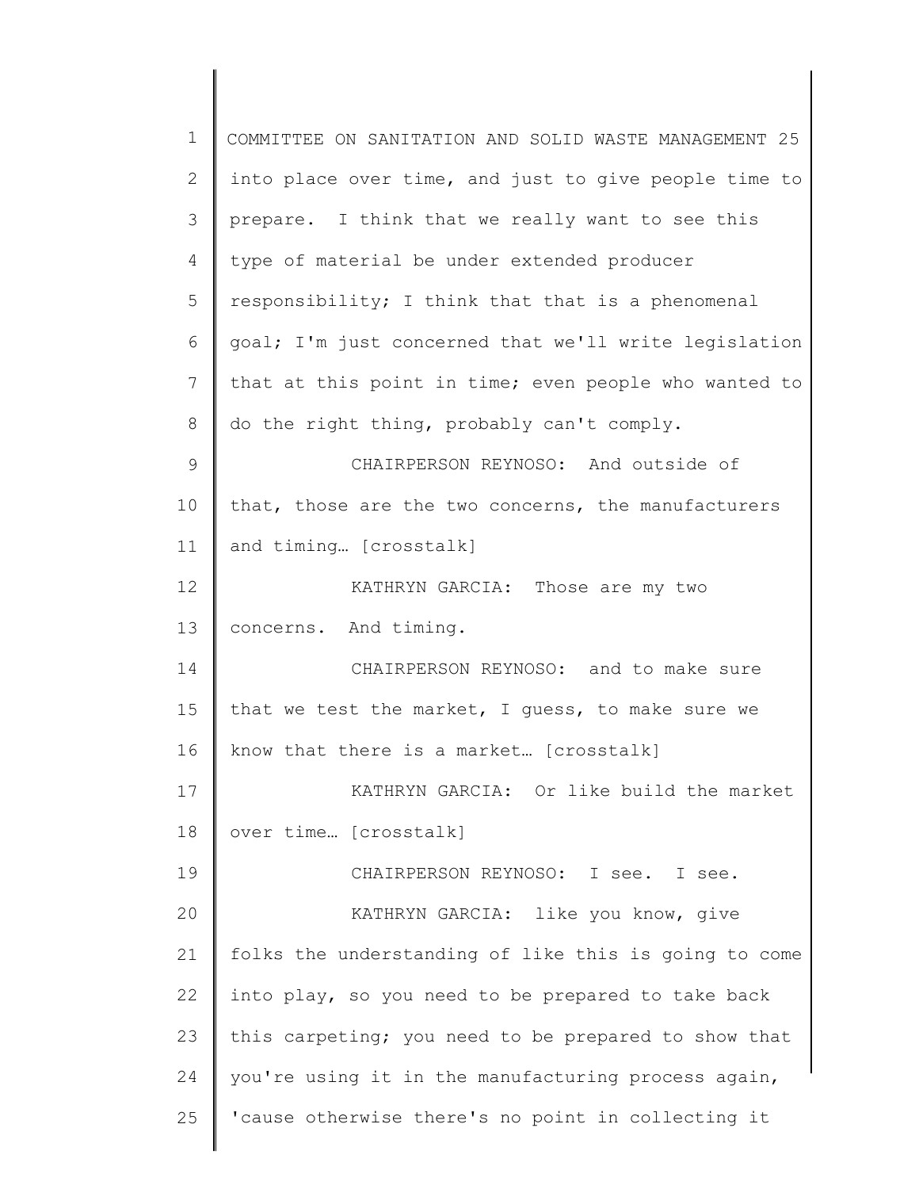into place over time, and just to give people time to prepare. I think that we really want to see this type of material be under extended producer responsibility; I think that that is a phenomenal goal; I'm just concerned that we'll write legislation that at this point in time; even people who wanted to do the right thing, probably can't comply.

CHAIRPERSON REYNOSO: And outside of that, those are the two concerns, the manufacturers and timing… [crosstalk]

KATHRYN GARCIA: Those are my two concerns. And timing.

CHAIRPERSON REYNOSO: and to make sure that we test the market, I guess, to make sure we know that there is a market… [crosstalk]

KATHRYN GARCIA: Or like build the market over time… [crosstalk]

CHAIRPERSON REYNOSO: I see. I see.

KATHRYN GARCIA: like you know, give folks the understanding of like this is going to come into play, so you need to be prepared to take back this carpeting; you need to be prepared to show that you're using it in the manufacturing process again, 'cause otherwise there's no point in collecting it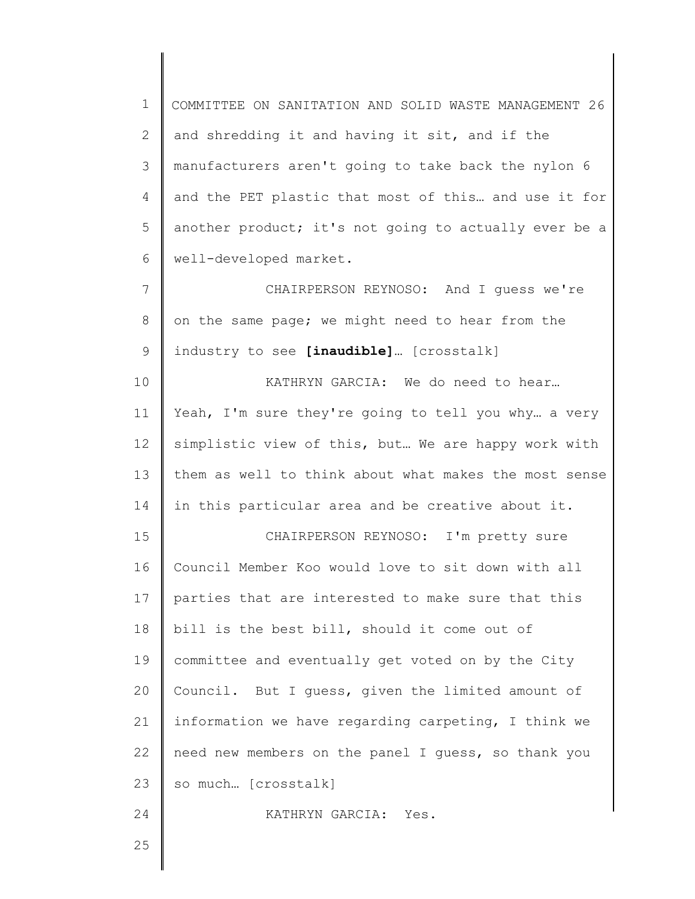and shredding it and having it sit, and if the manufacturers aren't going to take back the nylon 6 and the PET plastic that most of this… and use it for another product; it's not going to actually ever be a well-developed market.

CHAIRPERSON REYNOSO: And I guess we're on the same page; we might need to hear from the industry to see **[inaudible]**… [crosstalk]

KATHRYN GARCIA: We do need to hear… Yeah, I'm sure they're going to tell you why… a very simplistic view of this, but… We are happy work with them as well to think about what makes the most sense in this particular area and be creative about it.

CHAIRPERSON REYNOSO: I'm pretty sure Council Member Koo would love to sit down with all parties that are interested to make sure that this bill is the best bill, should it come out of committee and eventually get voted on by the City Council. But I guess, given the limited amount of information we have regarding carpeting, I think we need new members on the panel I guess, so thank you so much… [crosstalk]

KATHRYN GARCIA: Yes.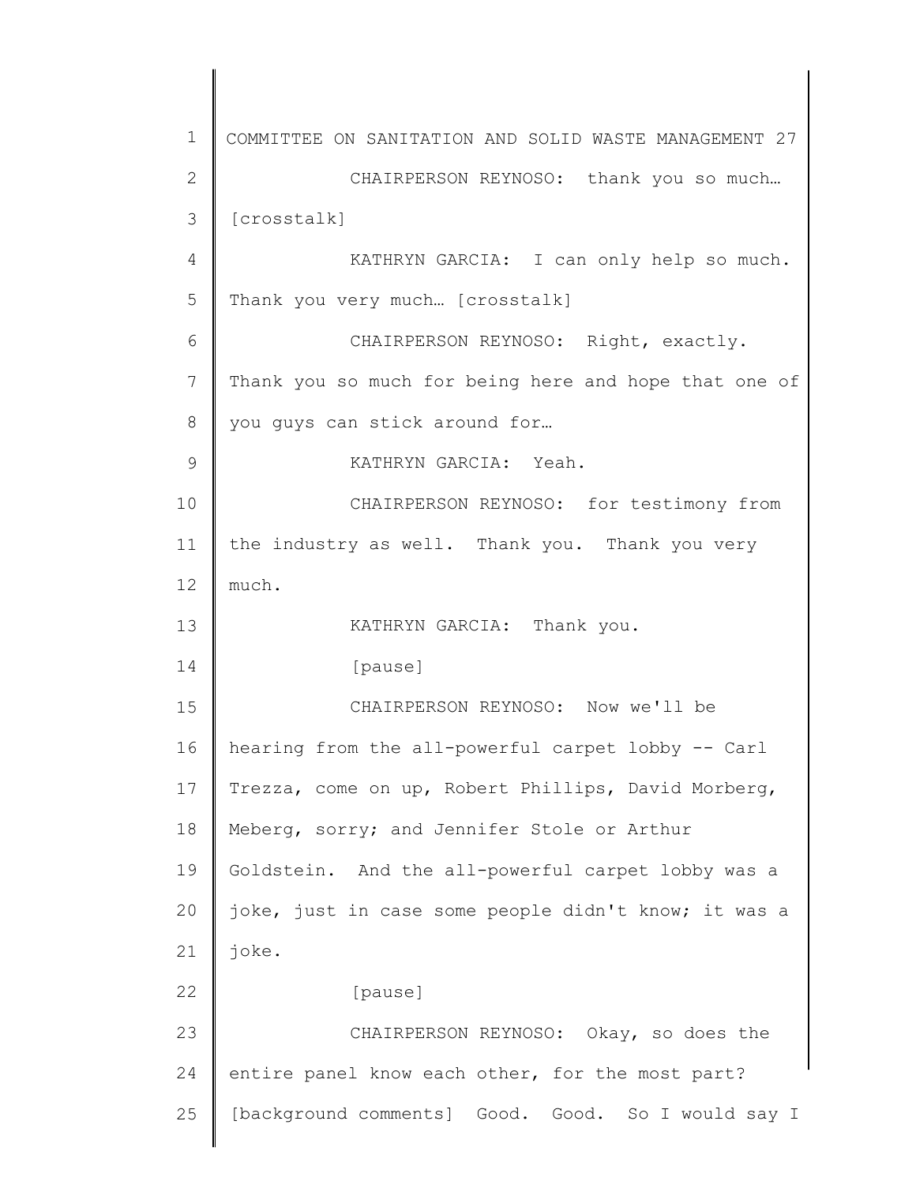CHAIRPERSON REYNOSO: thank you so much… [crosstalk]

KATHRYN GARCIA: I can only help so much. Thank you very much… [crosstalk]

CHAIRPERSON REYNOSO: Right, exactly. Thank you so much for being here and hope that one of you guys can stick around for…

KATHRYN GARCIA: Yeah.

CHAIRPERSON REYNOSO: for testimony from the industry as well. Thank you. Thank you very much.

KATHRYN GARCIA: Thank you.

[pause]

CHAIRPERSON REYNOSO: Now we'll be hearing from the all-powerful carpet lobby -- Carl Trezza, come on up, Robert Phillips, David Morberg, Meberg, sorry; and Jennifer Stole or Arthur Goldstein. And the all-powerful carpet lobby was a joke, just in case some people didn't know; it was a joke.

[pause]

CHAIRPERSON REYNOSO: Okay, so does the entire panel know each other, for the most part? [background comments] Good. Good. So I would say I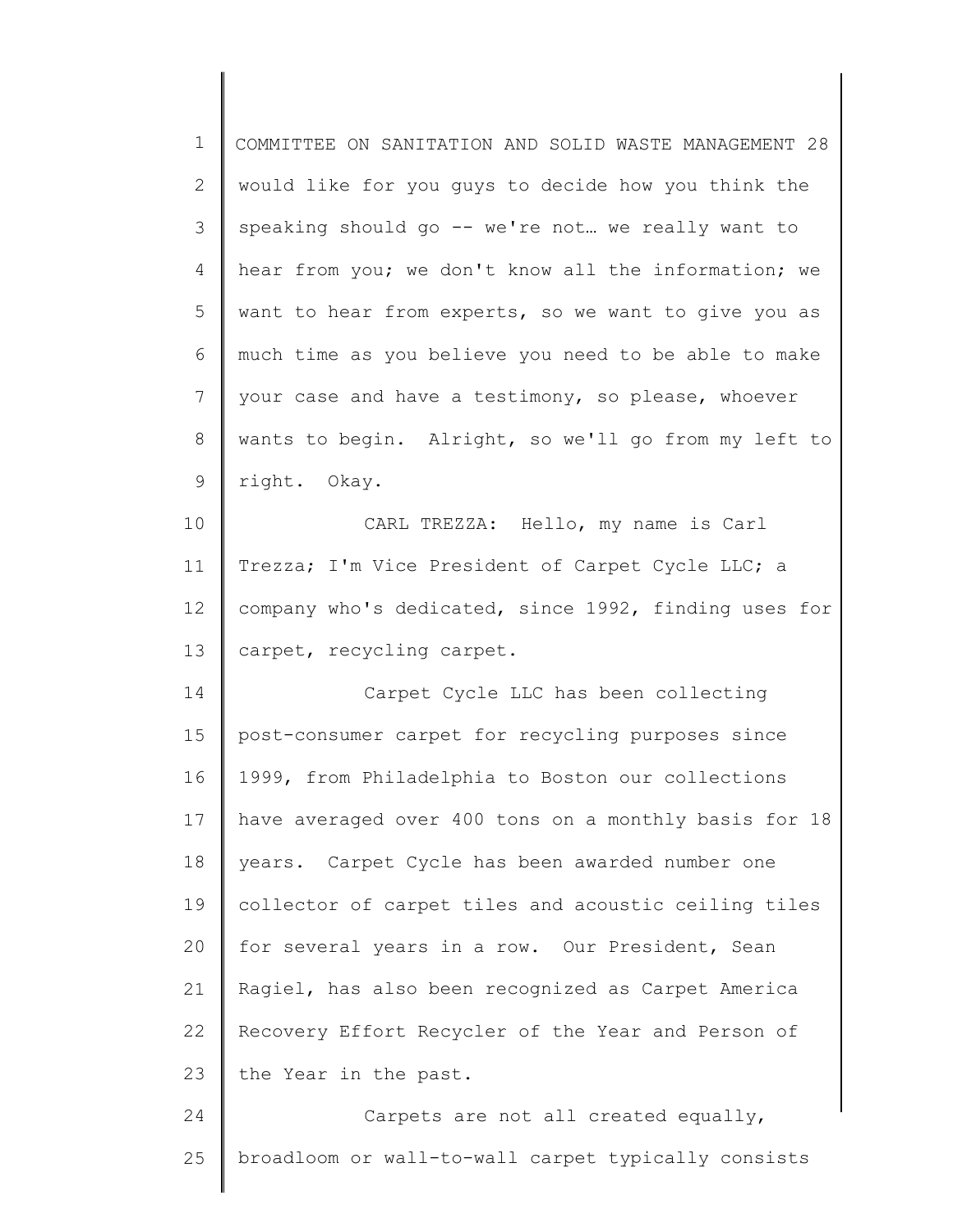would like for you guys to decide how you think the speaking should go -- we're not… we really want to hear from you; we don't know all the information; we want to hear from experts, so we want to give you as much time as you believe you need to be able to make your case and have a testimony, so please, whoever wants to begin. Alright, so we'll go from my left to right. Okay.

CARL TREZZA: Hello, my name is Carl Trezza; I'm Vice President of Carpet Cycle LLC; a company who's dedicated, since 1992, finding uses for carpet, recycling carpet.

Carpet Cycle LLC has been collecting post-consumer carpet for recycling purposes since 1999, from Philadelphia to Boston our collections have averaged over 400 tons on a monthly basis for 18 years. Carpet Cycle has been awarded number one collector of carpet tiles and acoustic ceiling tiles for several years in a row. Our President, Sean Ragiel, has also been recognized as Carpet America Recovery Effort Recycler of the Year and Person of the Year in the past.

Carpets are not all created equally, broadloom or wall-to-wall carpet typically consists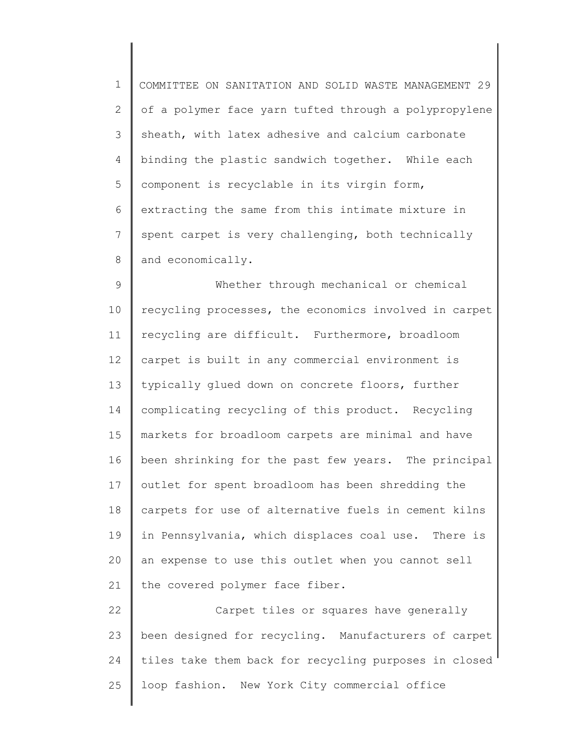of a polymer face yarn tufted through a polypropylene sheath, with latex adhesive and calcium carbonate binding the plastic sandwich together. While each component is recyclable in its virgin form, extracting the same from this intimate mixture in spent carpet is very challenging, both technically and economically.

Whether through mechanical or chemical recycling processes, the economics involved in carpet recycling are difficult. Furthermore, broadloom carpet is built in any commercial environment is typically glued down on concrete floors, further complicating recycling of this product. Recycling markets for broadloom carpets are minimal and have been shrinking for the past few years. The principal outlet for spent broadloom has been shredding the carpets for use of alternative fuels in cement kilns in Pennsylvania, which displaces coal use. There is an expense to use this outlet when you cannot sell the covered polymer face fiber.

Carpet tiles or squares have generally been designed for recycling. Manufacturers of carpet tiles take them back for recycling purposes in closed loop fashion. New York City commercial office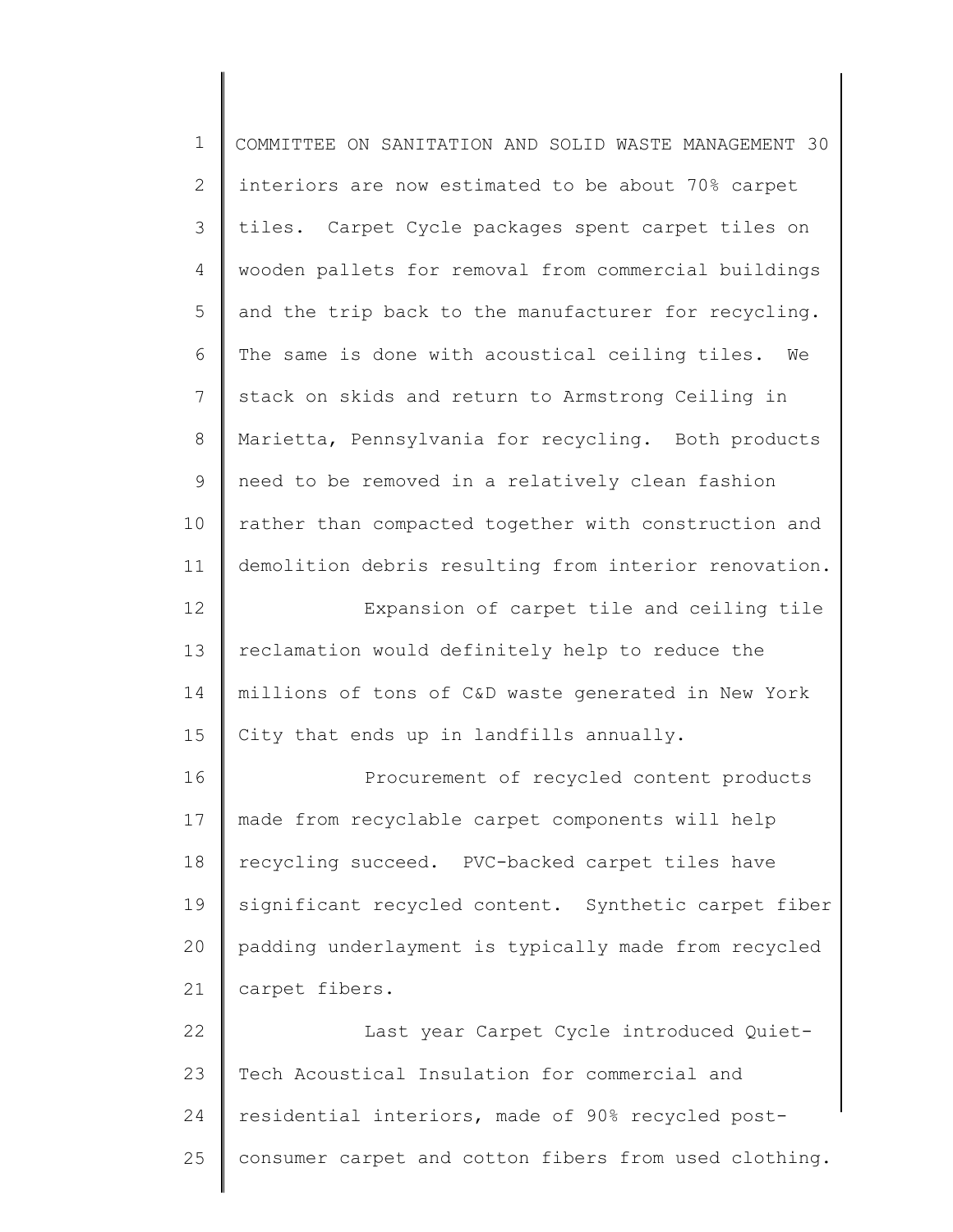interiors are now estimated to be about 70% carpet tiles. Carpet Cycle packages spent carpet tiles on wooden pallets for removal from commercial buildings and the trip back to the manufacturer for recycling. The same is done with acoustical ceiling tiles. We stack on skids and return to Armstrong Ceiling in Marietta, Pennsylvania for recycling. Both products need to be removed in a relatively clean fashion rather than compacted together with construction and demolition debris resulting from interior renovation.

Expansion of carpet tile and ceiling tile reclamation would definitely help to reduce the millions of tons of C&D waste generated in New York City that ends up in landfills annually.

Procurement of recycled content products made from recyclable carpet components will help recycling succeed. PVC-backed carpet tiles have significant recycled content. Synthetic carpet fiber padding underlayment is typically made from recycled carpet fibers.

Last year Carpet Cycle introduced Quiet-Tech Acoustical Insulation for commercial and residential interiors, made of 90% recycled post-consumer carpet and cotton fibers from used clothing.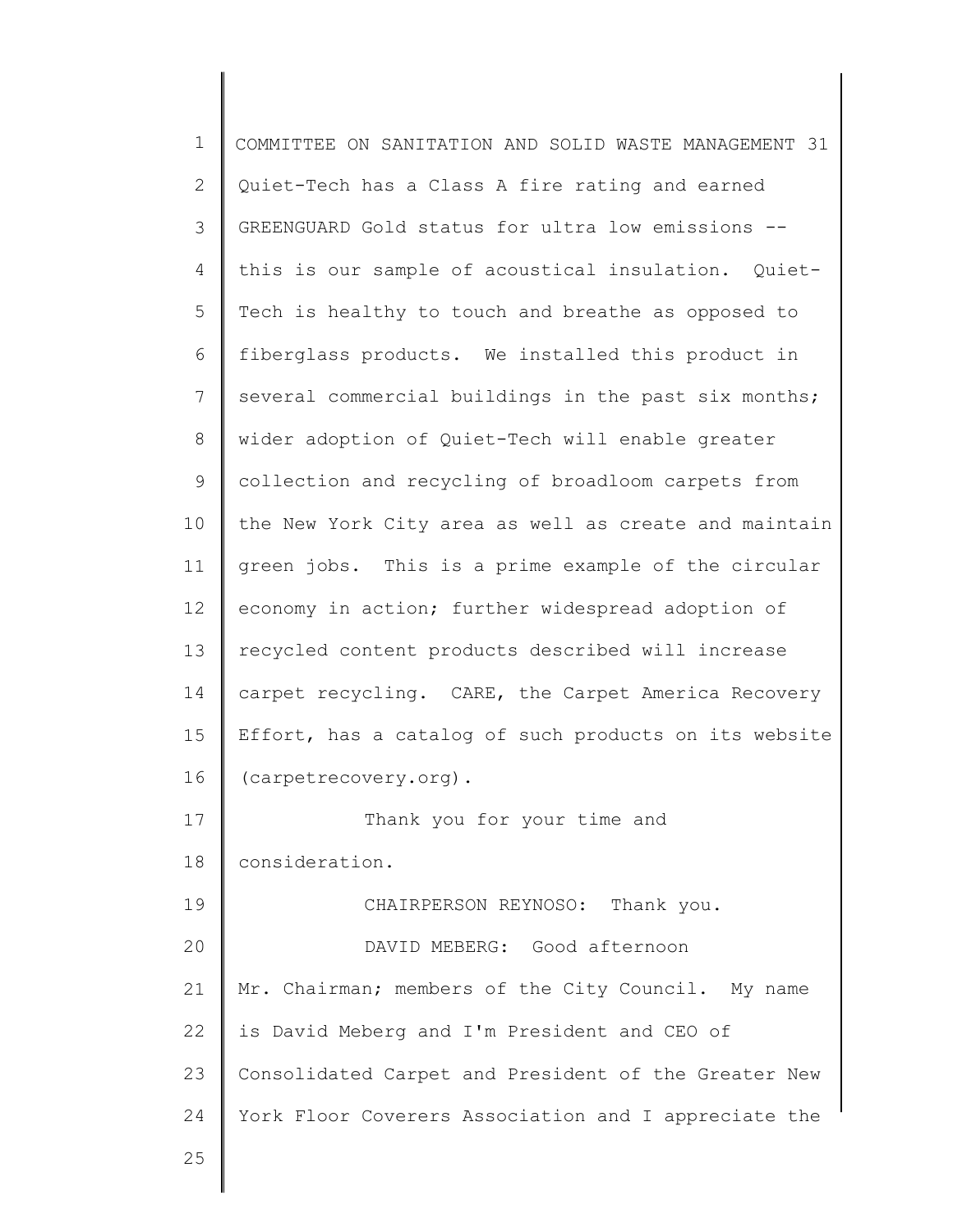Quiet-Tech has a Class A fire rating and earned GREENGUARD Gold status for ultra low emissions -- this is our sample of acoustical insulation. Quiet-Tech is healthy to touch and breathe as opposed to fiberglass products. We installed this product in several commercial buildings in the past six months; wider adoption of Quiet-Tech will enable greater collection and recycling of broadloom carpets from the New York City area as well as create and maintain green jobs. This is a prime example of the circular economy in action; further widespread adoption of recycled content products described will increase carpet recycling. CARE, the Carpet America Recovery Effort, has a catalog of such products on its website (carpetrecovery.org).

Thank you for your time and consideration.

CHAIRPERSON REYNOSO: Thank you.

DAVID MEBERG: Good afternoon Mr. Chairman; members of the City Council. My name is David Meberg and I'm President and CEO of Consolidated Carpet and President of the Greater New York Floor Coverers Association and I appreciate the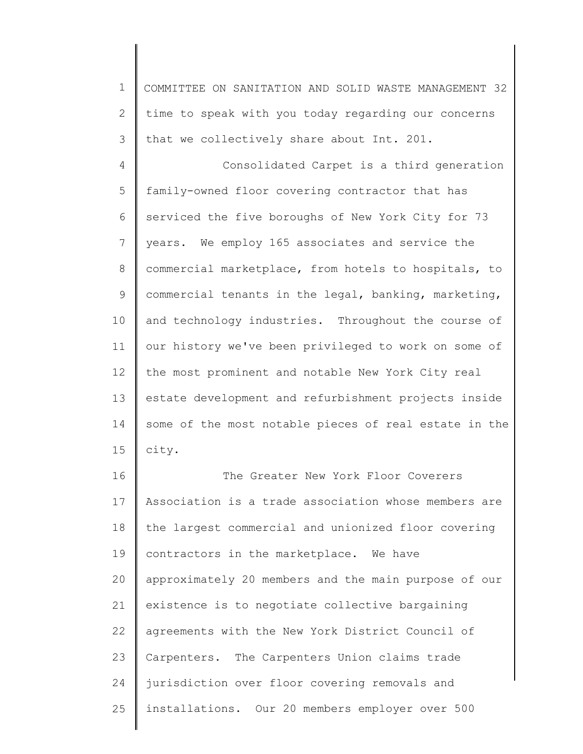time to speak with you today regarding our concerns that we collectively share about Int. 201.

Consolidated Carpet is a third generation family-owned floor covering contractor that has serviced the five boroughs of New York City for 73 years. We employ 165 associates and service the commercial marketplace, from hotels to hospitals, to commercial tenants in the legal, banking, marketing, and technology industries. Throughout the course of our history we've been privileged to work on some of the most prominent and notable New York City real estate development and refurbishment projects inside some of the most notable pieces of real estate in the city.

The Greater New York Floor Coverers Association is a trade association whose members are the largest commercial and unionized floor covering contractors in the marketplace. We have approximately 20 members and the main purpose of our existence is to negotiate collective bargaining agreements with the New York District Council of Carpenters. The Carpenters Union claims trade jurisdiction over floor covering removals and installations. Our 20 members employer over 500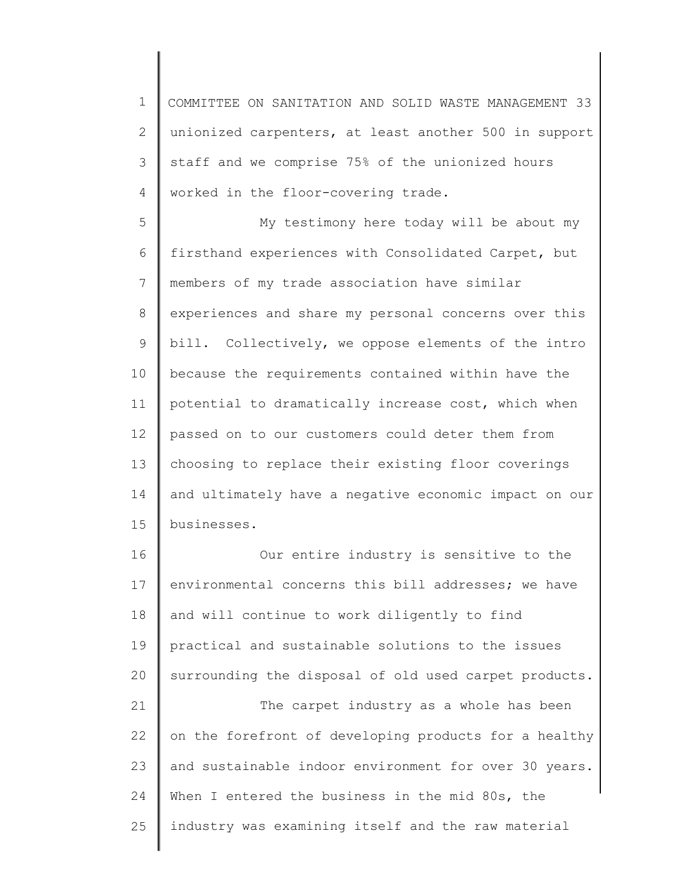unionized carpenters, at least another 500 in support staff and we comprise 75% of the unionized hours worked in the floor-covering trade.

My testimony here today will be about my firsthand experiences with Consolidated Carpet, but members of my trade association have similar experiences and share my personal concerns over this bill. Collectively, we oppose elements of the intro because the requirements contained within have the potential to dramatically increase cost, which when passed on to our customers could deter them from choosing to replace their existing floor coverings and ultimately have a negative economic impact on our businesses.

Our entire industry is sensitive to the environmental concerns this bill addresses; we have and will continue to work diligently to find practical and sustainable solutions to the issues surrounding the disposal of old used carpet products.

The carpet industry as a whole has been on the forefront of developing products for a healthy and sustainable indoor environment for over 30 years. When I entered the business in the mid 80s, the industry was examining itself and the raw material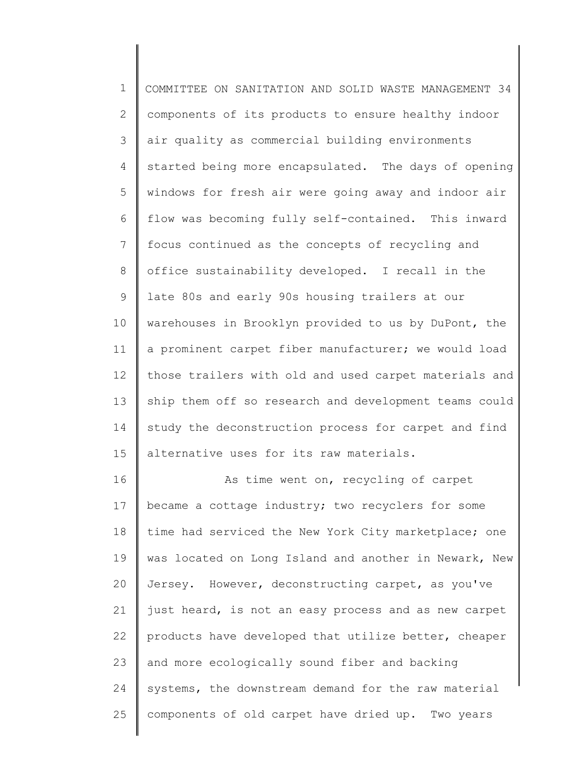components of its products to ensure healthy indoor air quality as commercial building environments started being more encapsulated. The days of opening windows for fresh air were going away and indoor air flow was becoming fully self-contained. This inward focus continued as the concepts of recycling and office sustainability developed. I recall in the late 80s and early 90s housing trailers at our warehouses in Brooklyn provided to us by DuPont, the a prominent carpet fiber manufacturer; we would load those trailers with old and used carpet materials and ship them off so research and development teams could study the deconstruction process for carpet and find alternative uses for its raw materials.

As time went on, recycling of carpet became a cottage industry; two recyclers for some time had serviced the New York City marketplace; one was located on Long Island and another in Newark, New Jersey. However, deconstructing carpet, as you've just heard, is not an easy process and as new carpet products have developed that utilize better, cheaper and more ecologically sound fiber and backing systems, the downstream demand for the raw material components of old carpet have dried up. Two years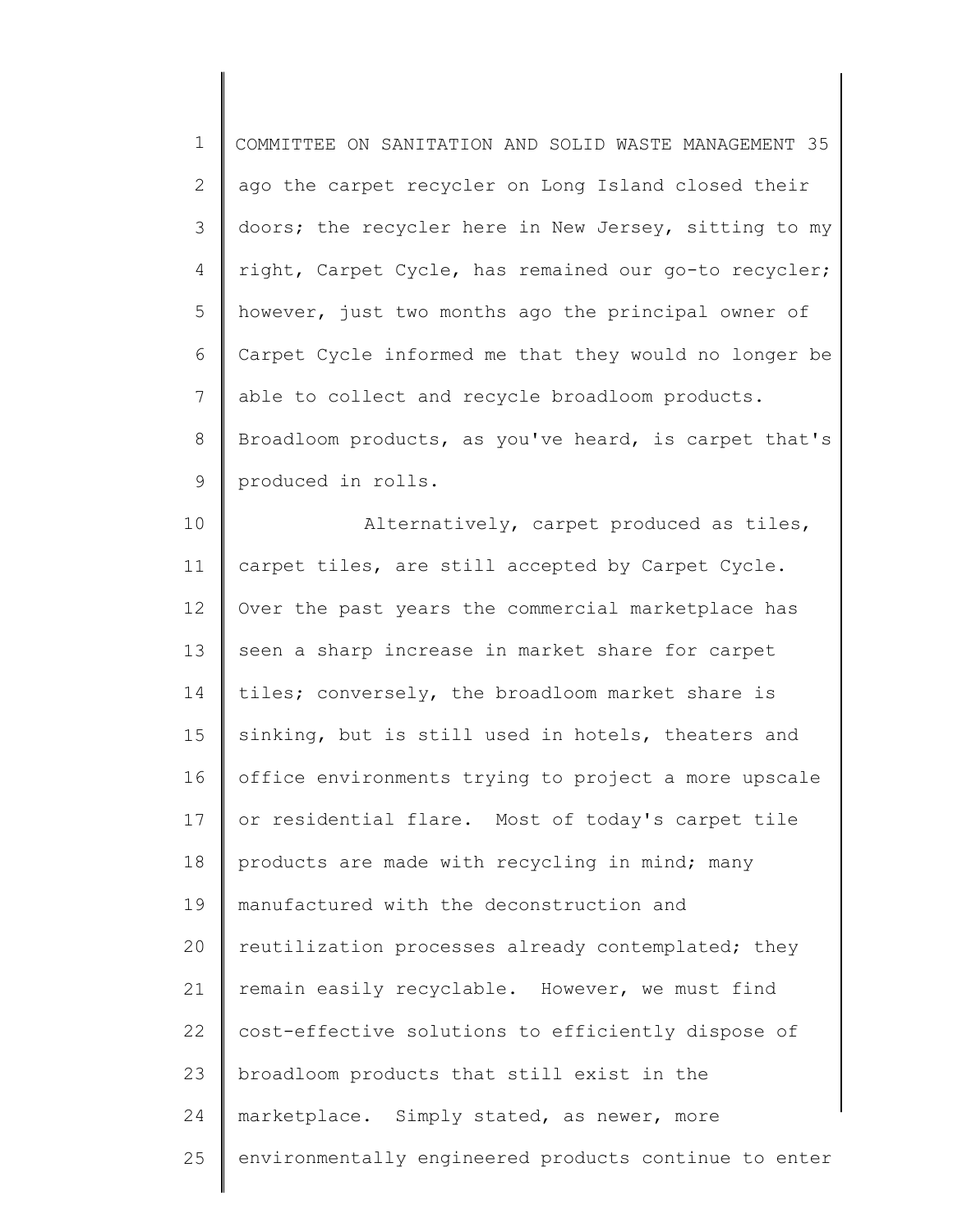ago the carpet recycler on Long Island closed their doors; the recycler here in New Jersey, sitting to my right, Carpet Cycle, has remained our go-to recycler; however, just two months ago the principal owner of Carpet Cycle informed me that they would no longer be able to collect and recycle broadloom products. Broadloom products, as you've heard, is carpet that's produced in rolls.

Alternatively, carpet produced as tiles, carpet tiles, are still accepted by Carpet Cycle. Over the past years the commercial marketplace has seen a sharp increase in market share for carpet tiles; conversely, the broadloom market share is sinking, but is still used in hotels, theaters and office environments trying to project a more upscale or residential flare. Most of today's carpet tile products are made with recycling in mind; many manufactured with the deconstruction and reutilization processes already contemplated; they remain easily recyclable. However, we must find cost-effective solutions to efficiently dispose of broadloom products that still exist in the marketplace. Simply stated, as newer, more environmentally engineered products continue to enter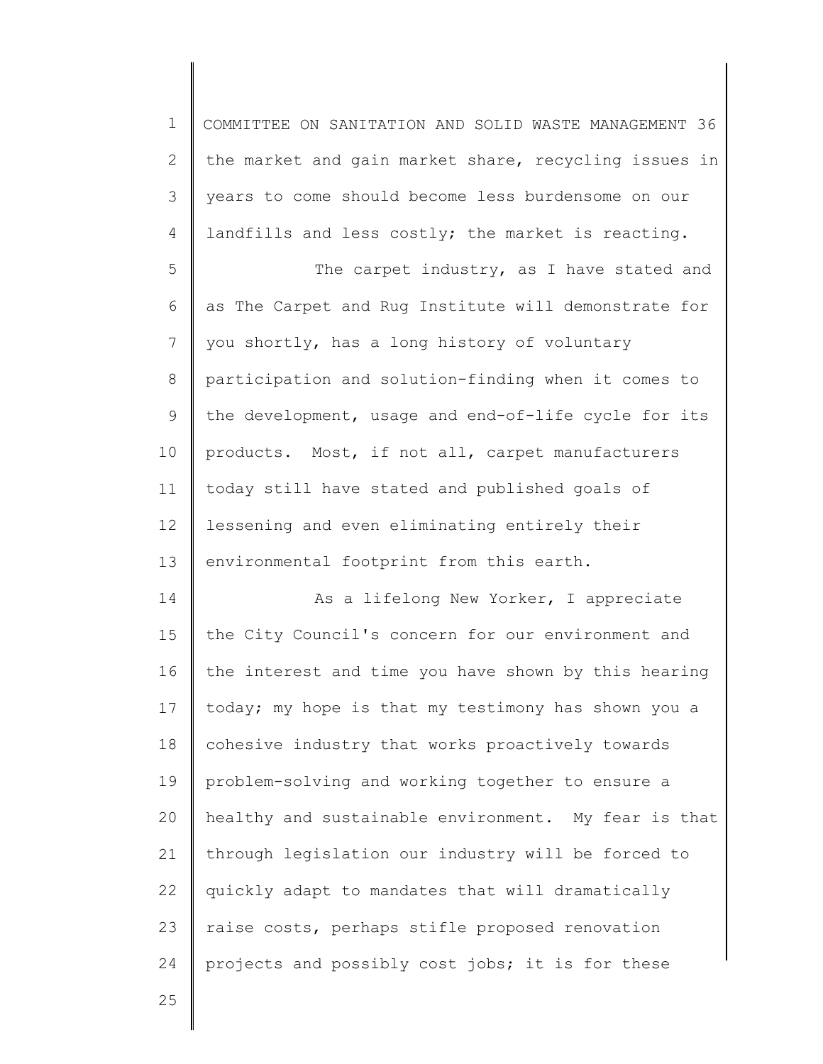the market and gain market share, recycling issues in years to come should become less burdensome on our landfills and less costly; the market is reacting.

The carpet industry, as I have stated and as The Carpet and Rug Institute will demonstrate for you shortly, has a long history of voluntary participation and solution-finding when it comes to the development, usage and end-of-life cycle for its products. Most, if not all, carpet manufacturers today still have stated and published goals of lessening and even eliminating entirely their environmental footprint from this earth.

As a lifelong New Yorker, I appreciate the City Council's concern for our environment and the interest and time you have shown by this hearing today; my hope is that my testimony has shown you a cohesive industry that works proactively towards problem-solving and working together to ensure a healthy and sustainable environment. My fear is that through legislation our industry will be forced to quickly adapt to mandates that will dramatically raise costs, perhaps stifle proposed renovation projects and possibly cost jobs; it is for these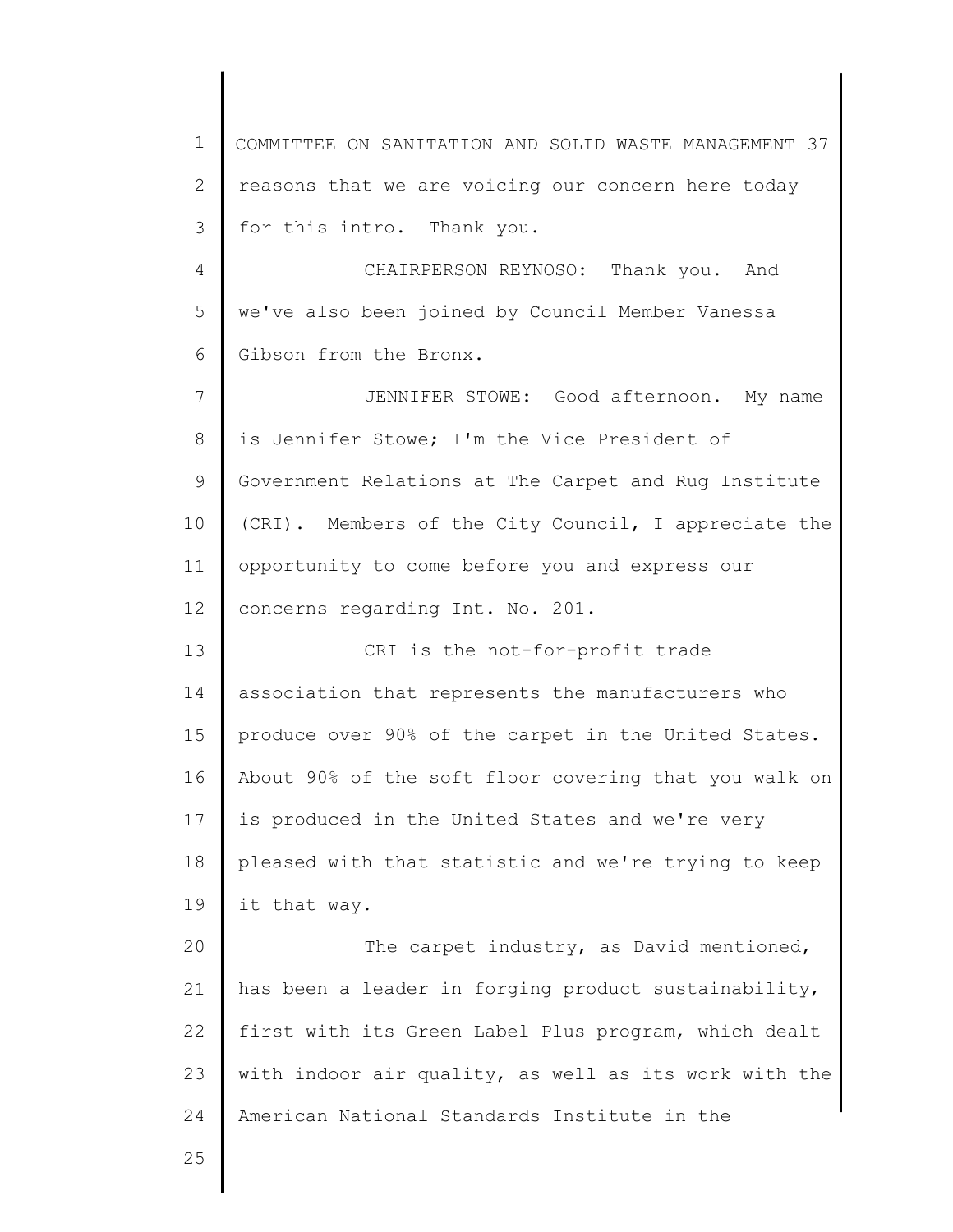reasons that we are voicing our concern here today for this intro. Thank you.

CHAIRPERSON REYNOSO: Thank you. And we've also been joined by Council Member Vanessa Gibson from the Bronx.

JENNIFER STOWE: Good afternoon. My name is Jennifer Stowe; I'm the Vice President of Government Relations at The Carpet and Rug Institute (CRI). Members of the City Council, I appreciate the opportunity to come before you and express our concerns regarding Int. No. 201.

CRI is the not-for-profit trade association that represents the manufacturers who produce over 90% of the carpet in the United States. About 90% of the soft floor covering that you walk on is produced in the United States and we're very pleased with that statistic and we're trying to keep it that way.

The carpet industry, as David mentioned, has been a leader in forging product sustainability, first with its Green Label Plus program, which dealt with indoor air quality, as well as its work with the American National Standards Institute in the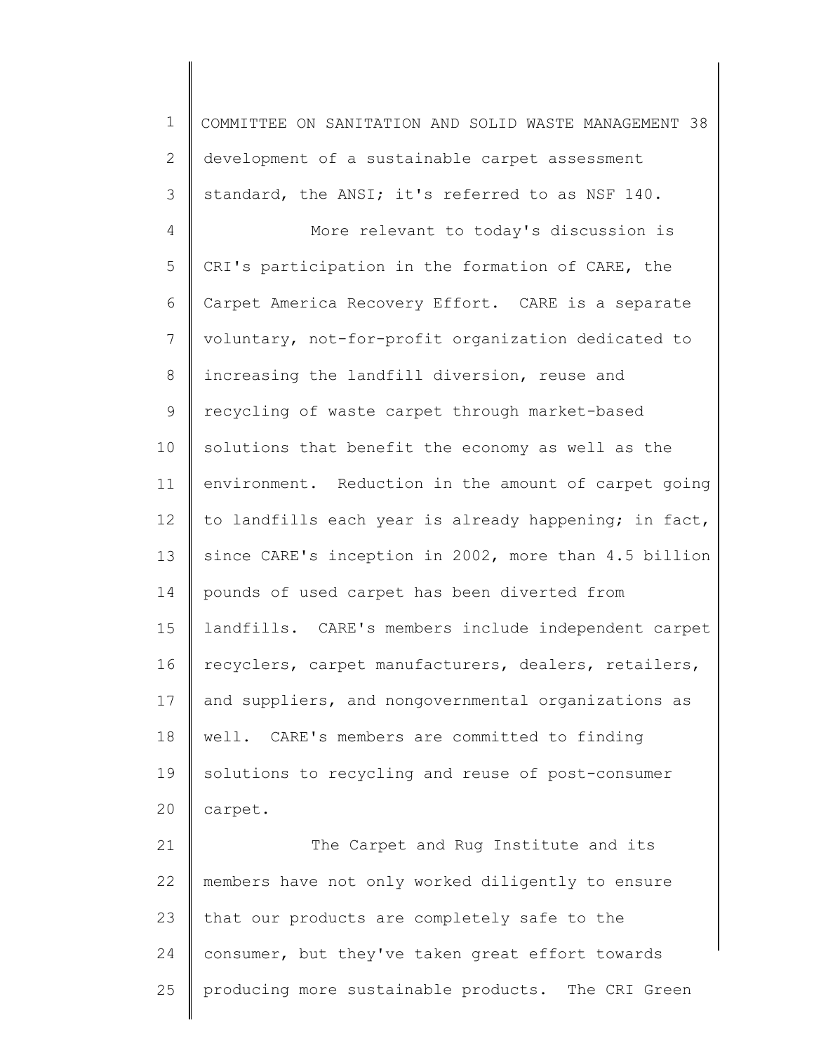development of a sustainable carpet assessment standard, the ANSI; it's referred to as NSF 140.

More relevant to today's discussion is CRI's participation in the formation of CARE, the Carpet America Recovery Effort. CARE is a separate voluntary, not-for-profit organization dedicated to increasing the landfill diversion, reuse and recycling of waste carpet through market-based solutions that benefit the economy as well as the environment. Reduction in the amount of carpet going to landfills each year is already happening; in fact, since CARE's inception in 2002, more than 4.5 billion pounds of used carpet has been diverted from landfills. CARE's members include independent carpet recyclers, carpet manufacturers, dealers, retailers, and suppliers, and nongovernmental organizations as well. CARE's members are committed to finding solutions to recycling and reuse of post-consumer carpet.

The Carpet and Rug Institute and its members have not only worked diligently to ensure that our products are completely safe to the consumer, but they've taken great effort towards producing more sustainable products. The CRI Green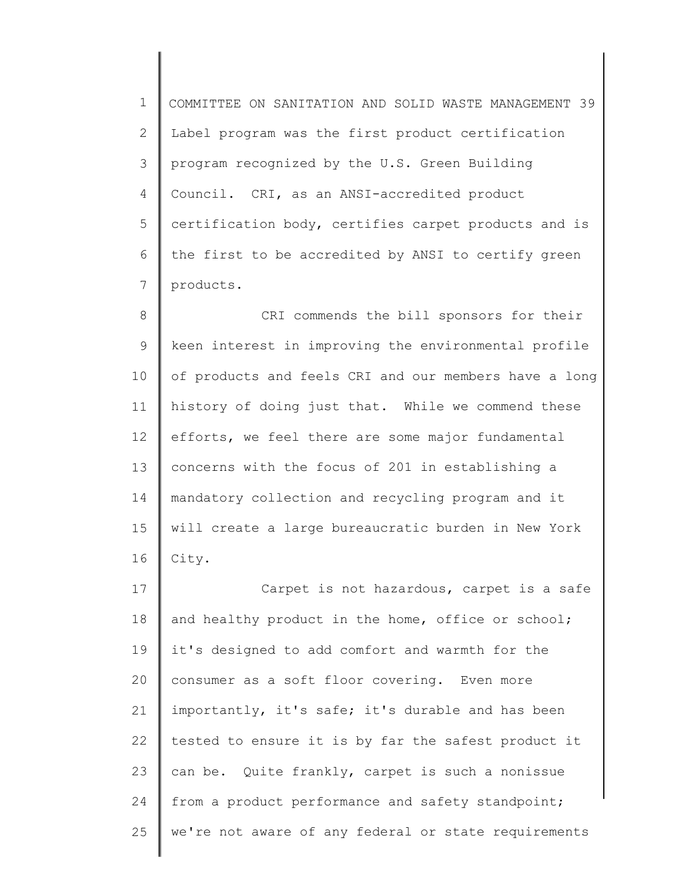Label program was the first product certification program recognized by the U.S. Green Building Council. CRI, as an ANSI-accredited product certification body, certifies carpet products and is the first to be accredited by ANSI to certify green products.

CRI commends the bill sponsors for their keen interest in improving the environmental profile of products and feels CRI and our members have a long history of doing just that. While we commend these efforts, we feel there are some major fundamental concerns with the focus of 201 in establishing a mandatory collection and recycling program and it will create a large bureaucratic burden in New York City.

Carpet is not hazardous, carpet is a safe and healthy product in the home, office or school; it's designed to add comfort and warmth for the consumer as a soft floor covering. Even more importantly, it's safe; it's durable and has been tested to ensure it is by far the safest product it can be. Quite frankly, carpet is such a nonissue from a product performance and safety standpoint; we're not aware of any federal or state requirements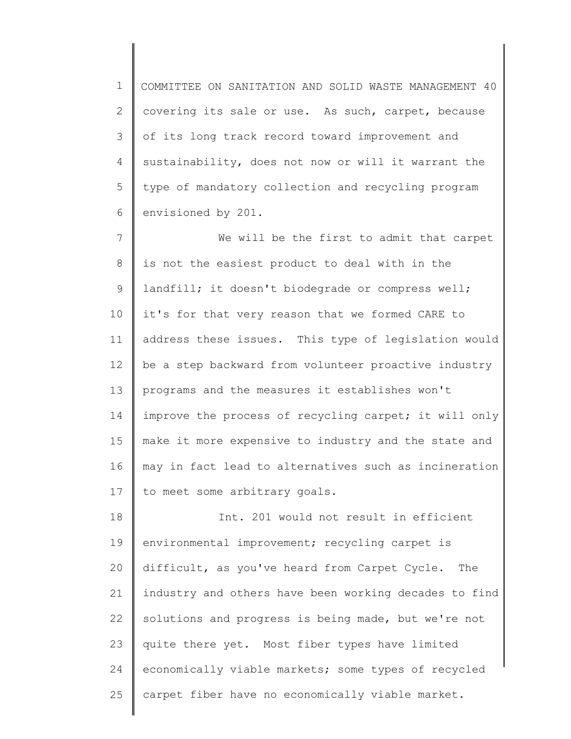covering its sale or use. As such, carpet, because of its long track record toward improvement and sustainability, does not now or will it warrant the type of mandatory collection and recycling program envisioned by 201.

We will be the first to admit that carpet is not the easiest product to deal with in the landfill; it doesn't biodegrade or compress well; it's for that very reason that we formed CARE to address these issues. This type of legislation would be a step backward from volunteer proactive industry programs and the measures it establishes won't improve the process of recycling carpet; it will only make it more expensive to industry and the state and may in fact lead to alternatives such as incineration to meet some arbitrary goals.

Int. 201 would not result in efficient environmental improvement; recycling carpet is difficult, as you've heard from Carpet Cycle. The industry and others have been working decades to find solutions and progress is being made, but we're not quite there yet. Most fiber types have limited economically viable markets; some types of recycled carpet fiber have no economically viable market.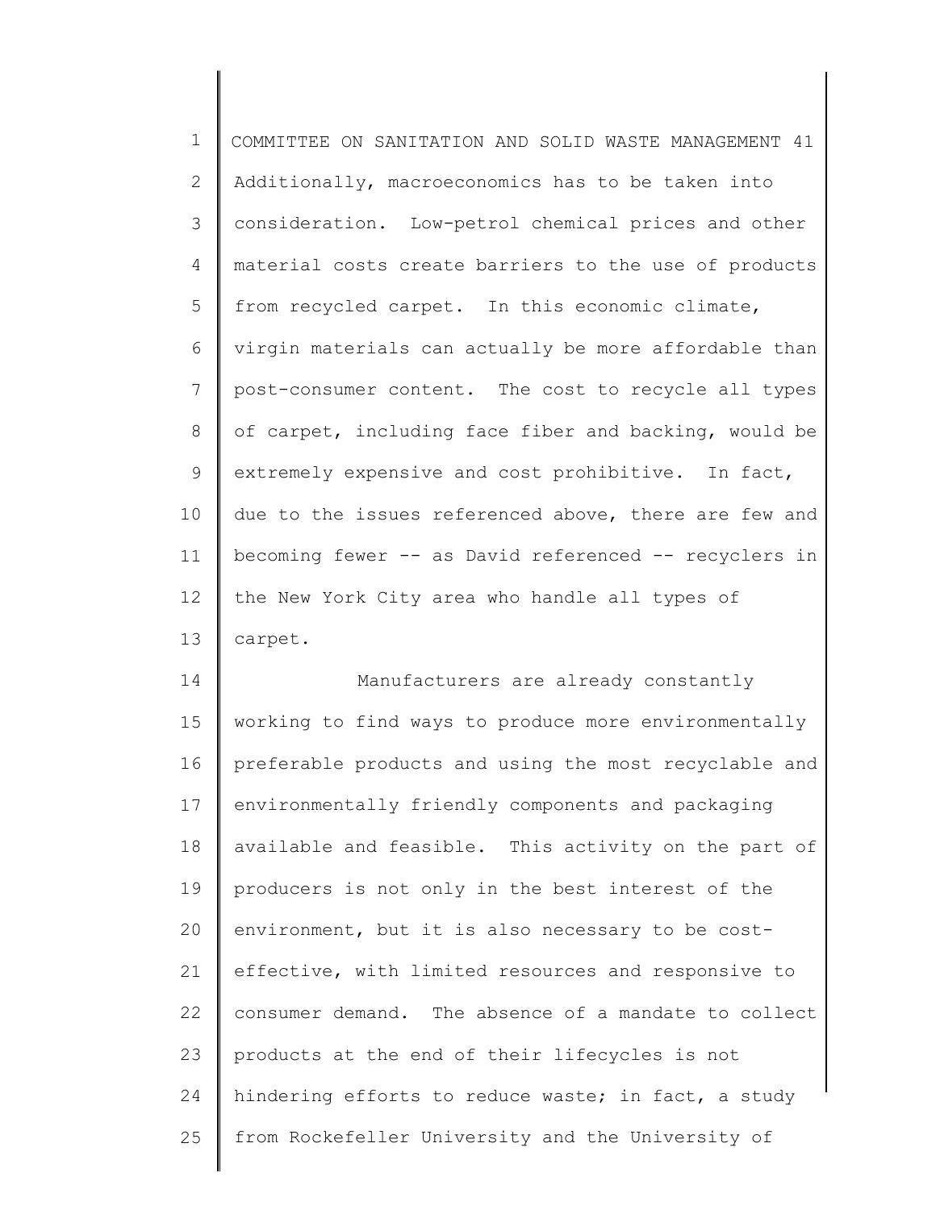Additionally, macroeconomics has to be taken into consideration. Low-petrol chemical prices and other material costs create barriers to the use of products from recycled carpet. In this economic climate, virgin materials can actually be more affordable than post-consumer content. The cost to recycle all types of carpet, including face fiber and backing, would be extremely expensive and cost prohibitive. In fact, due to the issues referenced above, there are few and becoming fewer -- as David referenced -- recyclers in the New York City area who handle all types of carpet.

Manufacturers are already constantly working to find ways to produce more environmentally preferable products and using the most recyclable and environmentally friendly components and packaging available and feasible. This activity on the part of producers is not only in the best interest of the environment, but it is also necessary to be cost-effective, with limited resources and responsive to consumer demand. The absence of a mandate to collect products at the end of their lifecycles is not hindering efforts to reduce waste; in fact, a study from Rockefeller University and the University of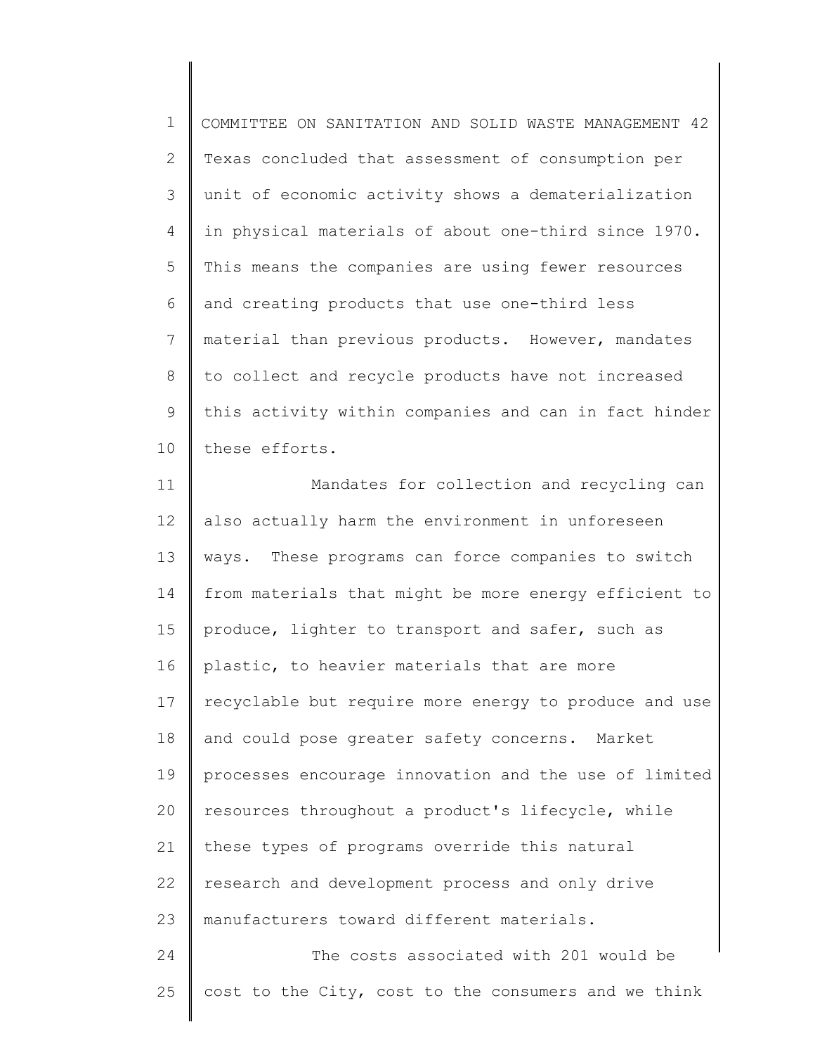Texas concluded that assessment of consumption per unit of economic activity shows a dematerialization in physical materials of about one-third since 1970. This means the companies are using fewer resources and creating products that use one-third less material than previous products. However, mandates to collect and recycle products have not increased this activity within companies and can in fact hinder these efforts.

Mandates for collection and recycling can also actually harm the environment in unforeseen ways. These programs can force companies to switch from materials that might be more energy efficient to produce, lighter to transport and safer, such as plastic, to heavier materials that are more recyclable but require more energy to produce and use and could pose greater safety concerns. Market processes encourage innovation and the use of limited resources throughout a product's lifecycle, while these types of programs override this natural research and development process and only drive manufacturers toward different materials.

The costs associated with 201 would be cost to the City, cost to the consumers and we think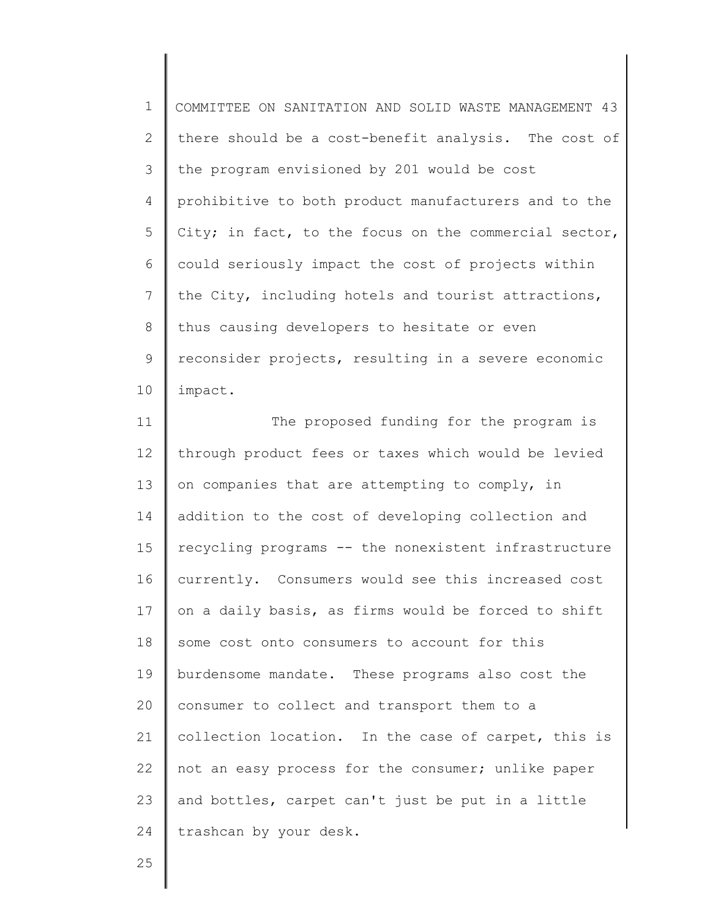there should be a cost-benefit analysis. The cost of the program envisioned by 201 would be cost prohibitive to both product manufacturers and to the City; in fact, to the focus on the commercial sector, could seriously impact the cost of projects within the City, including hotels and tourist attractions, thus causing developers to hesitate or even reconsider projects, resulting in a severe economic impact.

The proposed funding for the program is through product fees or taxes which would be levied on companies that are attempting to comply, in addition to the cost of developing collection and recycling programs -- the nonexistent infrastructure currently. Consumers would see this increased cost on a daily basis, as firms would be forced to shift some cost onto consumers to account for this burdensome mandate. These programs also cost the consumer to collect and transport them to a collection location. In the case of carpet, this is not an easy process for the consumer; unlike paper and bottles, carpet can't just be put in a little trashcan by your desk.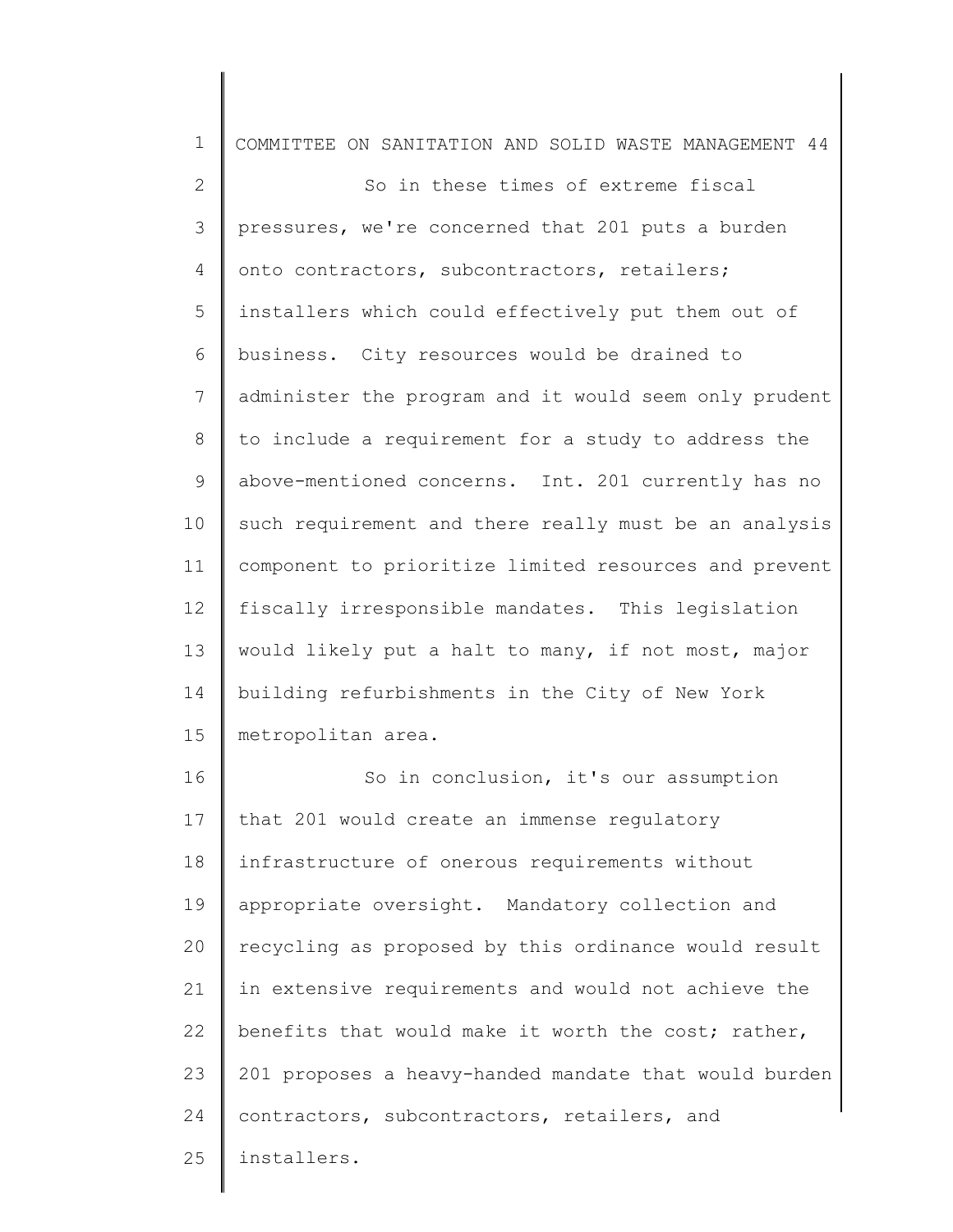So in these times of extreme fiscal pressures, we're concerned that 201 puts a burden onto contractors, subcontractors, retailers; installers which could effectively put them out of business. City resources would be drained to administer the program and it would seem only prudent to include a requirement for a study to address the above-mentioned concerns. Int. 201 currently has no such requirement and there really must be an analysis component to prioritize limited resources and prevent fiscally irresponsible mandates. This legislation would likely put a halt to many, if not most, major building refurbishments in the City of New York metropolitan area.

So in conclusion, it's our assumption that 201 would create an immense regulatory infrastructure of onerous requirements without appropriate oversight. Mandatory collection and recycling as proposed by this ordinance would result in extensive requirements and would not achieve the benefits that would make it worth the cost; rather, 201 proposes a heavy-handed mandate that would burden contractors, subcontractors, retailers, and installers.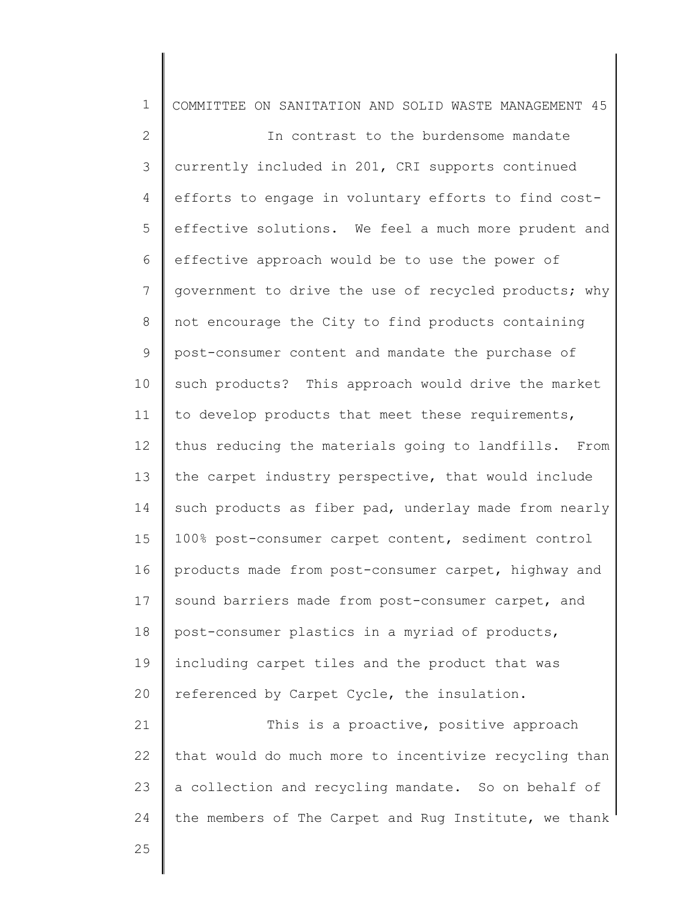In contrast to the burdensome mandate currently included in 201, CRI supports continued efforts to engage in voluntary efforts to find cost-effective solutions. We feel a much more prudent and effective approach would be to use the power of government to drive the use of recycled products; why not encourage the City to find products containing post-consumer content and mandate the purchase of such products? This approach would drive the market to develop products that meet these requirements, thus reducing the materials going to landfills. From the carpet industry perspective, that would include such products as fiber pad, underlay made from nearly 100% post-consumer carpet content, sediment control products made from post-consumer carpet, highway and sound barriers made from post-consumer carpet, and post-consumer plastics in a myriad of products, including carpet tiles and the product that was referenced by Carpet Cycle, the insulation.

This is a proactive, positive approach that would do much more to incentivize recycling than a collection and recycling mandate. So on behalf of the members of The Carpet and Rug Institute, we thank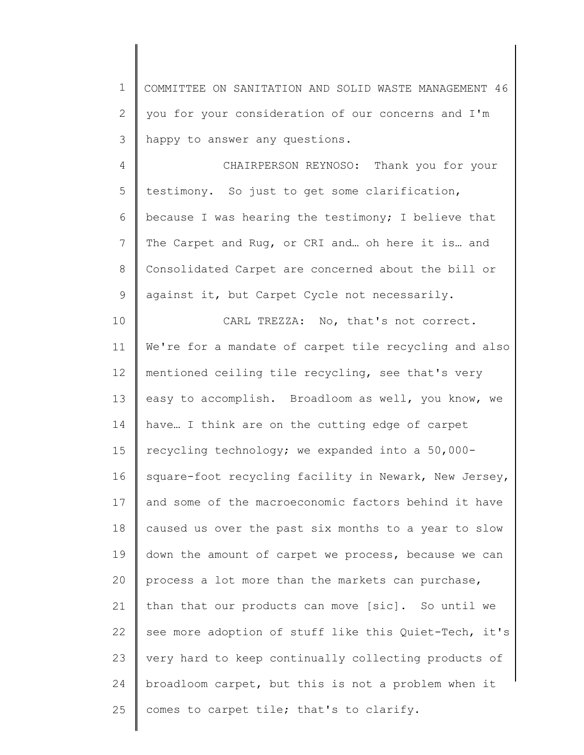you for your consideration of our concerns and I'm happy to answer any questions.

CHAIRPERSON REYNOSO: Thank you for your testimony. So just to get some clarification, because I was hearing the testimony; I believe that The Carpet and Rug, or CRI and… oh here it is… and Consolidated Carpet are concerned about the bill or against it, but Carpet Cycle not necessarily.

CARL TREZZA: No, that's not correct. We're for a mandate of carpet tile recycling and also mentioned ceiling tile recycling, see that's very easy to accomplish. Broadloom as well, you know, we have… I think are on the cutting edge of carpet recycling technology; we expanded into a 50,000-square-foot recycling facility in Newark, New Jersey, and some of the macroeconomic factors behind it have caused us over the past six months to a year to slow down the amount of carpet we process, because we can process a lot more than the markets can purchase, than that our products can move [sic]. So until we see more adoption of stuff like this Quiet-Tech, it's very hard to keep continually collecting products of broadloom carpet, but this is not a problem when it comes to carpet tile; that's to clarify.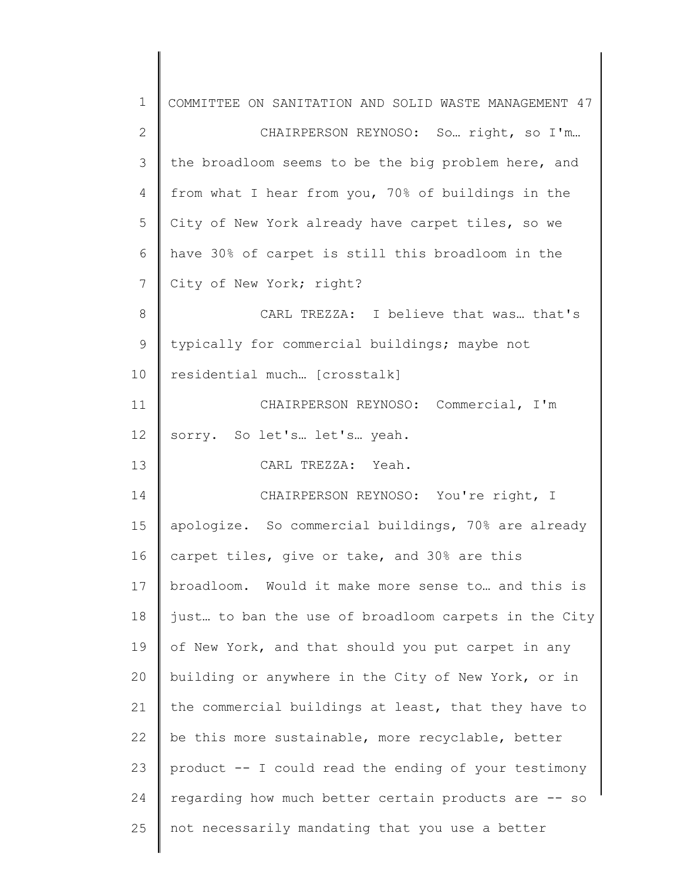CHAIRPERSON REYNOSO: So… right, so I'm… the broadloom seems to be the big problem here, and from what I hear from you, 70% of buildings in the City of New York already have carpet tiles, so we have 30% of carpet is still this broadloom in the City of New York; right?

CARL TREZZA: I believe that was… that's typically for commercial buildings; maybe not residential much… [crosstalk]

CHAIRPERSON REYNOSO: Commercial, I'm sorry. So let's… let's… yeah.

CARL TREZZA: Yeah.

CHAIRPERSON REYNOSO: You're right, I apologize. So commercial buildings, 70% are already carpet tiles, give or take, and 30% are this broadloom. Would it make more sense to… and this is just… to ban the use of broadloom carpets in the City of New York, and that should you put carpet in any building or anywhere in the City of New York, or in the commercial buildings at least, that they have to be this more sustainable, more recyclable, better product -- I could read the ending of your testimony regarding how much better certain products are -- so not necessarily mandating that you use a better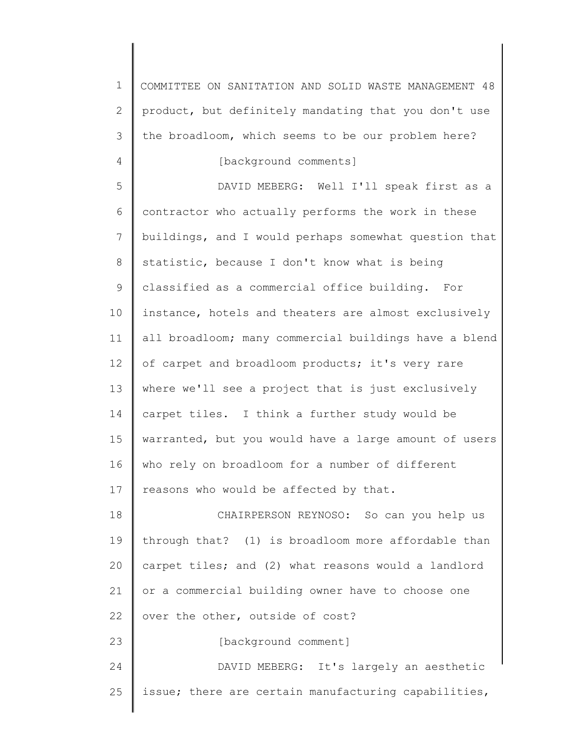product, but definitely mandating that you don't use the broadloom, which seems to be our problem here?

[background comments]

DAVID MEBERG: Well I'll speak first as a contractor who actually performs the work in these buildings, and I would perhaps somewhat question that statistic, because I don't know what is being classified as a commercial office building. For instance, hotels and theaters are almost exclusively all broadloom; many commercial buildings have a blend of carpet and broadloom products; it's very rare where we'll see a project that is just exclusively carpet tiles. I think a further study would be warranted, but you would have a large amount of users who rely on broadloom for a number of different reasons who would be affected by that.

CHAIRPERSON REYNOSO: So can you help us through that? (1) is broadloom more affordable than carpet tiles; and (2) what reasons would a landlord or a commercial building owner have to choose one over the other, outside of cost?

[background comment]

DAVID MEBERG: It's largely an aesthetic issue; there are certain manufacturing capabilities,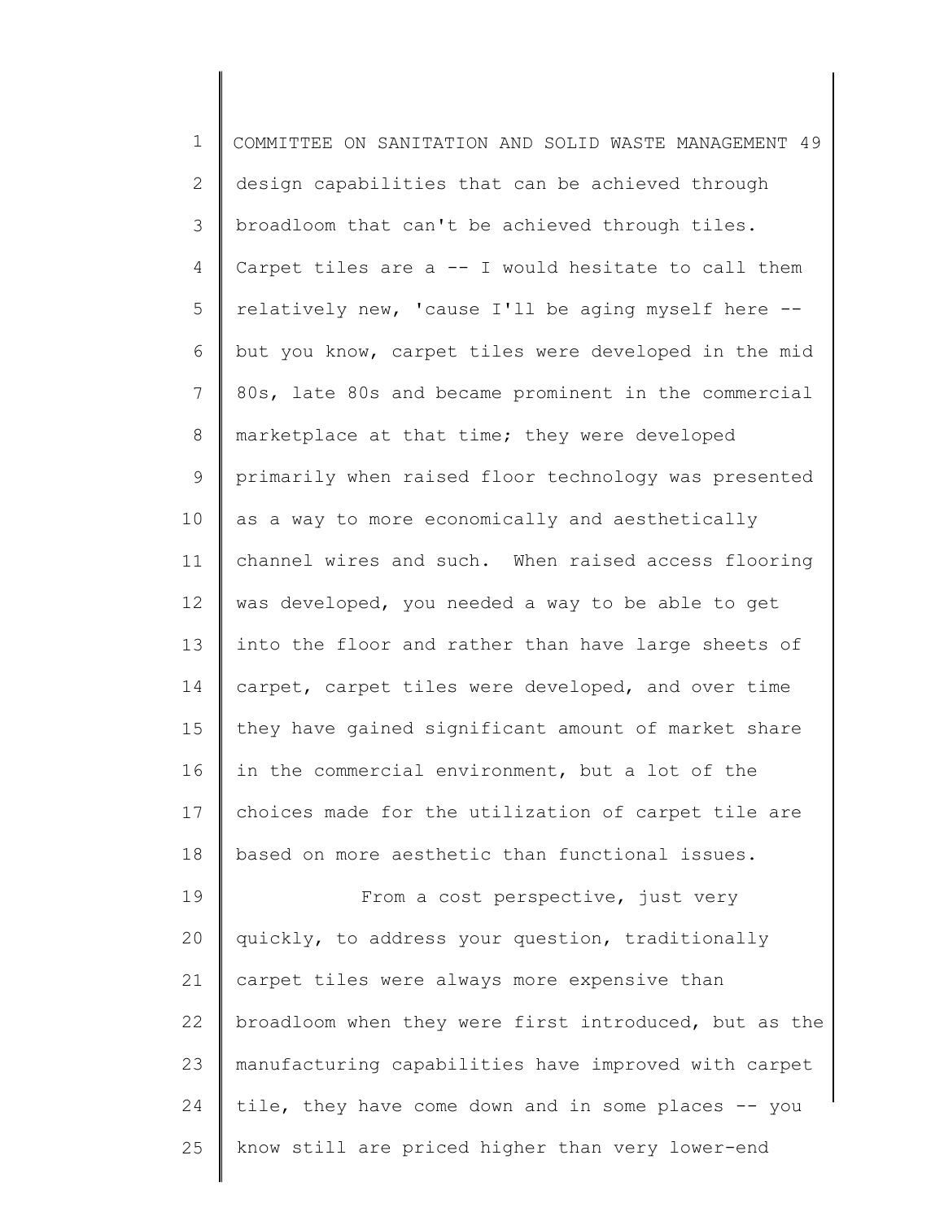design capabilities that can be achieved through broadloom that can't be achieved through tiles. Carpet tiles are a -- I would hesitate to call them relatively new, 'cause I'll be aging myself here -- but you know, carpet tiles were developed in the mid 80s, late 80s and became prominent in the commercial marketplace at that time; they were developed primarily when raised floor technology was presented as a way to more economically and aesthetically channel wires and such. When raised access flooring was developed, you needed a way to be able to get into the floor and rather than have large sheets of carpet, carpet tiles were developed, and over time they have gained significant amount of market share in the commercial environment, but a lot of the choices made for the utilization of carpet tile are based on more aesthetic than functional issues.

From a cost perspective, just very quickly, to address your question, traditionally carpet tiles were always more expensive than broadloom when they were first introduced, but as the manufacturing capabilities have improved with carpet tile, they have come down and in some places -- you know still are priced higher than very lower-end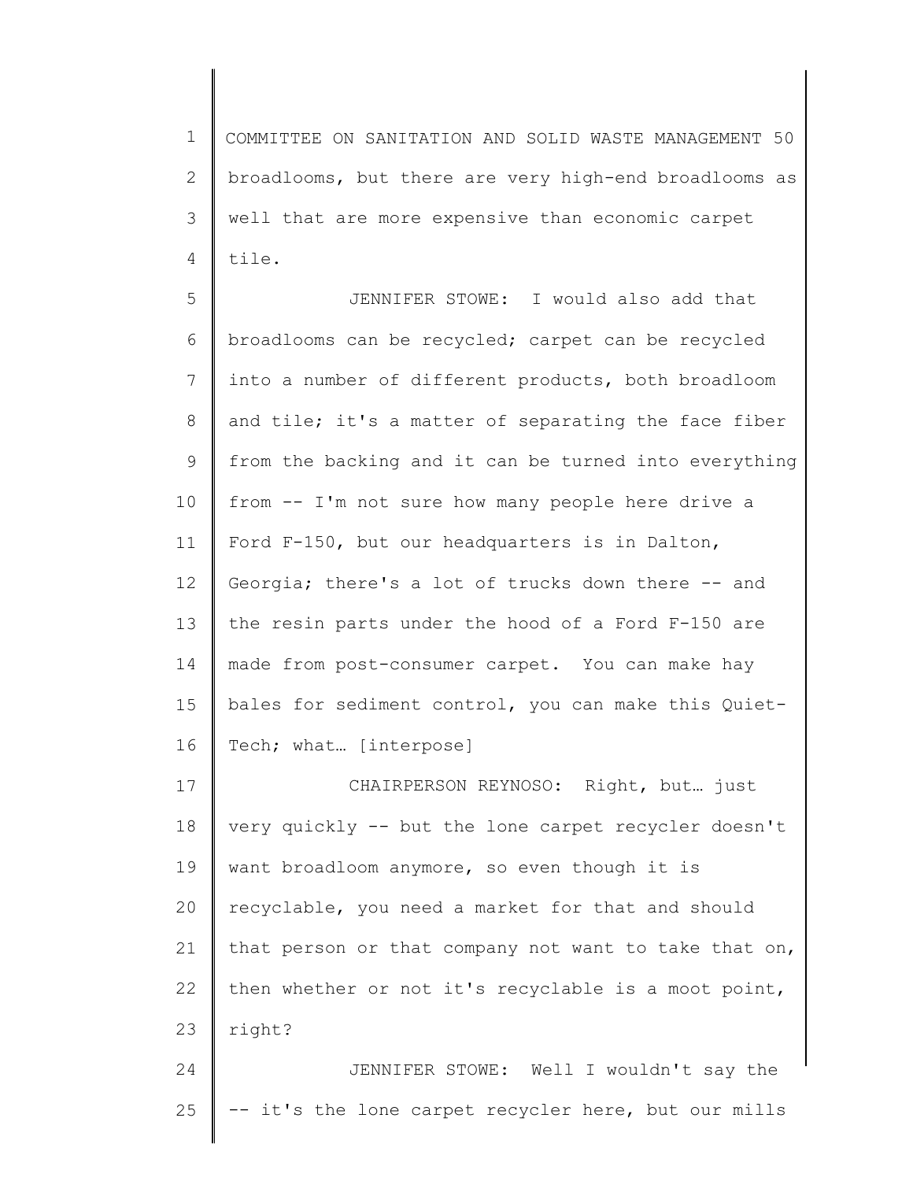broadlooms, but there are very high-end broadlooms as well that are more expensive than economic carpet tile.

JENNIFER STOWE: I would also add that broadlooms can be recycled; carpet can be recycled into a number of different products, both broadloom and tile; it's a matter of separating the face fiber from the backing and it can be turned into everything from -- I'm not sure how many people here drive a Ford F-150, but our headquarters is in Dalton, Georgia; there's a lot of trucks down there -- and the resin parts under the hood of a Ford F-150 are made from post-consumer carpet. You can make hay bales for sediment control, you can make this Quiet-Tech; what… [interpose]

CHAIRPERSON REYNOSO: Right, but… just very quickly -- but the lone carpet recycler doesn't want broadloom anymore, so even though it is recyclable, you need a market for that and should that person or that company not want to take that on, then whether or not it's recyclable is a moot point, right?

JENNIFER STOWE: Well I wouldn't say the -- it's the lone carpet recycler here, but our mills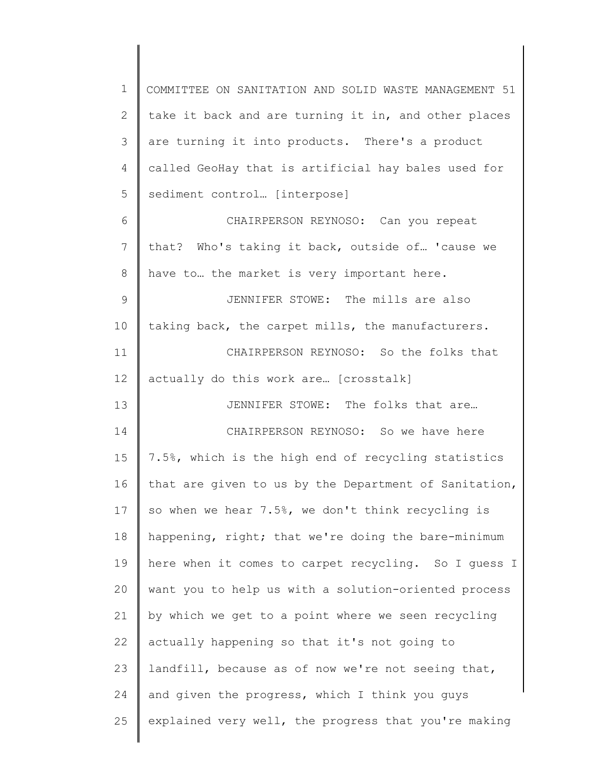take it back and are turning it in, and other places are turning it into products. There's a product called GeoHay that is artificial hay bales used for sediment control… [interpose]

CHAIRPERSON REYNOSO: Can you repeat that? Who's taking it back, outside of… 'cause we have to… the market is very important here.

JENNIFER STOWE: The mills are also taking back, the carpet mills, the manufacturers.

CHAIRPERSON REYNOSO: So the folks that actually do this work are… [crosstalk]

JENNIFER STOWE: The folks that are…

CHAIRPERSON REYNOSO: So we have here 7.5%, which is the high end of recycling statistics that are given to us by the Department of Sanitation, so when we hear 7.5%, we don't think recycling is happening, right; that we're doing the bare-minimum here when it comes to carpet recycling. So I guess I want you to help us with a solution-oriented process by which we get to a point where we seen recycling actually happening so that it's not going to landfill, because as of now we're not seeing that, and given the progress, which I think you guys explained very well, the progress that you're making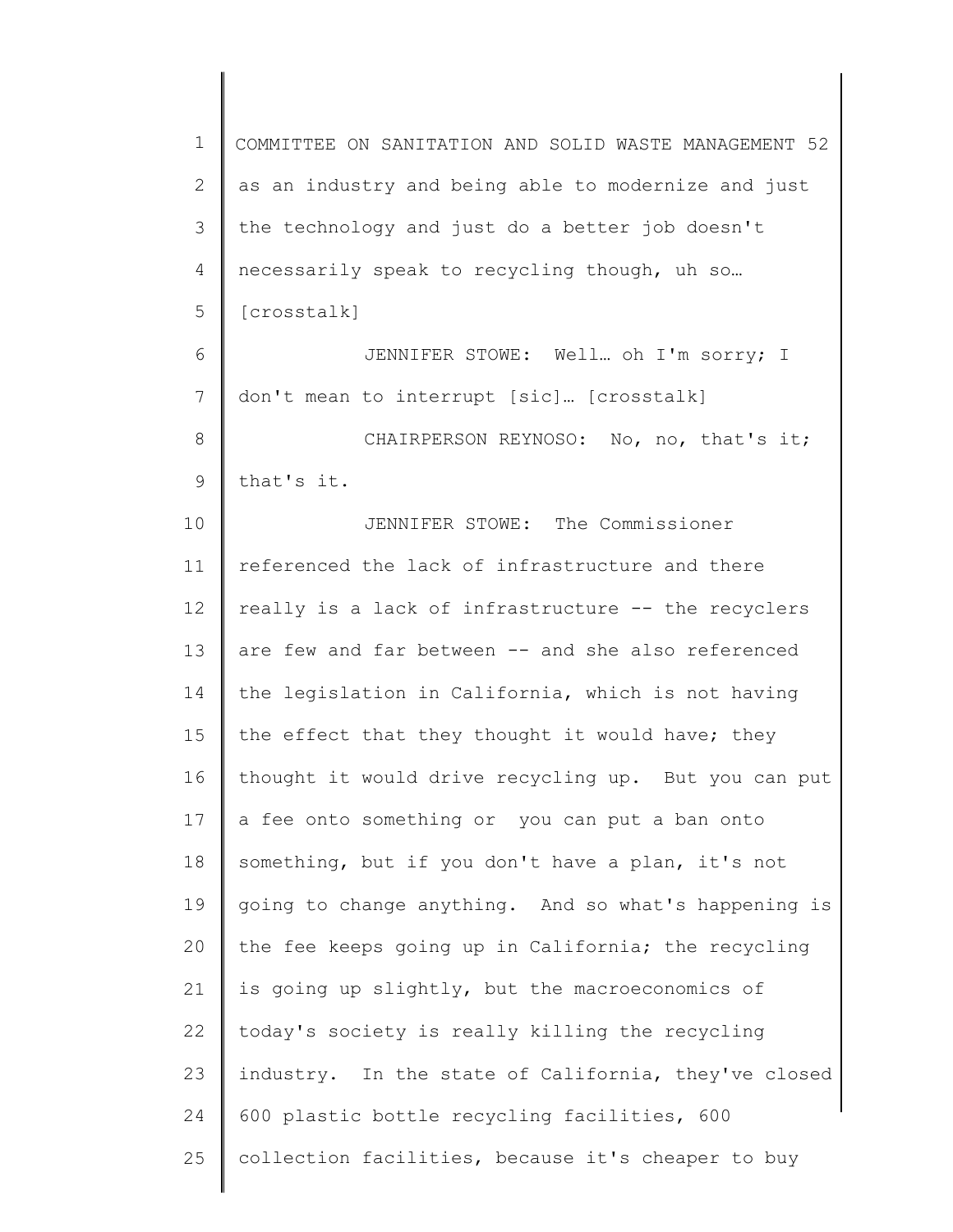as an industry and being able to modernize and just the technology and just do a better job doesn't necessarily speak to recycling though, uh so… [crosstalk]

JENNIFER STOWE: Well… oh I'm sorry; I don't mean to interrupt [sic]… [crosstalk]

CHAIRPERSON REYNOSO: No, no, that's it; that's it.

JENNIFER STOWE: The Commissioner referenced the lack of infrastructure and there really is a lack of infrastructure -- the recyclers are few and far between -- and she also referenced the legislation in California, which is not having the effect that they thought it would have; they thought it would drive recycling up. But you can put a fee onto something or you can put a ban onto something, but if you don't have a plan, it's not going to change anything. And so what's happening is the fee keeps going up in California; the recycling is going up slightly, but the macroeconomics of today's society is really killing the recycling industry. In the state of California, they've closed 600 plastic bottle recycling facilities, 600 collection facilities, because it's cheaper to buy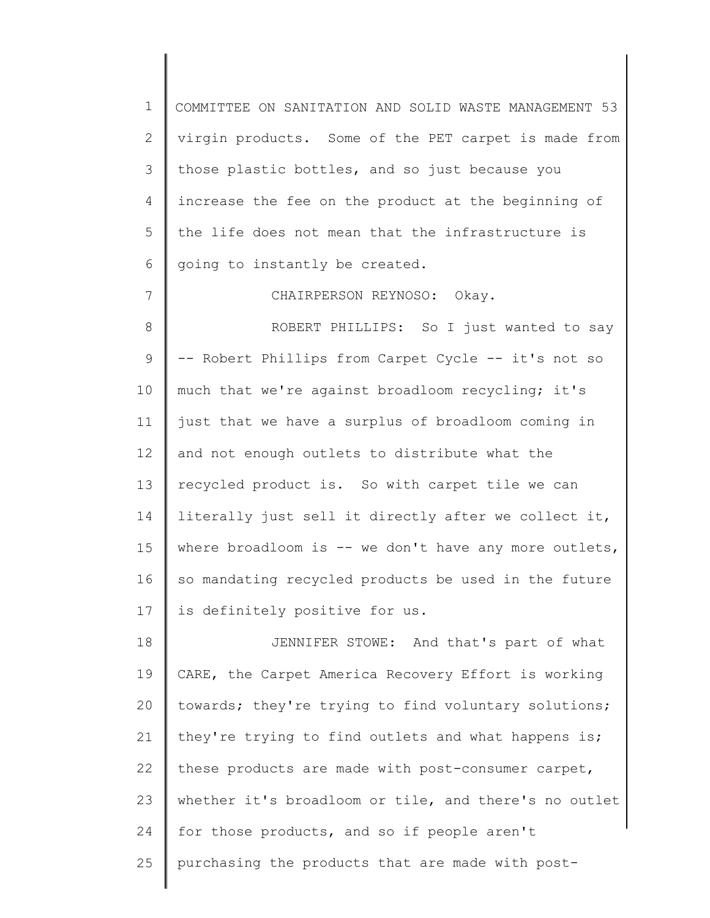virgin products. Some of the PET carpet is made from those plastic bottles, and so just because you increase the fee on the product at the beginning of the life does not mean that the infrastructure is going to instantly be created.

CHAIRPERSON REYNOSO: Okay.

ROBERT PHILLIPS: So I just wanted to say -- Robert Phillips from Carpet Cycle -- it's not so much that we're against broadloom recycling; it's just that we have a surplus of broadloom coming in and not enough outlets to distribute what the recycled product is. So with carpet tile we can literally just sell it directly after we collect it, where broadloom is -- we don't have any more outlets, so mandating recycled products be used in the future is definitely positive for us.

JENNIFER STOWE: And that's part of what CARE, the Carpet America Recovery Effort is working towards; they're trying to find voluntary solutions; they're trying to find outlets and what happens is; these products are made with post-consumer carpet, whether it's broadloom or tile, and there's no outlet for those products, and so if people aren't purchasing the products that are made with post-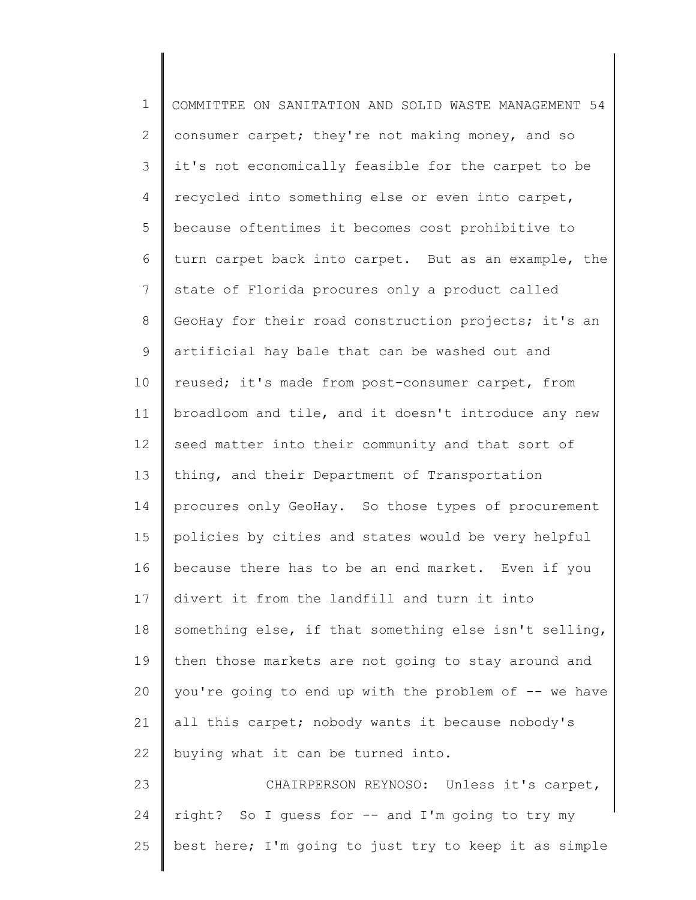consumer carpet; they're not making money, and so it's not economically feasible for the carpet to be recycled into something else or even into carpet, because oftentimes it becomes cost prohibitive to turn carpet back into carpet. But as an example, the state of Florida procures only a product called GeoHay for their road construction projects; it's an artificial hay bale that can be washed out and reused; it's made from post-consumer carpet, from broadloom and tile, and it doesn't introduce any new seed matter into their community and that sort of thing, and their Department of Transportation procures only GeoHay. So those types of procurement policies by cities and states would be very helpful because there has to be an end market. Even if you divert it from the landfill and turn it into something else, if that something else isn't selling, then those markets are not going to stay around and you're going to end up with the problem of -- we have all this carpet; nobody wants it because nobody's buying what it can be turned into.

CHAIRPERSON REYNOSO: Unless it's carpet, right? So I guess for -- and I'm going to try my best here; I'm going to just try to keep it as simple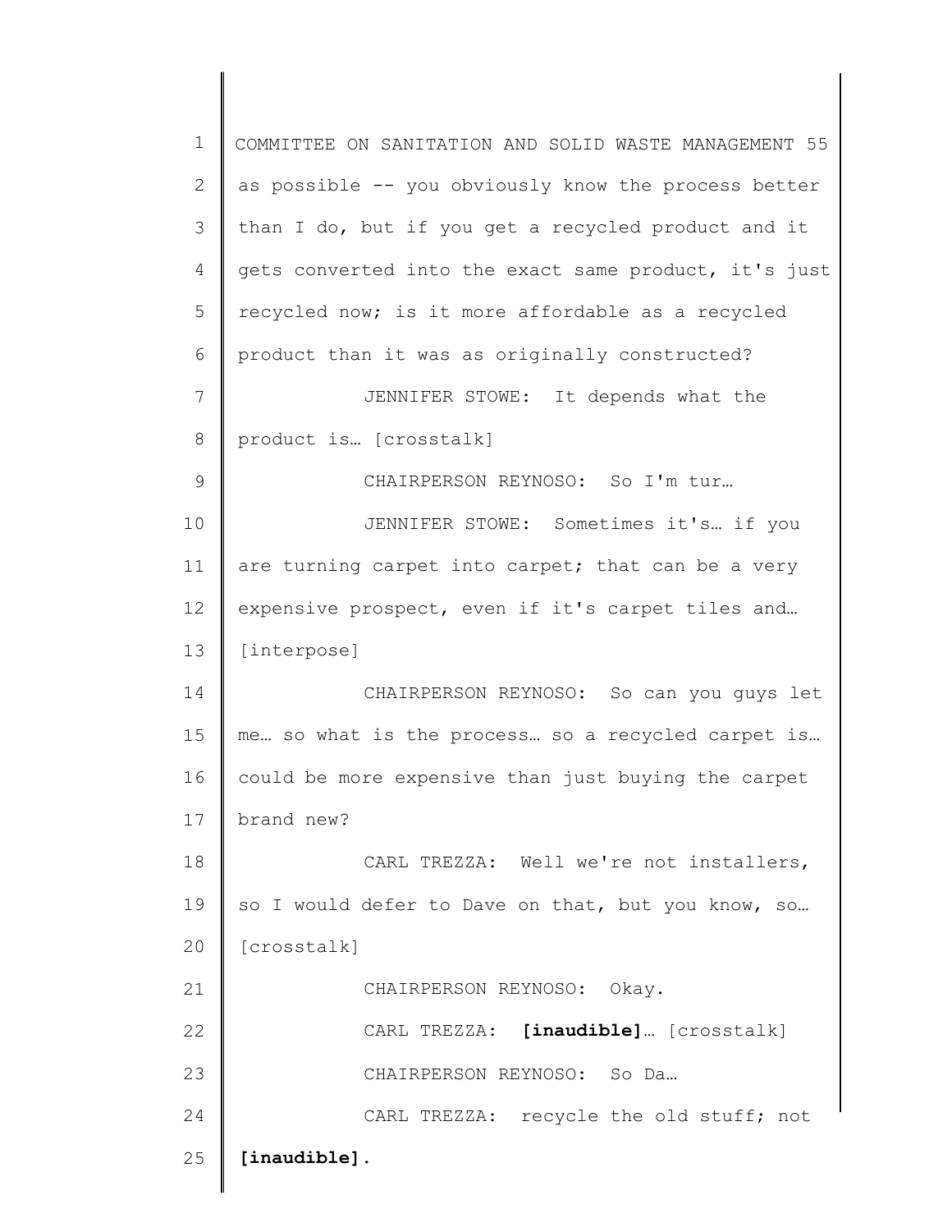as possible -- you obviously know the process better than I do, but if you get a recycled product and it gets converted into the exact same product, it's just recycled now; is it more affordable as a recycled product than it was as originally constructed?

JENNIFER STOWE: It depends what the product is… [crosstalk]

CHAIRPERSON REYNOSO: So I'm tur…

JENNIFER STOWE: Sometimes it's… if you are turning carpet into carpet; that can be a very expensive prospect, even if it's carpet tiles and… [interpose]

CHAIRPERSON REYNOSO: So can you guys let me… so what is the process… so a recycled carpet is… could be more expensive than just buying the carpet brand new?

CARL TREZZA: Well we're not installers, so I would defer to Dave on that, but you know, so… [crosstalk]

CHAIRPERSON REYNOSO: Okay.

CARL TREZZA: **[inaudible]**… [crosstalk]

CHAIRPERSON REYNOSO: So Da…

CARL TREZZA: recycle the old stuff; not **[inaudible]**.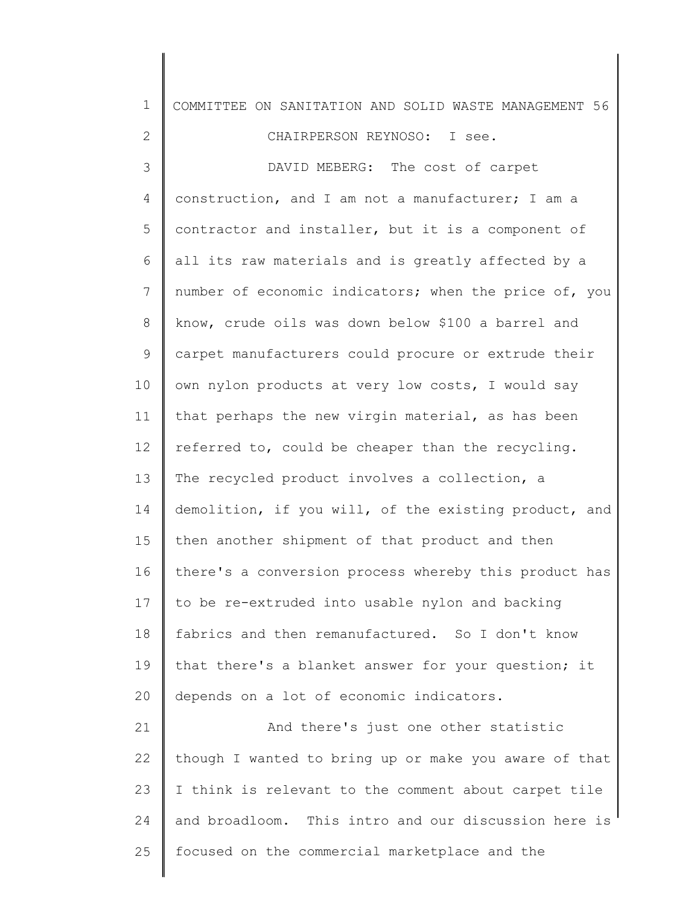CHAIRPERSON REYNOSO: I see.

DAVID MEBERG: The cost of carpet construction, and I am not a manufacturer; I am a contractor and installer, but it is a component of all its raw materials and is greatly affected by a number of economic indicators; when the price of, you know, crude oils was down below $100 a barrel and carpet manufacturers could procure or extrude their own nylon products at very low costs, I would say that perhaps the new virgin material, as has been referred to, could be cheaper than the recycling. The recycled product involves a collection, a demolition, if you will, of the existing product, and then another shipment of that product and then there's a conversion process whereby this product has to be re-extruded into usable nylon and backing fabrics and then remanufactured. So I don't know that there's a blanket answer for your question; it depends on a lot of economic indicators.

And there's just one other statistic though I wanted to bring up or make you aware of that I think is relevant to the comment about carpet tile and broadloom. This intro and our discussion here is focused on the commercial marketplace and the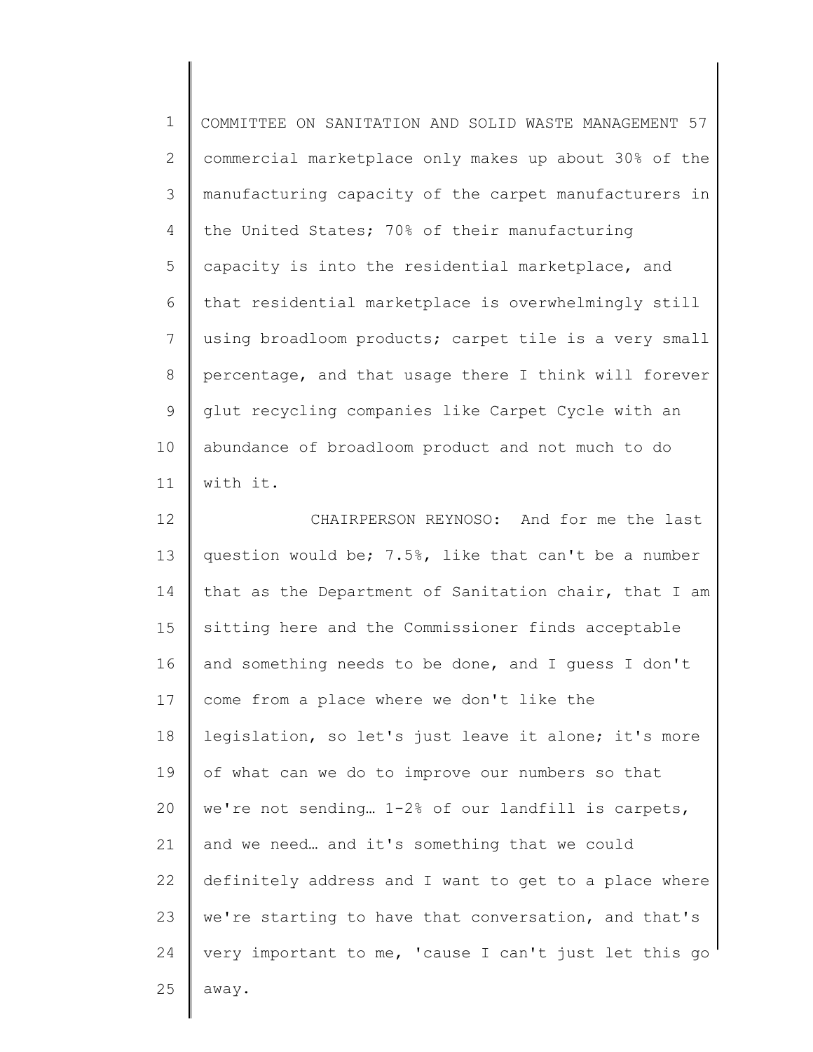commercial marketplace only makes up about 30% of the manufacturing capacity of the carpet manufacturers in the United States; 70% of their manufacturing capacity is into the residential marketplace, and that residential marketplace is overwhelmingly still using broadloom products; carpet tile is a very small percentage, and that usage there I think will forever glut recycling companies like Carpet Cycle with an abundance of broadloom product and not much to do with it.

CHAIRPERSON REYNOSO: And for me the last question would be; 7.5%, like that can't be a number that as the Department of Sanitation chair, that I am sitting here and the Commissioner finds acceptable and something needs to be done, and I guess I don't come from a place where we don't like the legislation, so let's just leave it alone; it's more of what can we do to improve our numbers so that we're not sending… 1-2% of our landfill is carpets, and we need… and it's something that we could definitely address and I want to get to a place where we're starting to have that conversation, and that's very important to me, 'cause I can't just let this go away.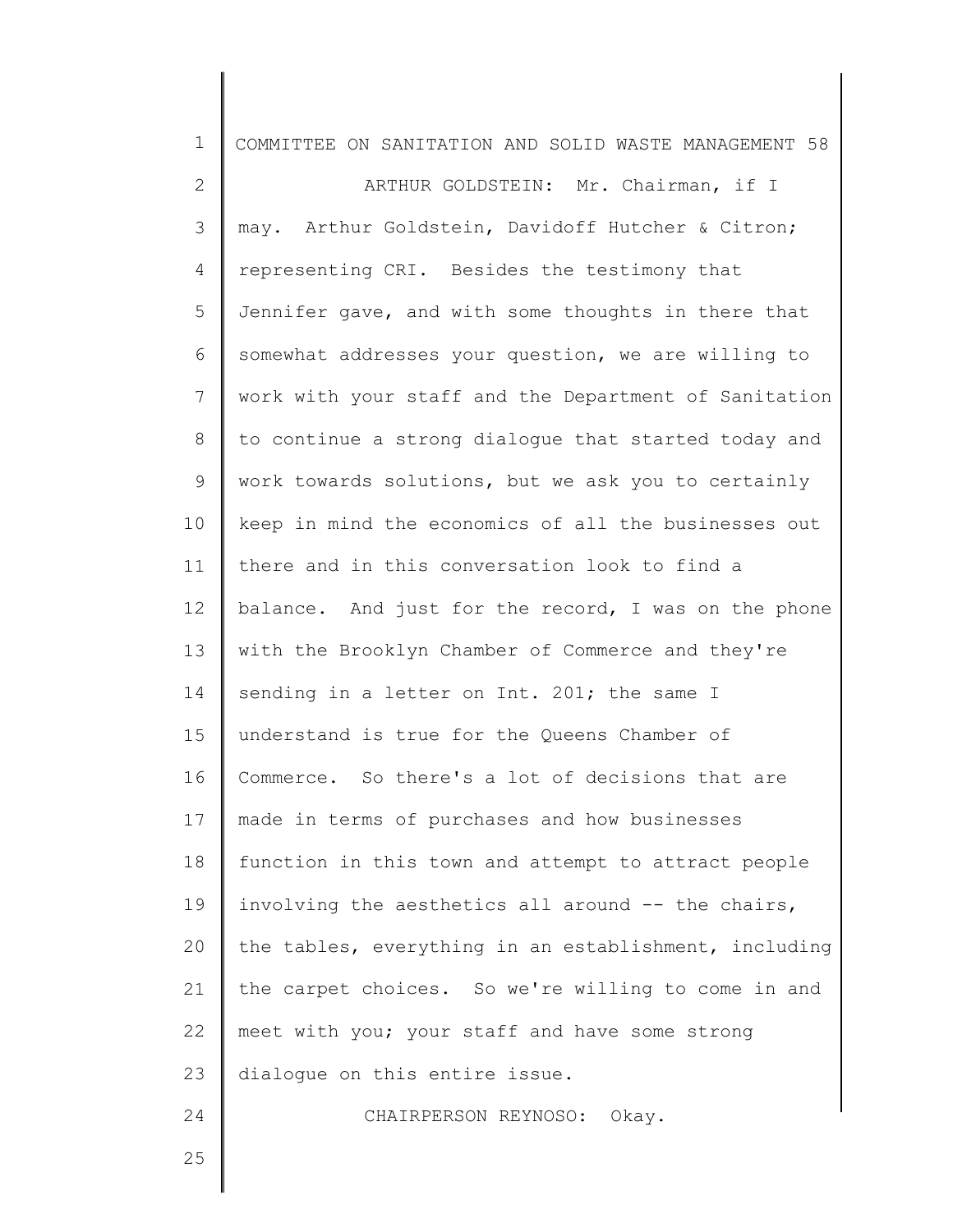ARTHUR GOLDSTEIN: Mr. Chairman, if I may. Arthur Goldstein, Davidoff Hutcher & Citron; representing CRI. Besides the testimony that Jennifer gave, and with some thoughts in there that somewhat addresses your question, we are willing to work with your staff and the Department of Sanitation to continue a strong dialogue that started today and work towards solutions, but we ask you to certainly keep in mind the economics of all the businesses out there and in this conversation look to find a balance. And just for the record, I was on the phone with the Brooklyn Chamber of Commerce and they're sending in a letter on Int. 201; the same I understand is true for the Queens Chamber of Commerce. So there's a lot of decisions that are made in terms of purchases and how businesses function in this town and attempt to attract people involving the aesthetics all around -- the chairs, the tables, everything in an establishment, including the carpet choices. So we're willing to come in and meet with you; your staff and have some strong dialogue on this entire issue.

CHAIRPERSON REYNOSO: Okay.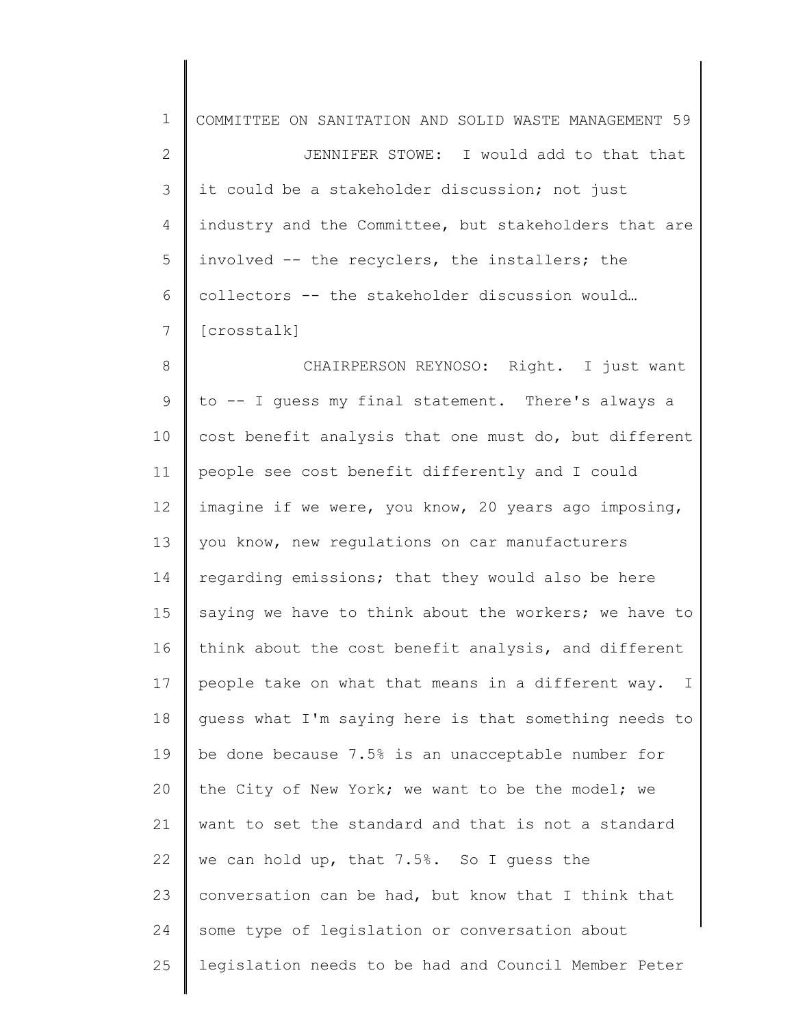JENNIFER STOWE: I would add to that that it could be a stakeholder discussion; not just industry and the Committee, but stakeholders that are involved -- the recyclers, the installers; the collectors -- the stakeholder discussion would… [crosstalk]

CHAIRPERSON REYNOSO: Right. I just want to -- I guess my final statement. There's always a cost benefit analysis that one must do, but different people see cost benefit differently and I could imagine if we were, you know, 20 years ago imposing, you know, new regulations on car manufacturers regarding emissions; that they would also be here saying we have to think about the workers; we have to think about the cost benefit analysis, and different people take on what that means in a different way. I guess what I'm saying here is that something needs to be done because 7.5% is an unacceptable number for the City of New York; we want to be the model; we want to set the standard and that is not a standard we can hold up, that 7.5%. So I guess the conversation can be had, but know that I think that some type of legislation or conversation about legislation needs to be had and Council Member Peter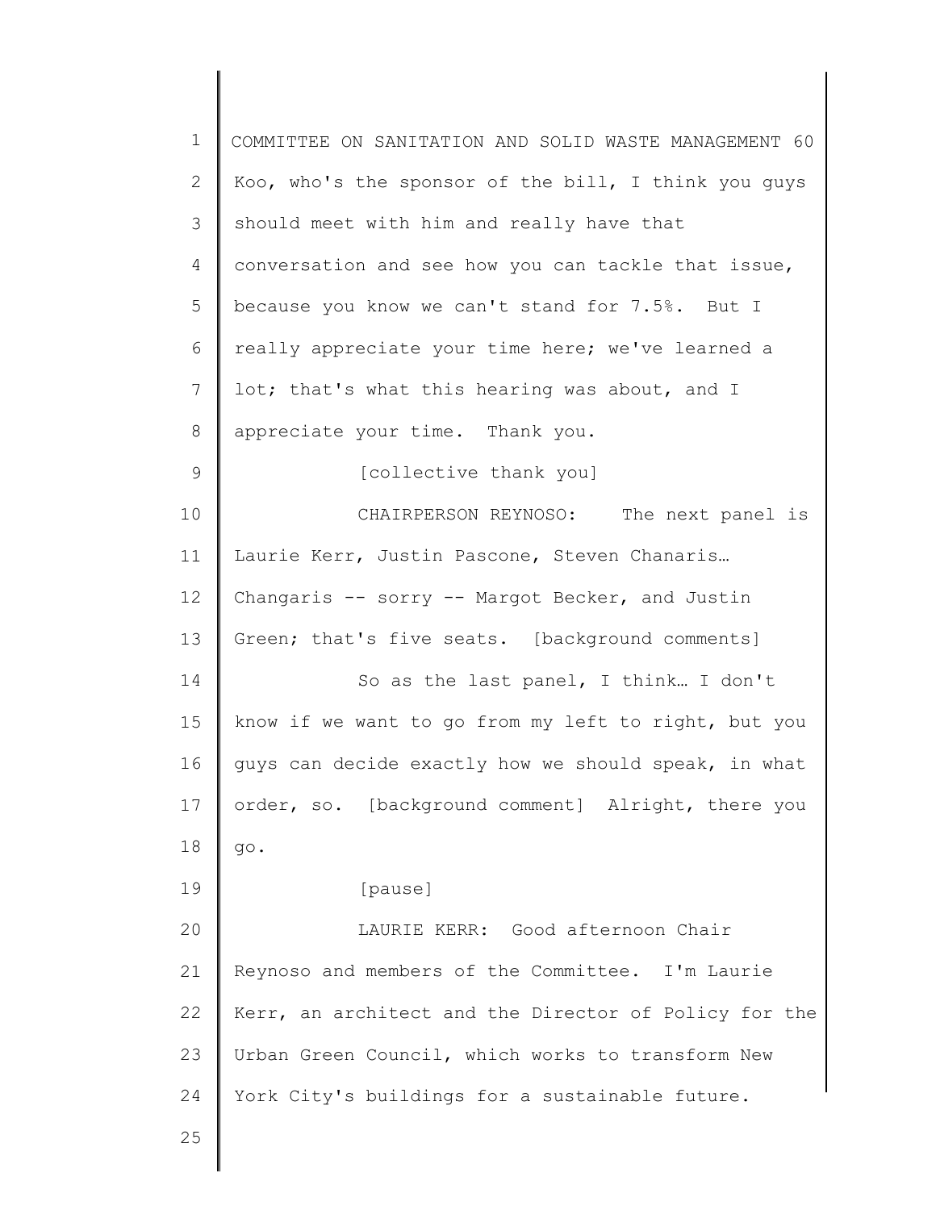Koo, who's the sponsor of the bill, I think you guys should meet with him and really have that conversation and see how you can tackle that issue, because you know we can't stand for 7.5%. But I really appreciate your time here; we've learned a lot; that's what this hearing was about, and I appreciate your time. Thank you.

[collective thank you]

CHAIRPERSON REYNOSO: The next panel is Laurie Kerr, Justin Pascone, Steven Chanaris… Changaris -- sorry -- Margot Becker, and Justin Green; that's five seats. [background comments]

So as the last panel, I think… I don't know if we want to go from my left to right, but you guys can decide exactly how we should speak, in what order, so. [background comment] Alright, there you go.

[pause]

LAURIE KERR: Good afternoon Chair Reynoso and members of the Committee. I'm Laurie Kerr, an architect and the Director of Policy for the Urban Green Council, which works to transform New York City's buildings for a sustainable future.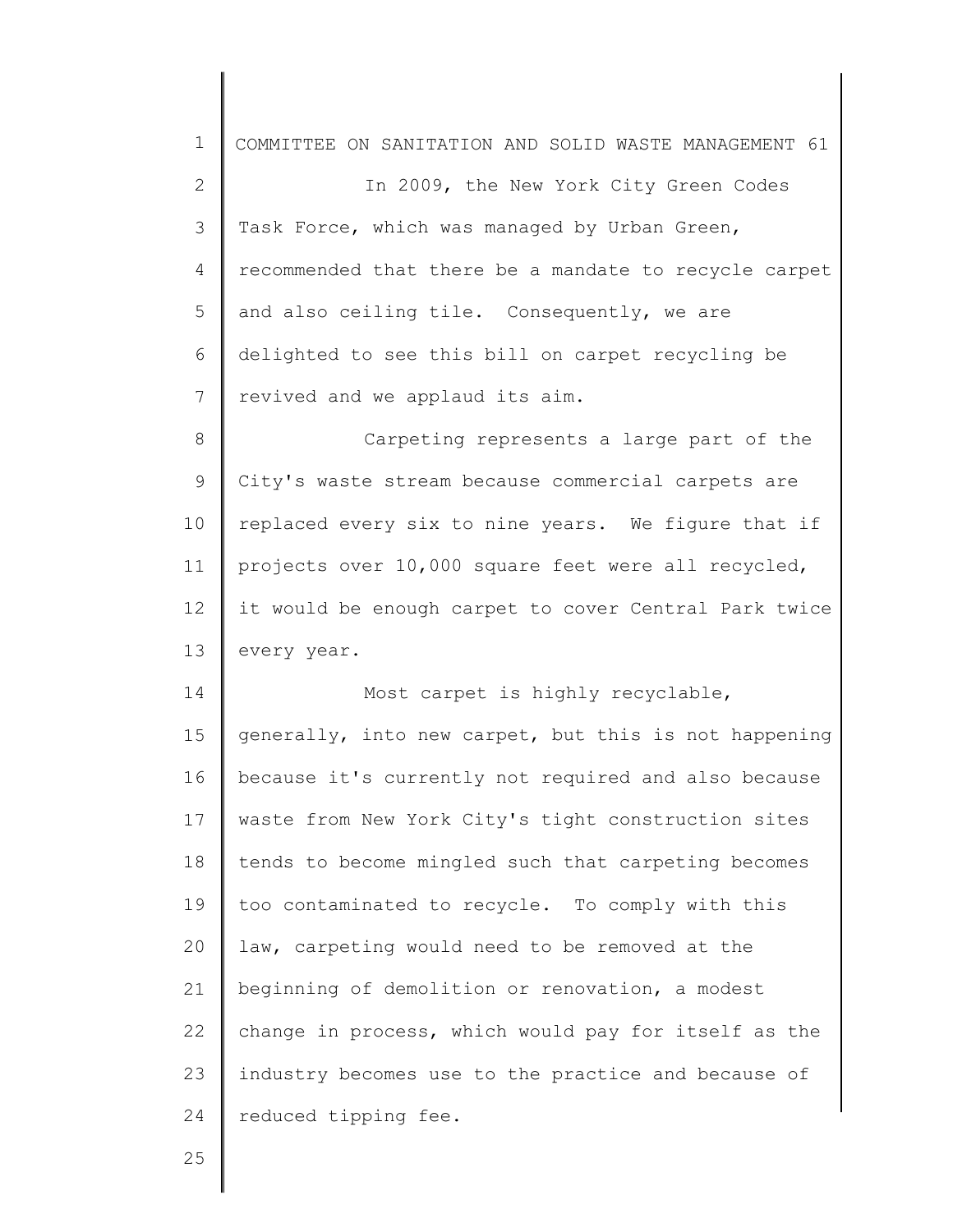In 2009, the New York City Green Codes Task Force, which was managed by Urban Green, recommended that there be a mandate to recycle carpet and also ceiling tile. Consequently, we are delighted to see this bill on carpet recycling be revived and we applaud its aim.

Carpeting represents a large part of the City's waste stream because commercial carpets are replaced every six to nine years. We figure that if projects over 10,000 square feet were all recycled, it would be enough carpet to cover Central Park twice every year.

Most carpet is highly recyclable, generally, into new carpet, but this is not happening because it's currently not required and also because waste from New York City's tight construction sites tends to become mingled such that carpeting becomes too contaminated to recycle. To comply with this law, carpeting would need to be removed at the beginning of demolition or renovation, a modest change in process, which would pay for itself as the industry becomes use to the practice and because of reduced tipping fee.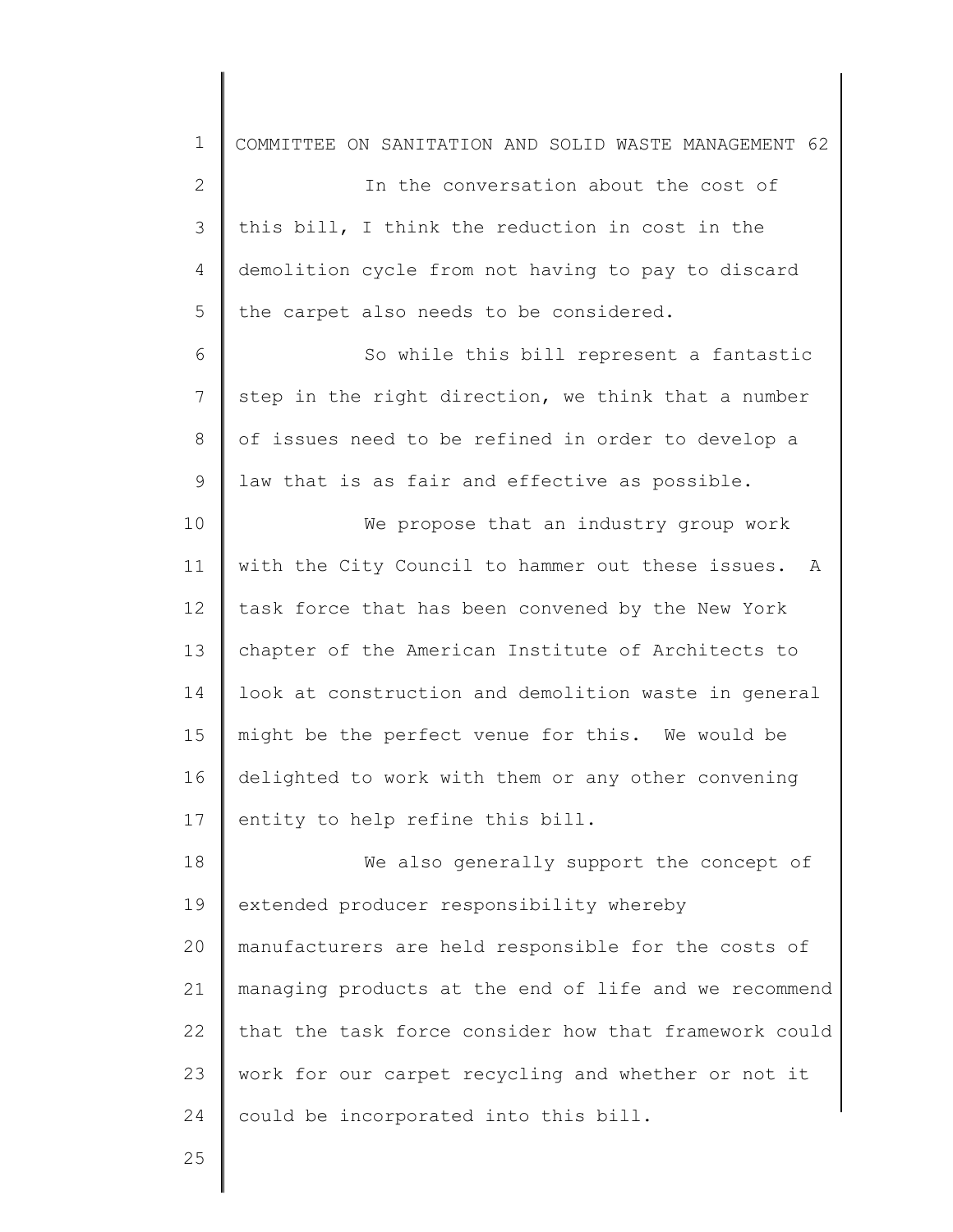In the conversation about the cost of this bill, I think the reduction in cost in the demolition cycle from not having to pay to discard the carpet also needs to be considered.

So while this bill represent a fantastic step in the right direction, we think that a number of issues need to be refined in order to develop a law that is as fair and effective as possible.

We propose that an industry group work with the City Council to hammer out these issues. A task force that has been convened by the New York chapter of the American Institute of Architects to look at construction and demolition waste in general might be the perfect venue for this. We would be delighted to work with them or any other convening entity to help refine this bill.

We also generally support the concept of extended producer responsibility whereby manufacturers are held responsible for the costs of managing products at the end of life and we recommend that the task force consider how that framework could work for our carpet recycling and whether or not it could be incorporated into this bill.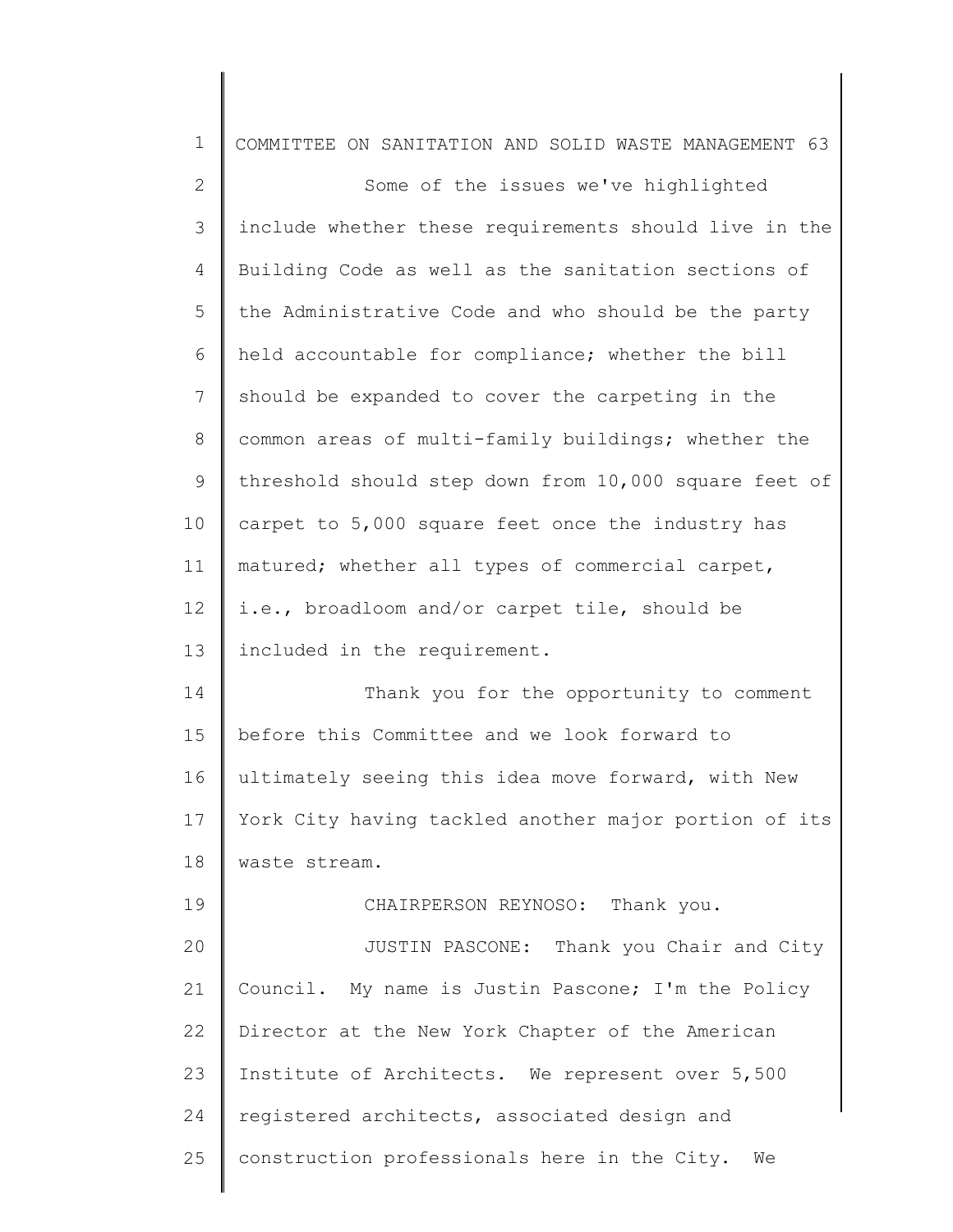Some of the issues we've highlighted include whether these requirements should live in the Building Code as well as the sanitation sections of the Administrative Code and who should be the party held accountable for compliance; whether the bill should be expanded to cover the carpeting in the common areas of multi-family buildings; whether the threshold should step down from 10,000 square feet of carpet to 5,000 square feet once the industry has matured; whether all types of commercial carpet, i.e., broadloom and/or carpet tile, should be included in the requirement.

Thank you for the opportunity to comment before this Committee and we look forward to ultimately seeing this idea move forward, with New York City having tackled another major portion of its waste stream.

CHAIRPERSON REYNOSO: Thank you.

JUSTIN PASCONE: Thank you Chair and City Council. My name is Justin Pascone; I'm the Policy Director at the New York Chapter of the American Institute of Architects. We represent over 5,500 registered architects, associated design and construction professionals here in the City. We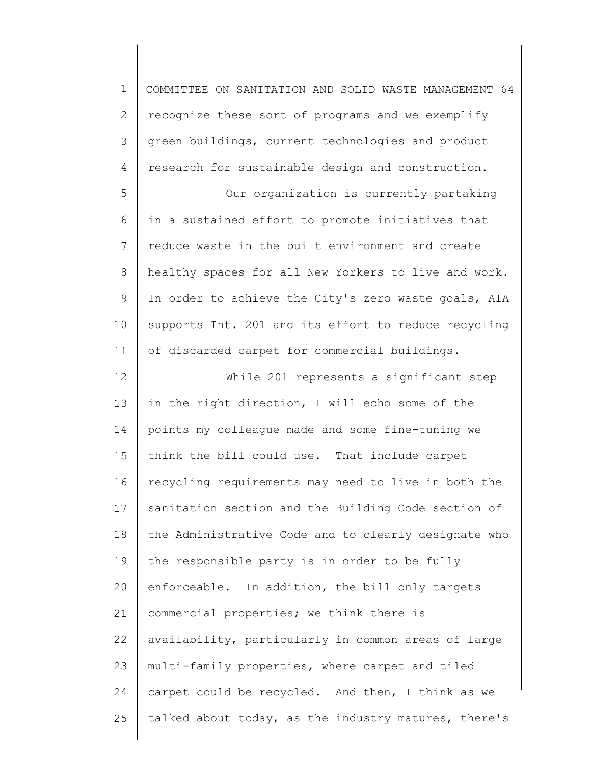recognize these sort of programs and we exemplify green buildings, current technologies and product research for sustainable design and construction.

Our organization is currently partaking in a sustained effort to promote initiatives that reduce waste in the built environment and create healthy spaces for all New Yorkers to live and work. In order to achieve the City's zero waste goals, AIA supports Int. 201 and its effort to reduce recycling of discarded carpet for commercial buildings.

While 201 represents a significant step in the right direction, I will echo some of the points my colleague made and some fine-tuning we think the bill could use. That include carpet recycling requirements may need to live in both the sanitation section and the Building Code section of the Administrative Code and to clearly designate who the responsible party is in order to be fully enforceable. In addition, the bill only targets commercial properties; we think there is availability, particularly in common areas of large multi-family properties, where carpet and tiled carpet could be recycled. And then, I think as we talked about today, as the industry matures, there's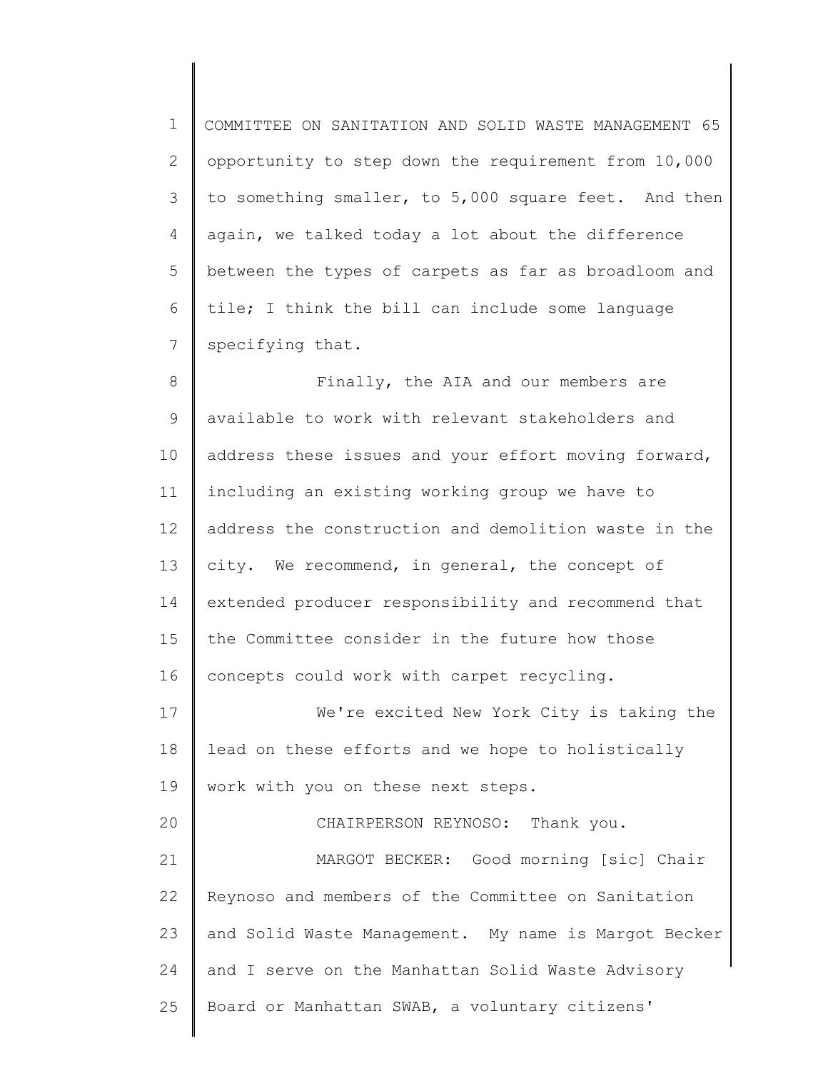opportunity to step down the requirement from 10,000 to something smaller, to 5,000 square feet. And then again, we talked today a lot about the difference between the types of carpets as far as broadloom and tile; I think the bill can include some language specifying that.

Finally, the AIA and our members are available to work with relevant stakeholders and address these issues and your effort moving forward, including an existing working group we have to address the construction and demolition waste in the city. We recommend, in general, the concept of extended producer responsibility and recommend that the Committee consider in the future how those concepts could work with carpet recycling.

We're excited New York City is taking the lead on these efforts and we hope to holistically work with you on these next steps.

CHAIRPERSON REYNOSO: Thank you.

MARGOT BECKER: Good morning [sic] Chair Reynoso and members of the Committee on Sanitation and Solid Waste Management. My name is Margot Becker and I serve on the Manhattan Solid Waste Advisory Board or Manhattan SWAB, a voluntary citizens'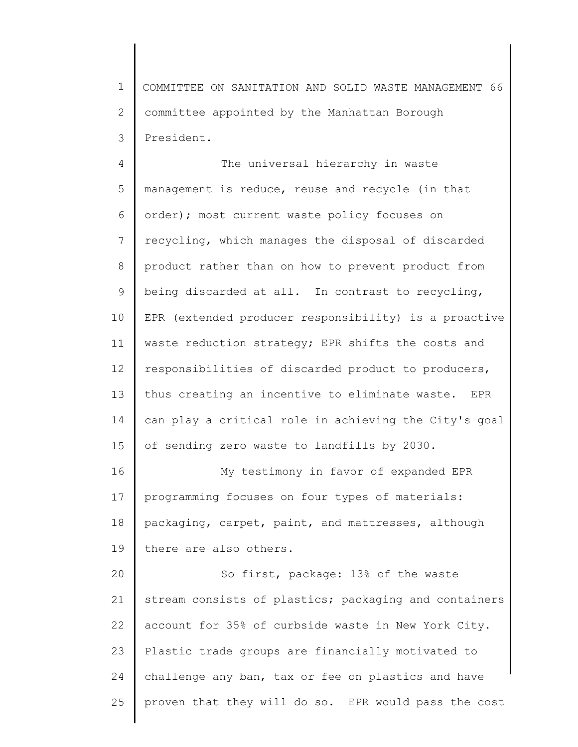committee appointed by the Manhattan Borough President.

The universal hierarchy in waste management is reduce, reuse and recycle (in that order); most current waste policy focuses on recycling, which manages the disposal of discarded product rather than on how to prevent product from being discarded at all. In contrast to recycling, EPR (extended producer responsibility) is a proactive waste reduction strategy; EPR shifts the costs and responsibilities of discarded product to producers, thus creating an incentive to eliminate waste. EPR can play a critical role in achieving the City's goal of sending zero waste to landfills by 2030.

My testimony in favor of expanded EPR programming focuses on four types of materials: packaging, carpet, paint, and mattresses, although there are also others.

So first, package: 13% of the waste stream consists of plastics; packaging and containers account for 35% of curbside waste in New York City. Plastic trade groups are financially motivated to challenge any ban, tax or fee on plastics and have proven that they will do so. EPR would pass the cost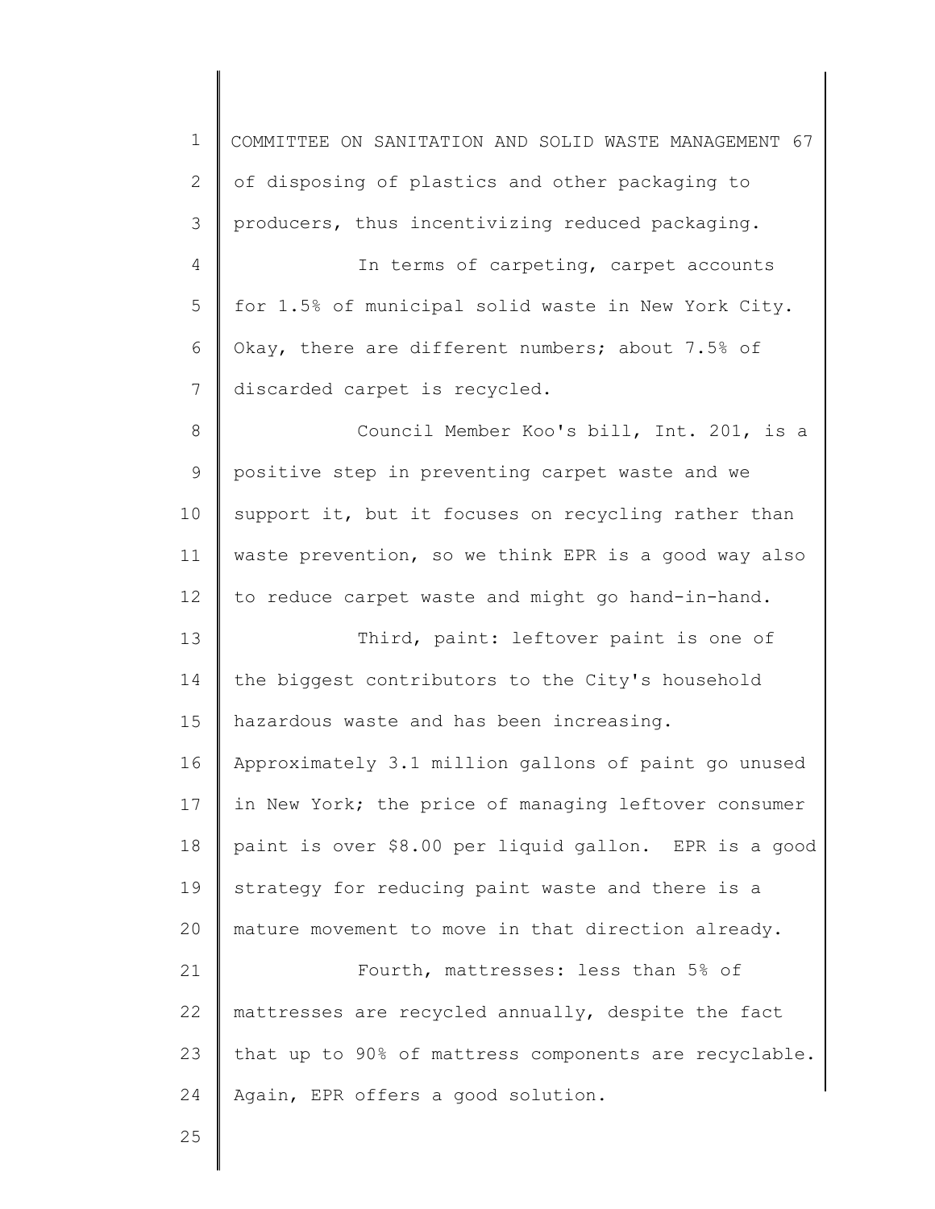of disposing of plastics and other packaging to producers, thus incentivizing reduced packaging.

In terms of carpeting, carpet accounts for 1.5% of municipal solid waste in New York City. Okay, there are different numbers; about 7.5% of discarded carpet is recycled.

Council Member Koo's bill, Int. 201, is a positive step in preventing carpet waste and we support it, but it focuses on recycling rather than waste prevention, so we think EPR is a good way also to reduce carpet waste and might go hand-in-hand.

Third, paint: leftover paint is one of the biggest contributors to the City's household hazardous waste and has been increasing. Approximately 3.1 million gallons of paint go unused in New York; the price of managing leftover consumer paint is over $8.00 per liquid gallon. EPR is a good strategy for reducing paint waste and there is a mature movement to move in that direction already.

Fourth, mattresses: less than 5% of mattresses are recycled annually, despite the fact that up to 90% of mattress components are recyclable. Again, EPR offers a good solution.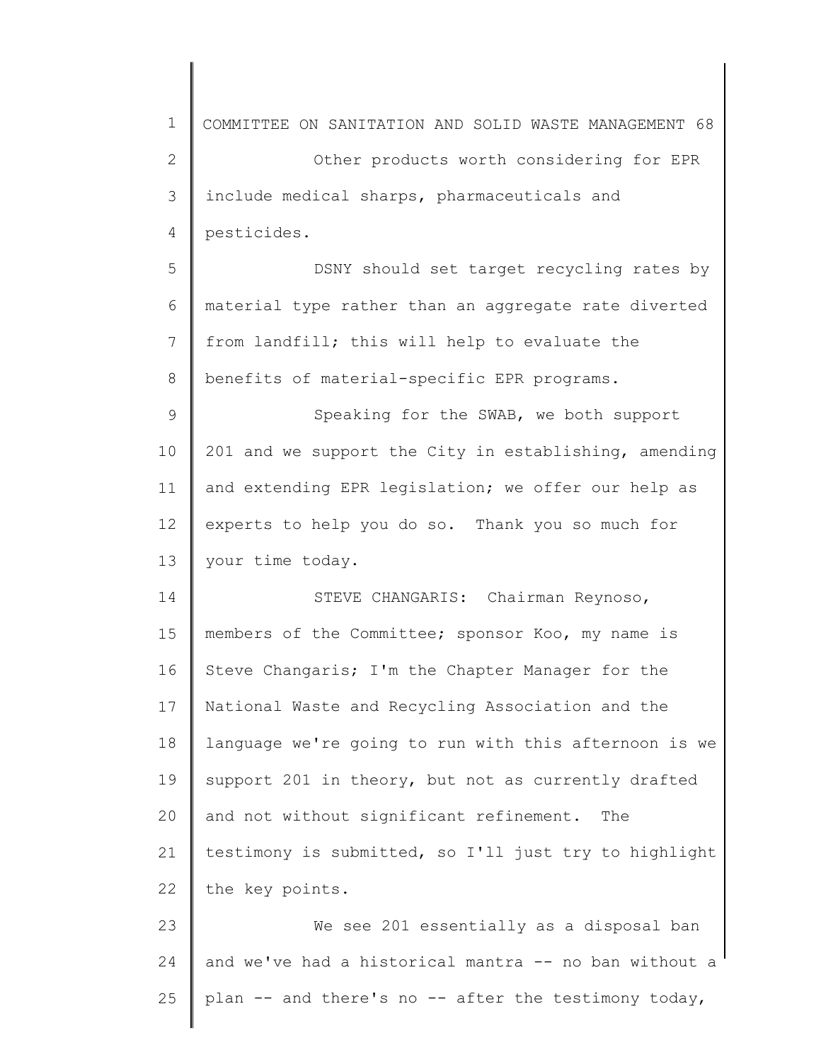Other products worth considering for EPR include medical sharps, pharmaceuticals and pesticides.

DSNY should set target recycling rates by material type rather than an aggregate rate diverted from landfill; this will help to evaluate the benefits of material-specific EPR programs.

Speaking for the SWAB, we both support 201 and we support the City in establishing, amending and extending EPR legislation; we offer our help as experts to help you do so. Thank you so much for your time today.

STEVE CHANGARIS: Chairman Reynoso, members of the Committee; sponsor Koo, my name is Steve Changaris; I'm the Chapter Manager for the National Waste and Recycling Association and the language we're going to run with this afternoon is we support 201 in theory, but not as currently drafted and not without significant refinement. The testimony is submitted, so I'll just try to highlight the key points.

We see 201 essentially as a disposal ban and we've had a historical mantra -- no ban without a plan -- and there's no -- after the testimony today,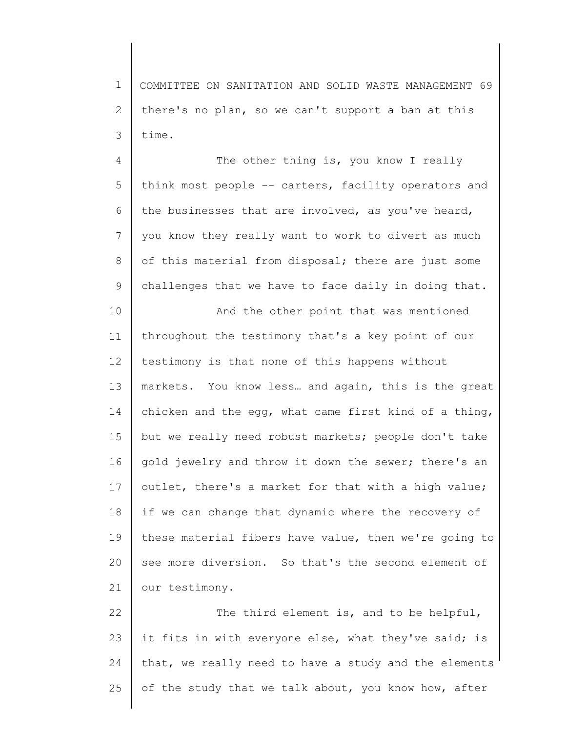there's no plan, so we can't support a ban at this time.

The other thing is, you know I really think most people -- carters, facility operators and the businesses that are involved, as you've heard, you know they really want to work to divert as much of this material from disposal; there are just some challenges that we have to face daily in doing that.

And the other point that was mentioned throughout the testimony that's a key point of our testimony is that none of this happens without markets. You know less… and again, this is the great chicken and the egg, what came first kind of a thing, but we really need robust markets; people don't take gold jewelry and throw it down the sewer; there's an outlet, there's a market for that with a high value; if we can change that dynamic where the recovery of these material fibers have value, then we're going to see more diversion. So that's the second element of our testimony.

The third element is, and to be helpful, it fits in with everyone else, what they've said; is that, we really need to have a study and the elements of the study that we talk about, you know how, after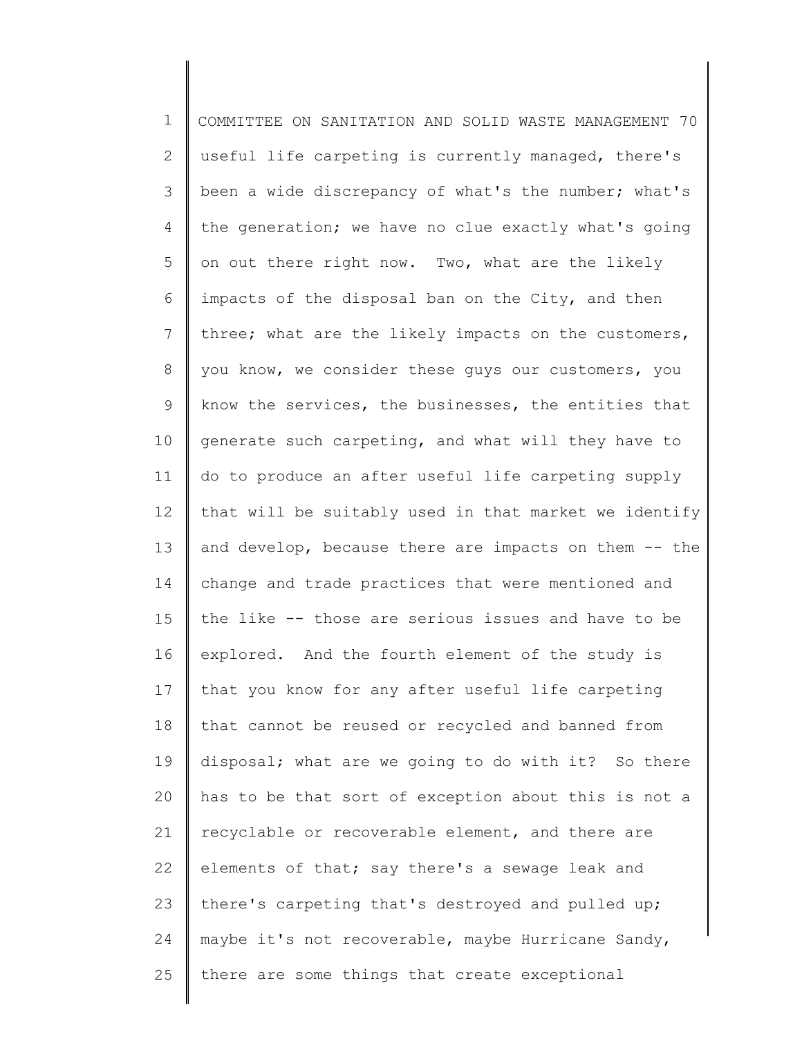useful life carpeting is currently managed, there's been a wide discrepancy of what's the number; what's the generation; we have no clue exactly what's going on out there right now. Two, what are the likely impacts of the disposal ban on the City, and then three; what are the likely impacts on the customers, you know, we consider these guys our customers, you know the services, the businesses, the entities that generate such carpeting, and what will they have to do to produce an after useful life carpeting supply that will be suitably used in that market we identify and develop, because there are impacts on them -- the change and trade practices that were mentioned and the like -- those are serious issues and have to be explored. And the fourth element of the study is that you know for any after useful life carpeting that cannot be reused or recycled and banned from disposal; what are we going to do with it? So there has to be that sort of exception about this is not a recyclable or recoverable element, and there are elements of that; say there's a sewage leak and there's carpeting that's destroyed and pulled up; maybe it's not recoverable, maybe Hurricane Sandy, there are some things that create exceptional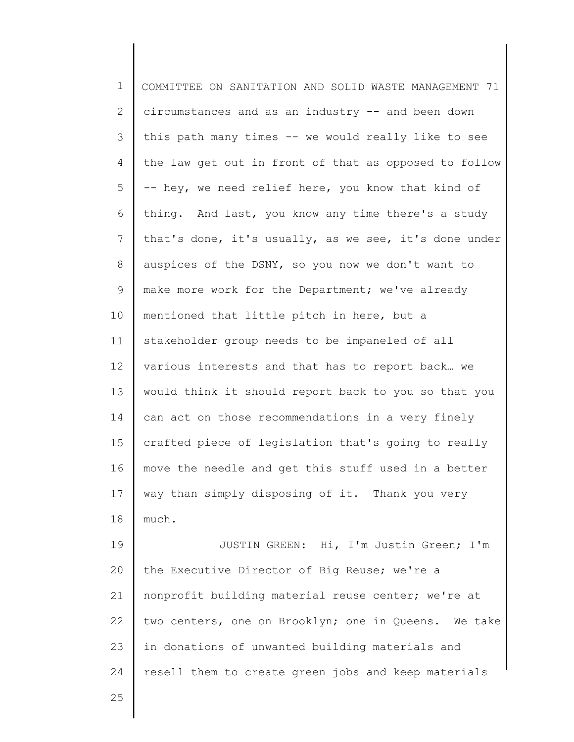circumstances and as an industry -- and been down this path many times -- we would really like to see the law get out in front of that as opposed to follow -- hey, we need relief here, you know that kind of thing. And last, you know any time there's a study that's done, it's usually, as we see, it's done under auspices of the DSNY, so you now we don't want to make more work for the Department; we've already mentioned that little pitch in here, but a stakeholder group needs to be impaneled of all various interests and that has to report back… we would think it should report back to you so that you can act on those recommendations in a very finely crafted piece of legislation that's going to really move the needle and get this stuff used in a better way than simply disposing of it. Thank you very much.

JUSTIN GREEN: Hi, I'm Justin Green; I'm the Executive Director of Big Reuse; we're a nonprofit building material reuse center; we're at two centers, one on Brooklyn; one in Queens. We take in donations of unwanted building materials and resell them to create green jobs and keep materials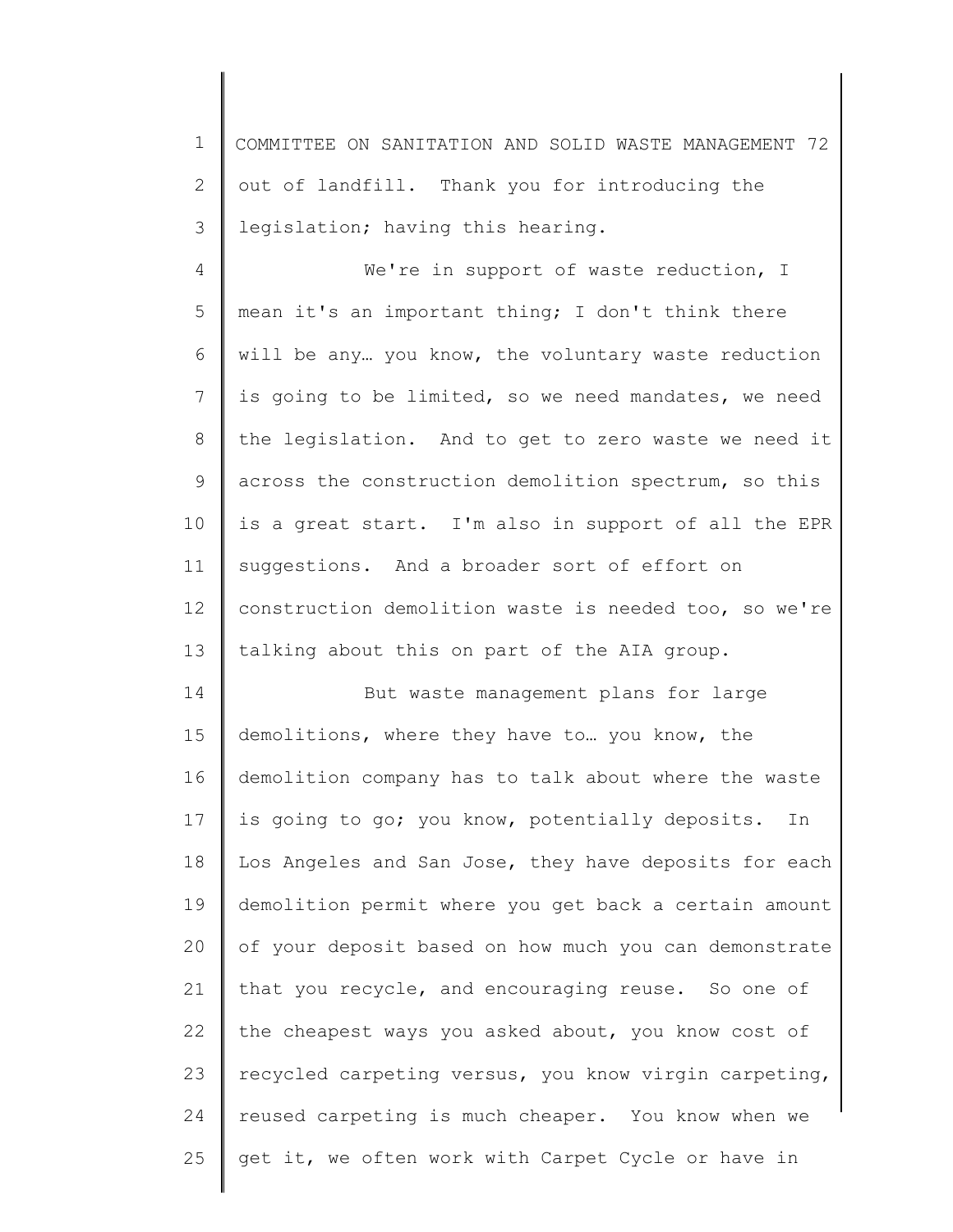out of landfill. Thank you for introducing the legislation; having this hearing.

We're in support of waste reduction, I mean it's an important thing; I don't think there will be any… you know, the voluntary waste reduction is going to be limited, so we need mandates, we need the legislation. And to get to zero waste we need it across the construction demolition spectrum, so this is a great start. I'm also in support of all the EPR suggestions. And a broader sort of effort on construction demolition waste is needed too, so we're talking about this on part of the AIA group.

But waste management plans for large demolitions, where they have to… you know, the demolition company has to talk about where the waste is going to go; you know, potentially deposits. In Los Angeles and San Jose, they have deposits for each demolition permit where you get back a certain amount of your deposit based on how much you can demonstrate that you recycle, and encouraging reuse. So one of the cheapest ways you asked about, you know cost of recycled carpeting versus, you know virgin carpeting, reused carpeting is much cheaper. You know when we get it, we often work with Carpet Cycle or have in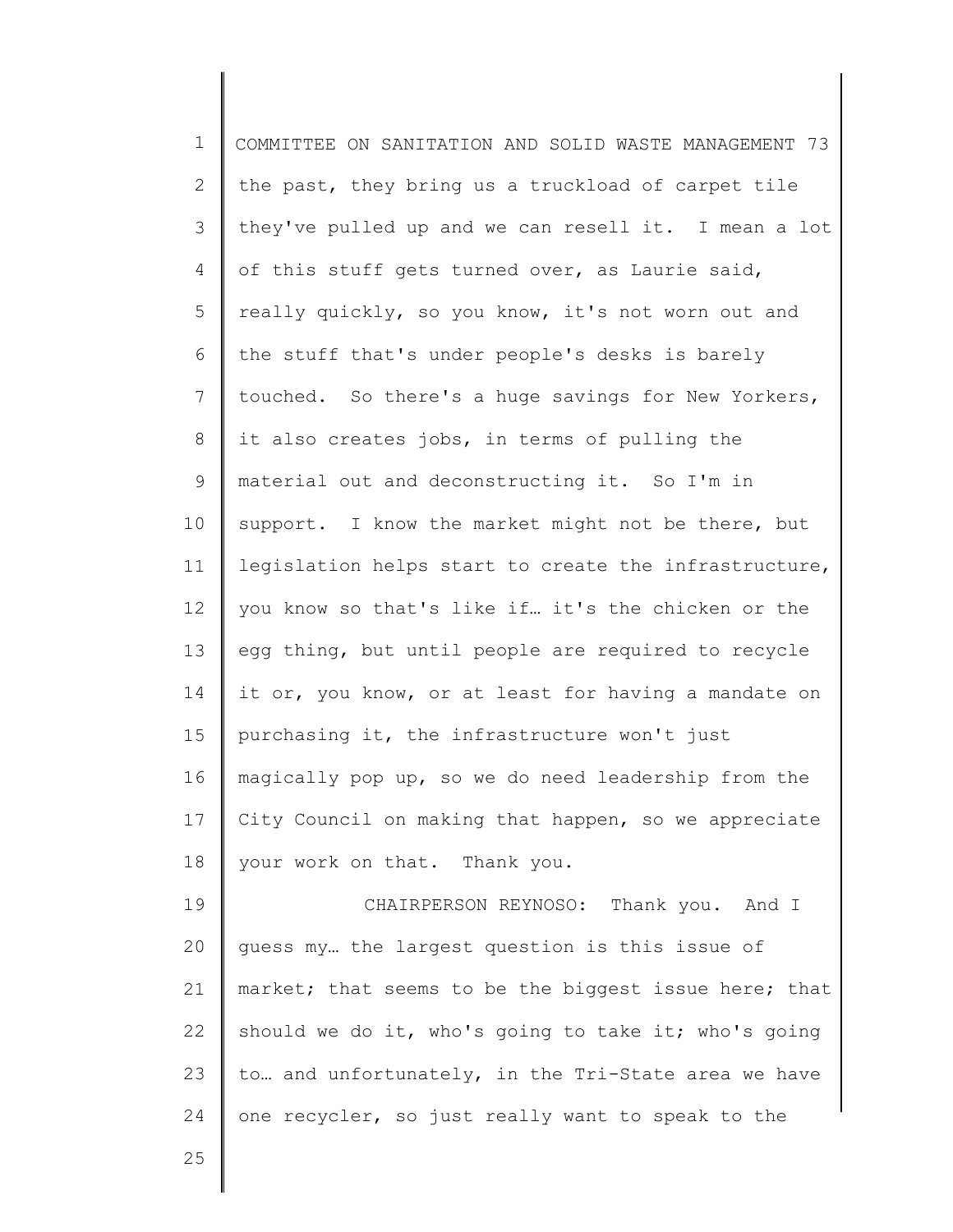the past, they bring us a truckload of carpet tile they've pulled up and we can resell it. I mean a lot of this stuff gets turned over, as Laurie said, really quickly, so you know, it's not worn out and the stuff that's under people's desks is barely touched. So there's a huge savings for New Yorkers, it also creates jobs, in terms of pulling the material out and deconstructing it. So I'm in support. I know the market might not be there, but legislation helps start to create the infrastructure, you know so that's like if… it's the chicken or the egg thing, but until people are required to recycle it or, you know, or at least for having a mandate on purchasing it, the infrastructure won't just magically pop up, so we do need leadership from the City Council on making that happen, so we appreciate your work on that. Thank you.

CHAIRPERSON REYNOSO: Thank you. And I guess my… the largest question is this issue of market; that seems to be the biggest issue here; that should we do it, who's going to take it; who's going to… and unfortunately, in the Tri-State area we have one recycler, so just really want to speak to the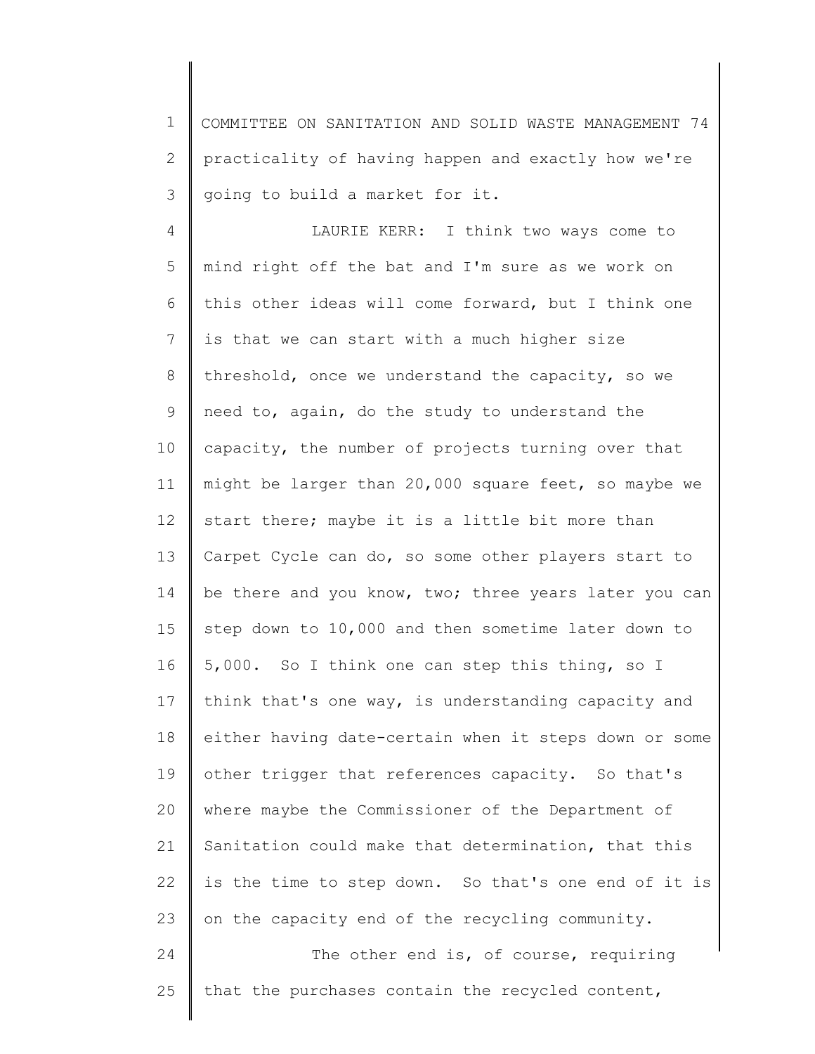practicality of having happen and exactly how we're going to build a market for it.

LAURIE KERR: I think two ways come to mind right off the bat and I'm sure as we work on this other ideas will come forward, but I think one is that we can start with a much higher size threshold, once we understand the capacity, so we need to, again, do the study to understand the capacity, the number of projects turning over that might be larger than 20,000 square feet, so maybe we start there; maybe it is a little bit more than Carpet Cycle can do, so some other players start to be there and you know, two; three years later you can step down to 10,000 and then sometime later down to 5,000. So I think one can step this thing, so I think that's one way, is understanding capacity and either having date-certain when it steps down or some other trigger that references capacity. So that's where maybe the Commissioner of the Department of Sanitation could make that determination, that this is the time to step down. So that's one end of it is on the capacity end of the recycling community.

The other end is, of course, requiring that the purchases contain the recycled content,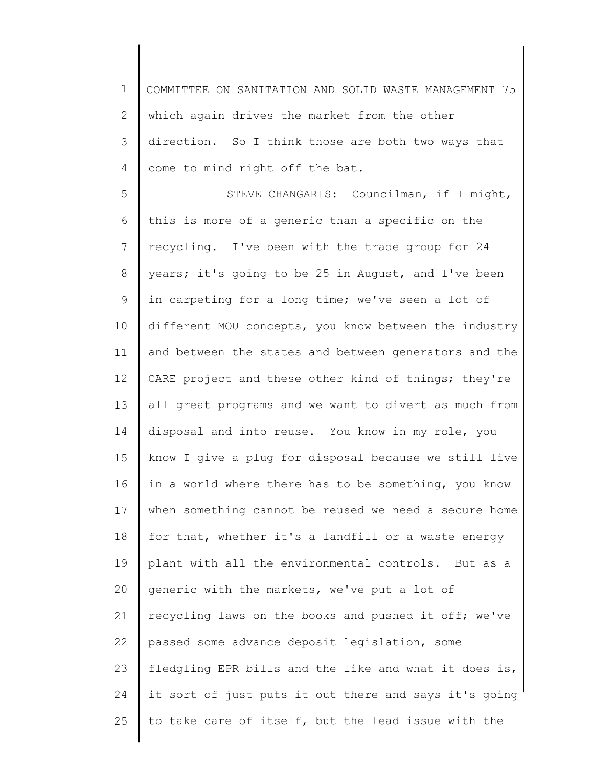which again drives the market from the other direction. So I think those are both two ways that come to mind right off the bat.

STEVE CHANGARIS: Councilman, if I might, this is more of a generic than a specific on the recycling. I've been with the trade group for 24 years; it's going to be 25 in August, and I've been in carpeting for a long time; we've seen a lot of different MOU concepts, you know between the industry and between the states and between generators and the CARE project and these other kind of things; they're all great programs and we want to divert as much from disposal and into reuse. You know in my role, you know I give a plug for disposal because we still live in a world where there has to be something, you know when something cannot be reused we need a secure home for that, whether it's a landfill or a waste energy plant with all the environmental controls. But as a generic with the markets, we've put a lot of recycling laws on the books and pushed it off; we've passed some advance deposit legislation, some fledgling EPR bills and the like and what it does is, it sort of just puts it out there and says it's going to take care of itself, but the lead issue with the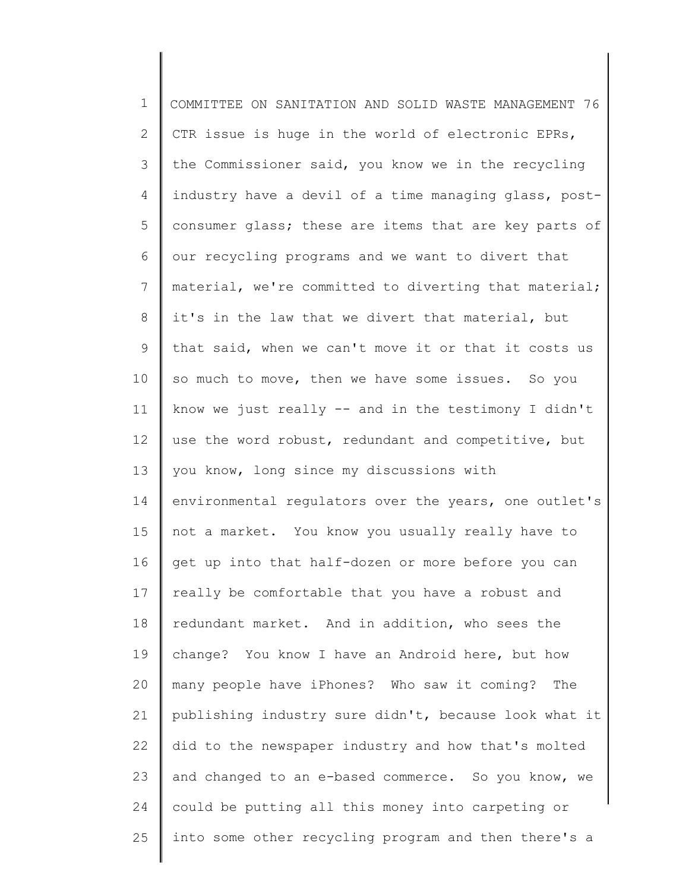CTR issue is huge in the world of electronic EPRs, the Commissioner said, you know we in the recycling industry have a devil of a time managing glass, post-consumer glass; these are items that are key parts of our recycling programs and we want to divert that material, we're committed to diverting that material; it's in the law that we divert that material, but that said, when we can't move it or that it costs us so much to move, then we have some issues. So you know we just really -- and in the testimony I didn't use the word robust, redundant and competitive, but you know, long since my discussions with environmental regulators over the years, one outlet's not a market. You know you usually really have to get up into that half-dozen or more before you can really be comfortable that you have a robust and redundant market. And in addition, who sees the change? You know I have an Android here, but how many people have iPhones? Who saw it coming? The publishing industry sure didn't, because look what it did to the newspaper industry and how that's molted and changed to an e-based commerce. So you know, we could be putting all this money into carpeting or into some other recycling program and then there's a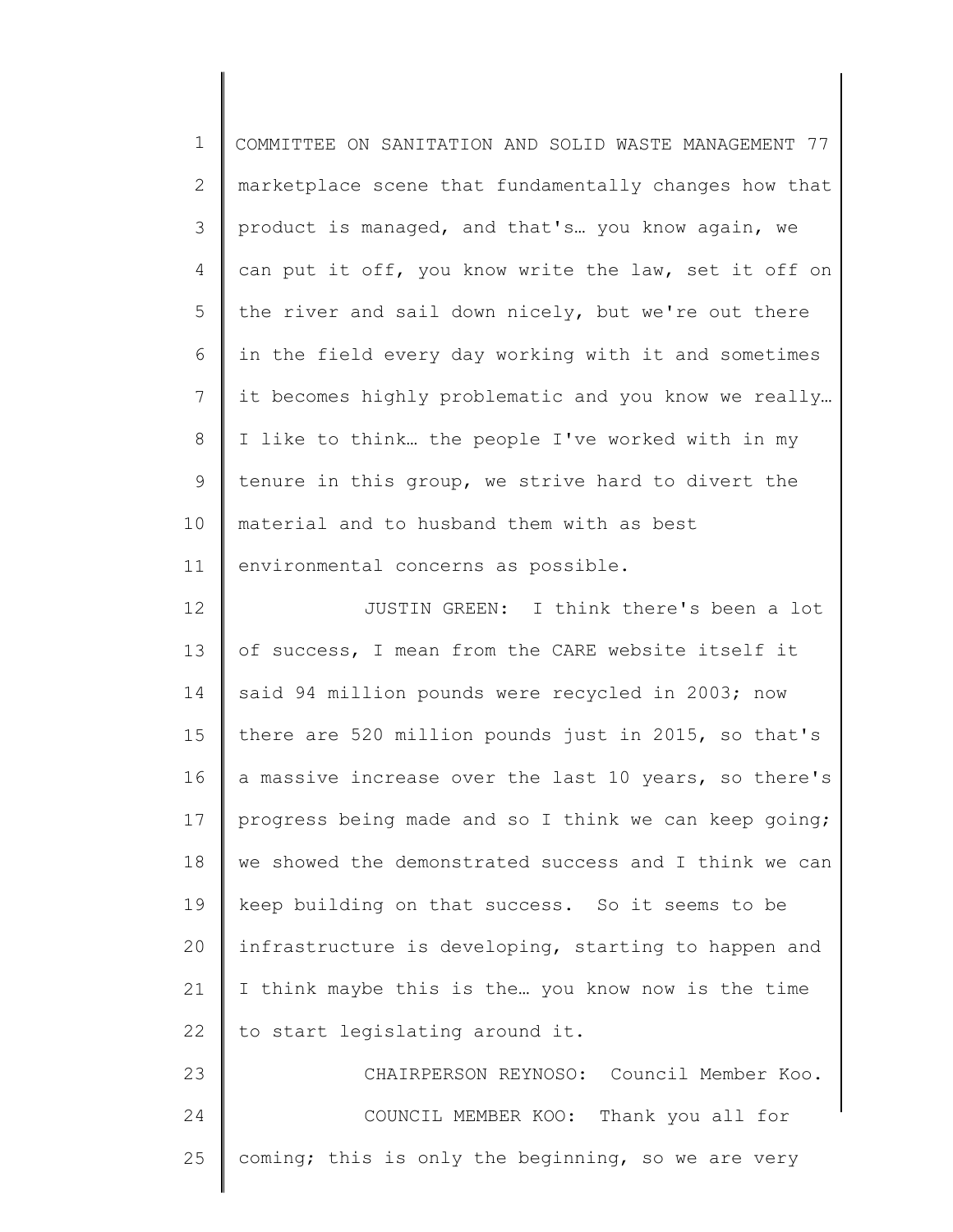marketplace scene that fundamentally changes how that product is managed, and that's… you know again, we can put it off, you know write the law, set it off on the river and sail down nicely, but we're out there in the field every day working with it and sometimes it becomes highly problematic and you know we really… I like to think… the people I've worked with in my tenure in this group, we strive hard to divert the material and to husband them with as best environmental concerns as possible.

JUSTIN GREEN: I think there's been a lot of success, I mean from the CARE website itself it said 94 million pounds were recycled in 2003; now there are 520 million pounds just in 2015, so that's a massive increase over the last 10 years, so there's progress being made and so I think we can keep going; we showed the demonstrated success and I think we can keep building on that success. So it seems to be infrastructure is developing, starting to happen and I think maybe this is the… you know now is the time to start legislating around it.

CHAIRPERSON REYNOSO: Council Member Koo.

COUNCIL MEMBER KOO: Thank you all for coming; this is only the beginning, so we are very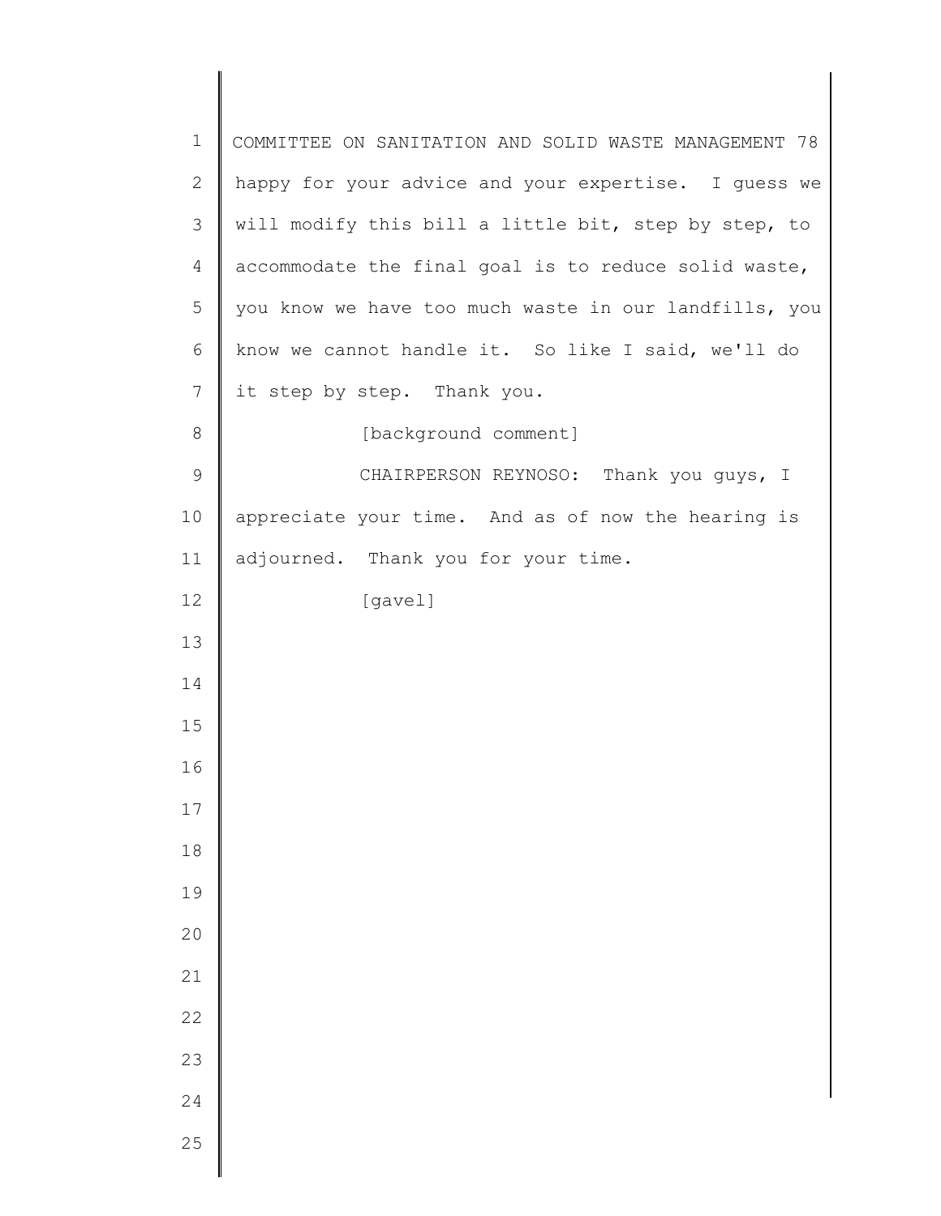happy for your advice and your expertise. I guess we will modify this bill a little bit, step by step, to accommodate the final goal is to reduce solid waste, you know we have too much waste in our landfills, you know we cannot handle it. So like I said, we'll do it step by step. Thank you.

[background comment]

CHAIRPERSON REYNOSO: Thank you guys, I appreciate your time. And as of now the hearing is adjourned. Thank you for your time.

[gavel]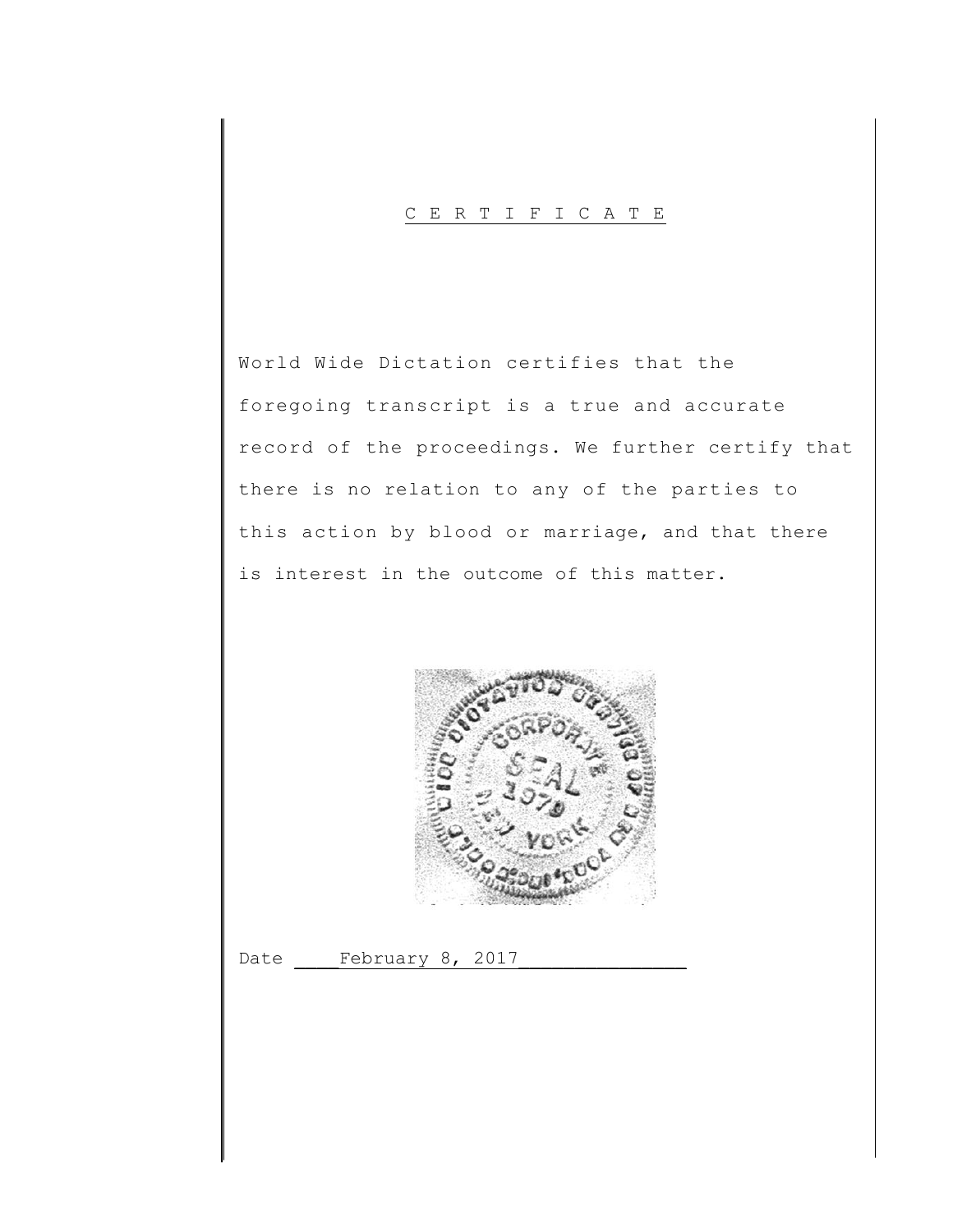C E R T I F I C A T E

World Wide Dictation certifies that the foregoing transcript is a true and accurate record of the proceedings. We further certify that there is no relation to any of the parties to this action by blood or marriage, and that there is interest in the outcome of this matter.

Date ____February 8, 2017______________